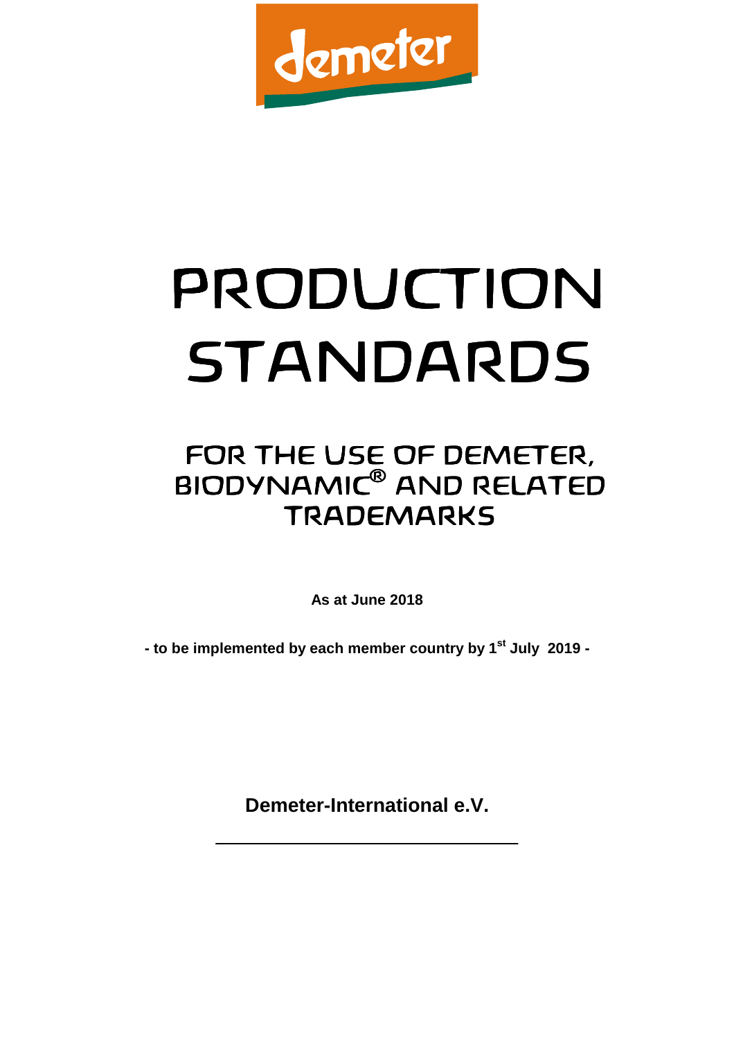demeter

# PRODUCTION STANDARDS

## FOR THE USE OF DEMETER, BIODYNAMIC® AND RELATED TRADEMARKS

**As at June 2018**

**- to be implemented by each member country by 1st July 2019 -**

**Demeter-International e.V.**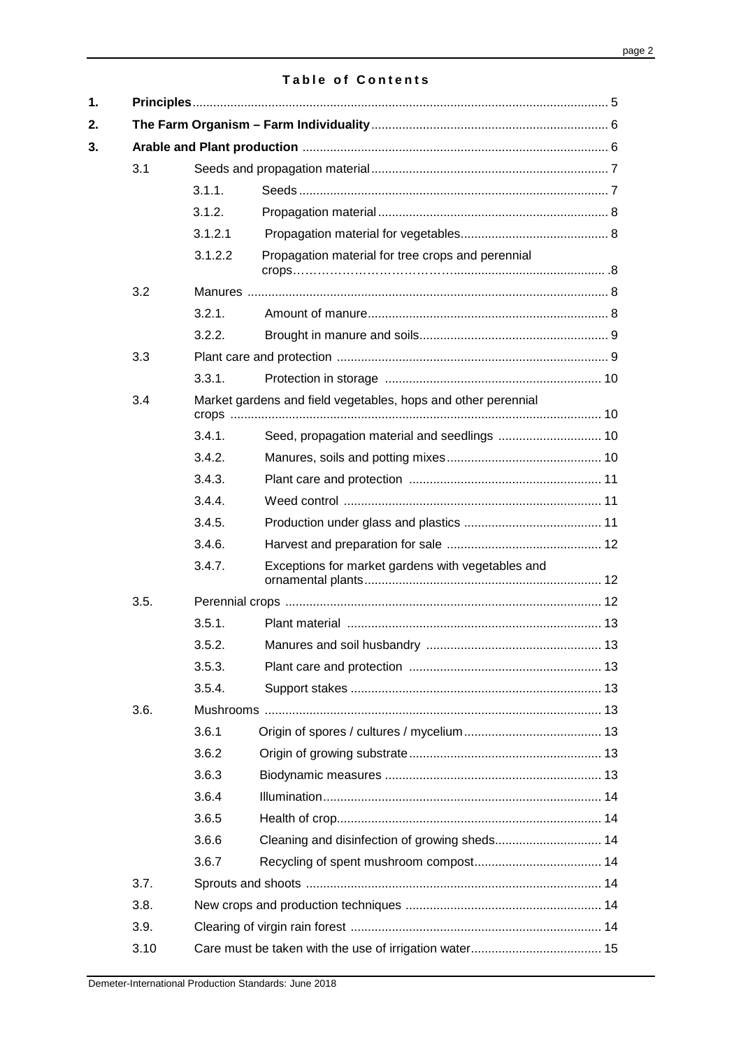# Table of Contents

1. **Principles** ........ 5
2. **The Farm Organism – Farm Individuality** ........ 6
3. **Arable and Plant production** ........ 6
   - 3.1 Seeds and propagation material ........ 7
     - 3.1.1. Seeds ........ 7
     - 3.1.2. Propagation material ........ 8
     - 3.1.2.1 Propagation material for vegetables ........ 8
     - 3.1.2.2 Propagation material for tree crops and perennial crops ........ 8
   - 3.2 Manures ........ 8
     - 3.2.1. Amount of manure ........ 8
     - 3.2.2. Brought in manure and soils ........ 9
   - 3.3 Plant care and protection ........ 9
     - 3.3.1. Protection in storage ........ 10
   - 3.4 Market gardens and field vegetables, hops and other perennial crops ........ 10
     - 3.4.1. Seed, propagation material and seedlings ........ 10
     - 3.4.2. Manures, soils and potting mixes ........ 10
     - 3.4.3. Plant care and protection ........ 11
     - 3.4.4. Weed control ........ 11
     - 3.4.5. Production under glass and plastics ........ 11
     - 3.4.6. Harvest and preparation for sale ........ 12
     - 3.4.7. Exceptions for market gardens with vegetables and ornamental plants ........ 12
   - 3.5. Perennial crops ........ 12
     - 3.5.1. Plant material ........ 13
     - 3.5.2. Manures and soil husbandry ........ 13
     - 3.5.3. Plant care and protection ........ 13
     - 3.5.4. Support stakes ........ 13
   - 3.6. Mushrooms ........ 13
     - 3.6.1 Origin of spores / cultures / mycelium ........ 13
     - 3.6.2 Origin of growing substrate ........ 13
     - 3.6.3 Biodynamic measures ........ 13
     - 3.6.4 Illumination ........ 14
     - 3.6.5 Health of crop ........ 14
     - 3.6.6 Cleaning and disinfection of growing sheds ........ 14
     - 3.6.7 Recycling of spent mushroom compost ........ 14
   - 3.7. Sprouts and shoots ........ 14
   - 3.8. New crops and production techniques ........ 14
   - 3.9. Clearing of virgin rain forest ........ 14
   - 3.10 Care must be taken with the use of irrigation water ........ 15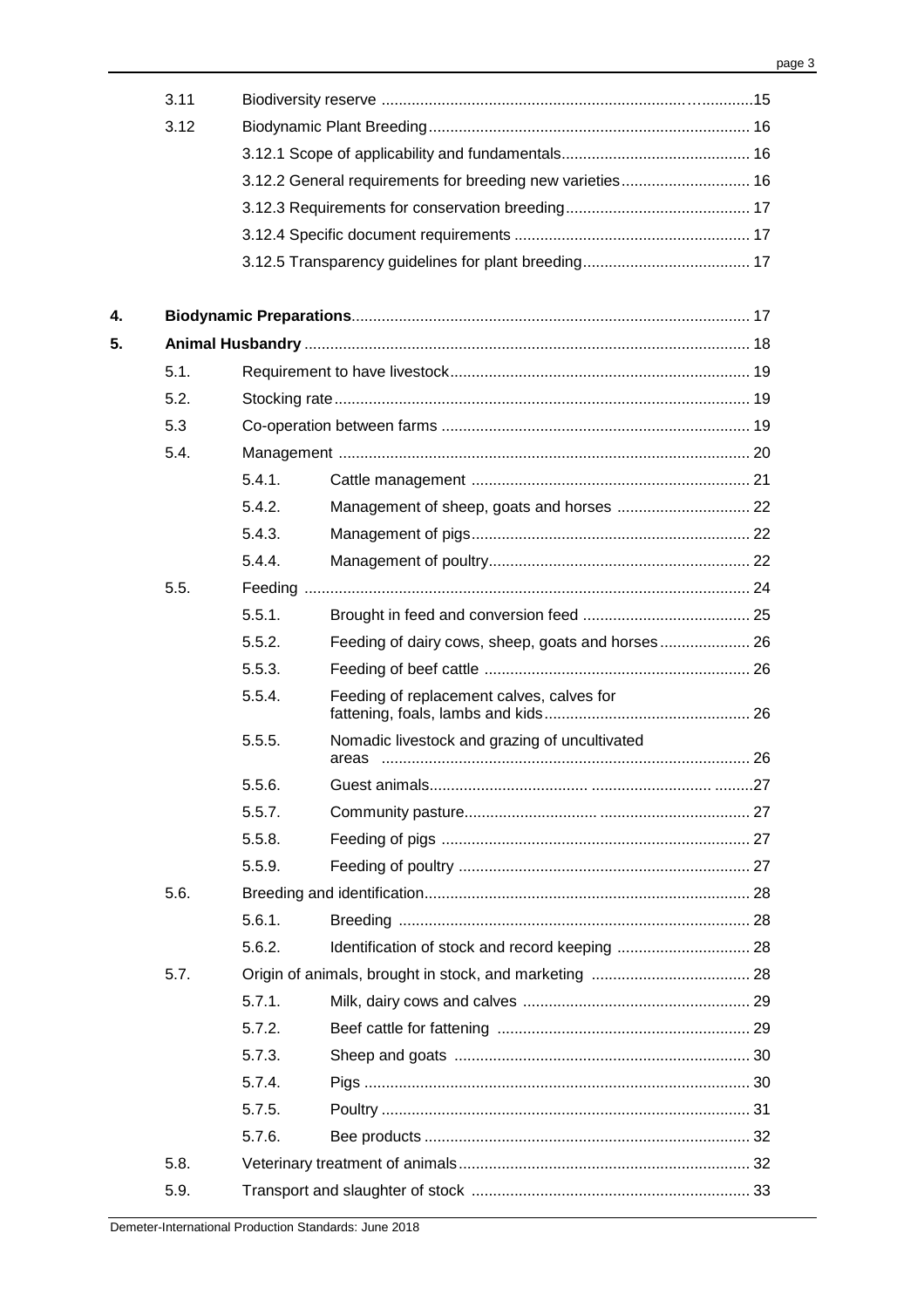| | | | |
|---|---|---|---|
| | 3.11 | Biodiversity reserve | 15 |
| | 3.12 | Biodynamic Plant Breeding | 16 |
| | | 3.12.1 Scope of applicability and fundamentals | 16 |
| | | 3.12.2 General requirements for breeding new varieties | 16 |
| | | 3.12.3 Requirements for conservation breeding | 17 |
| | | 3.12.4 Specific document requirements | 17 |
| | | 3.12.5 Transparency guidelines for plant breeding | 17 |
| **4.** | **Biodynamic Preparations** | | 17 |
| **5.** | **Animal Husbandry** | | 18 |
| | 5.1. | Requirement to have livestock | 19 |
| | 5.2. | Stocking rate | 19 |
| | 5.3 | Co-operation between farms | 19 |
| | 5.4. | Management | 20 |
| | | 5.4.1. Cattle management | 21 |
| | | 5.4.2. Management of sheep, goats and horses | 22 |
| | | 5.4.3. Management of pigs | 22 |
| | | 5.4.4. Management of poultry | 22 |
| | 5.5. | Feeding | 24 |
| | | 5.5.1. Brought in feed and conversion feed | 25 |
| | | 5.5.2. Feeding of dairy cows, sheep, goats and horses | 26 |
| | | 5.5.3. Feeding of beef cattle | 26 |
| | | 5.5.4. Feeding of replacement calves, calves for fattening, foals, lambs and kids | 26 |
| | | 5.5.5. Nomadic livestock and grazing of uncultivated areas | 26 |
| | | 5.5.6. Guest animals | 27 |
| | | 5.5.7. Community pasture | 27 |
| | | 5.5.8. Feeding of pigs | 27 |
| | | 5.5.9. Feeding of poultry | 27 |
| | 5.6. | Breeding and identification | 28 |
| | | 5.6.1. Breeding | 28 |
| | | 5.6.2. Identification of stock and record keeping | 28 |
| | 5.7. | Origin of animals, brought in stock, and marketing | 28 |
| | | 5.7.1. Milk, dairy cows and calves | 29 |
| | | 5.7.2. Beef cattle for fattening | 29 |
| | | 5.7.3. Sheep and goats | 30 |
| | | 5.7.4. Pigs | 30 |
| | | 5.7.5. Poultry | 31 |
| | | 5.7.6. Bee products | 32 |
| | 5.8. | Veterinary treatment of animals | 32 |
| | 5.9. | Transport and slaughter of stock | 33 |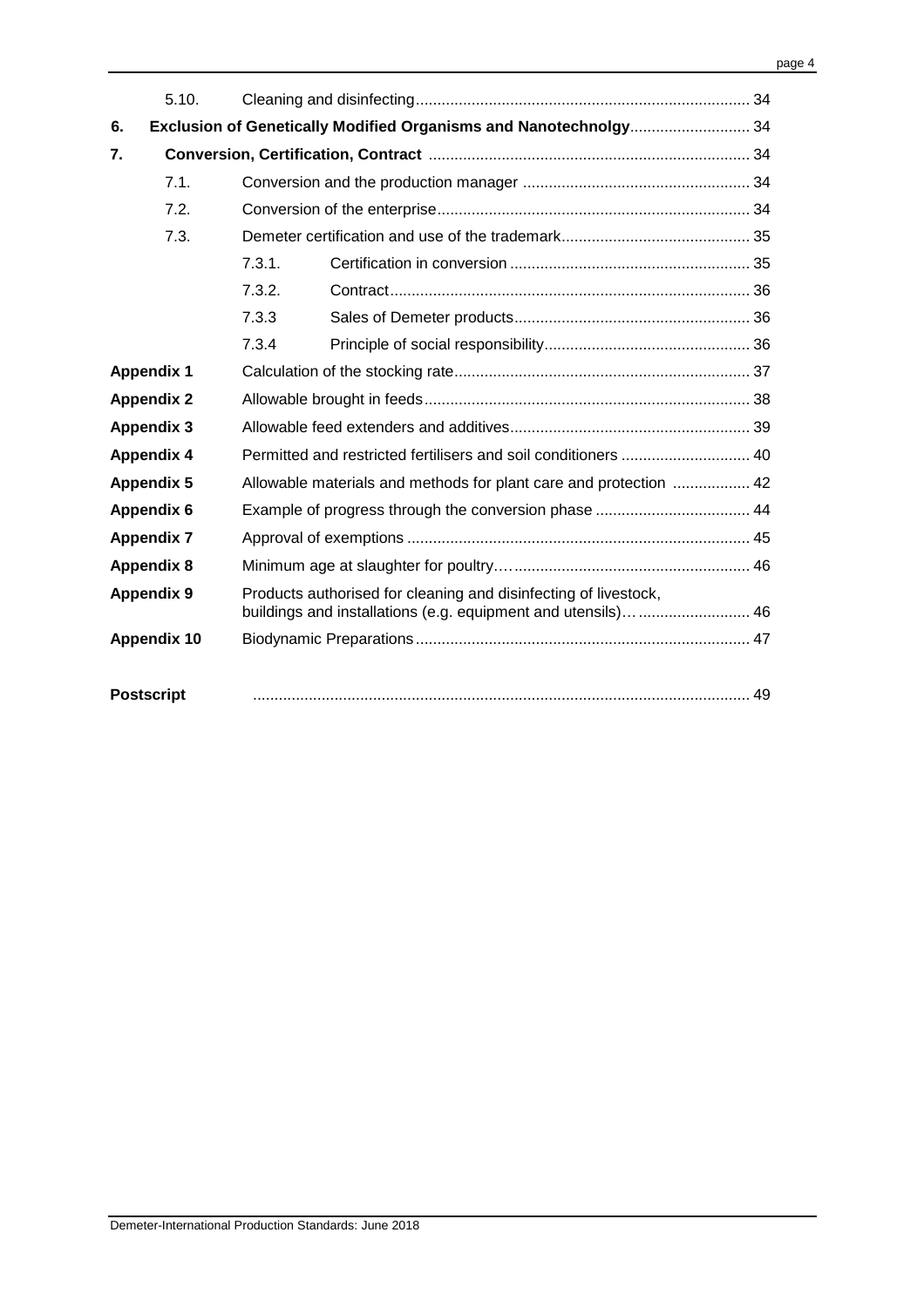| | | | |
|---|---|---|---|
| 5.10. | Cleaning and disinfecting | | 34 |
| **6.** | **Exclusion of Genetically Modified Organisms and Nanotechnolgy** | | 34 |
| **7.** | **Conversion, Certification, Contract** | | 34 |
| 7.1. | Conversion and the production manager | | 34 |
| 7.2. | Conversion of the enterprise | | 34 |
| 7.3. | Demeter certification and use of the trademark | | 35 |
| | 7.3.1. | Certification in conversion | 35 |
| | 7.3.2. | Contract | 36 |
| | 7.3.3 | Sales of Demeter products | 36 |
| | 7.3.4 | Principle of social responsibility | 36 |
| **Appendix 1** | Calculation of the stocking rate | | 37 |
| **Appendix 2** | Allowable brought in feeds | | 38 |
| **Appendix 3** | Allowable feed extenders and additives | | 39 |
| **Appendix 4** | Permitted and restricted fertilisers and soil conditioners | | 40 |
| **Appendix 5** | Allowable materials and methods for plant care and protection | | 42 |
| **Appendix 6** | Example of progress through the conversion phase | | 44 |
| **Appendix 7** | Approval of exemptions | | 45 |
| **Appendix 8** | Minimum age at slaughter for poultry | | 46 |
| **Appendix 9** | Products authorised for cleaning and disinfecting of livestock, buildings and installations (e.g. equipment and utensils) | | 46 |
| **Appendix 10** | Biodynamic Preparations | | 47 |
| **Postscript** | | | 49 |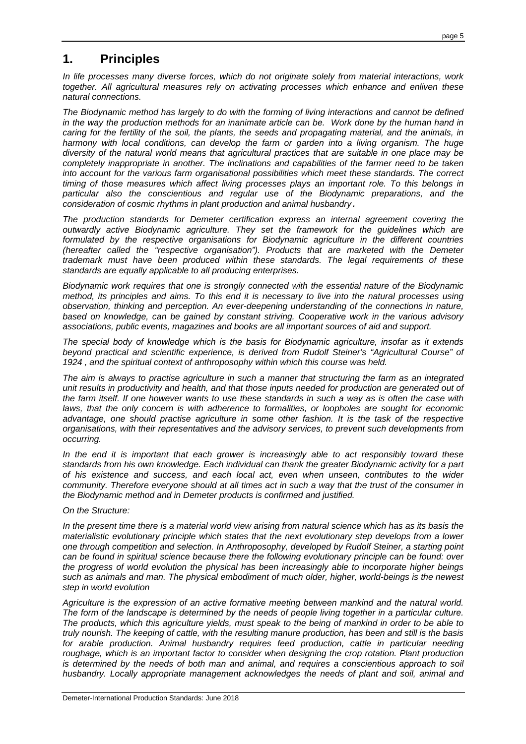# 1. Principles

*In life processes many diverse forces, which do not originate solely from material interactions, work together. All agricultural measures rely on activating processes which enhance and enliven these natural connections.*

*The Biodynamic method has largely to do with the forming of living interactions and cannot be defined in the way the production methods for an inanimate article can be. Work done by the human hand in caring for the fertility of the soil, the plants, the seeds and propagating material, and the animals, in harmony with local conditions, can develop the farm or garden into a living organism. The huge diversity of the natural world means that agricultural practices that are suitable in one place may be completely inappropriate in another. The inclinations and capabilities of the farmer need to be taken into account for the various farm organisational possibilities which meet these standards. The correct timing of those measures which affect living processes plays an important role. To this belongs in particular also the conscientious and regular use of the Biodynamic preparations, and the consideration of cosmic rhythms in plant production and animal husbandry.*

*The production standards for Demeter certification express an internal agreement covering the outwardly active Biodynamic agriculture. They set the framework for the guidelines which are formulated by the respective organisations for Biodynamic agriculture in the different countries (hereafter called the "respective organisation"). Products that are marketed with the Demeter trademark must have been produced within these standards. The legal requirements of these standards are equally applicable to all producing enterprises.*

*Biodynamic work requires that one is strongly connected with the essential nature of the Biodynamic method, its principles and aims. To this end it is necessary to live into the natural processes using observation, thinking and perception. An ever-deepening understanding of the connections in nature, based on knowledge, can be gained by constant striving. Cooperative work in the various advisory associations, public events, magazines and books are all important sources of aid and support.*

*The special body of knowledge which is the basis for Biodynamic agriculture, insofar as it extends beyond practical and scientific experience, is derived from Rudolf Steiner's "Agricultural Course" of 1924 , and the spiritual context of anthroposophy within which this course was held.*

*The aim is always to practise agriculture in such a manner that structuring the farm as an integrated unit results in productivity and health, and that those inputs needed for production are generated out of the farm itself. If one however wants to use these standards in such a way as is often the case with laws, that the only concern is with adherence to formalities, or loopholes are sought for economic advantage, one should practise agriculture in some other fashion. It is the task of the respective organisations, with their representatives and the advisory services, to prevent such developments from occurring.*

*In the end it is important that each grower is increasingly able to act responsibly toward these standards from his own knowledge. Each individual can thank the greater Biodynamic activity for a part of his existence and success, and each local act, even when unseen, contributes to the wider community. Therefore everyone should at all times act in such a way that the trust of the consumer in the Biodynamic method and in Demeter products is confirmed and justified.*

*On the Structure:*

*In the present time there is a material world view arising from natural science which has as its basis the materialistic evolutionary principle which states that the next evolutionary step develops from a lower one through competition and selection. In Anthroposophy, developed by Rudolf Steiner, a starting point can be found in spiritual science because there the following evolutionary principle can be found: over the progress of world evolution the physical has been increasingly able to incorporate higher beings such as animals and man. The physical embodiment of much older, higher, world-beings is the newest step in world evolution*

*Agriculture is the expression of an active formative meeting between mankind and the natural world. The form of the landscape is determined by the needs of people living together in a particular culture. The products, which this agriculture yields, must speak to the being of mankind in order to be able to truly nourish. The keeping of cattle, with the resulting manure production, has been and still is the basis for arable production. Animal husbandry requires feed production, cattle in particular needing roughage, which is an important factor to consider when designing the crop rotation. Plant production is determined by the needs of both man and animal, and requires a conscientious approach to soil husbandry. Locally appropriate management acknowledges the needs of plant and soil, animal and*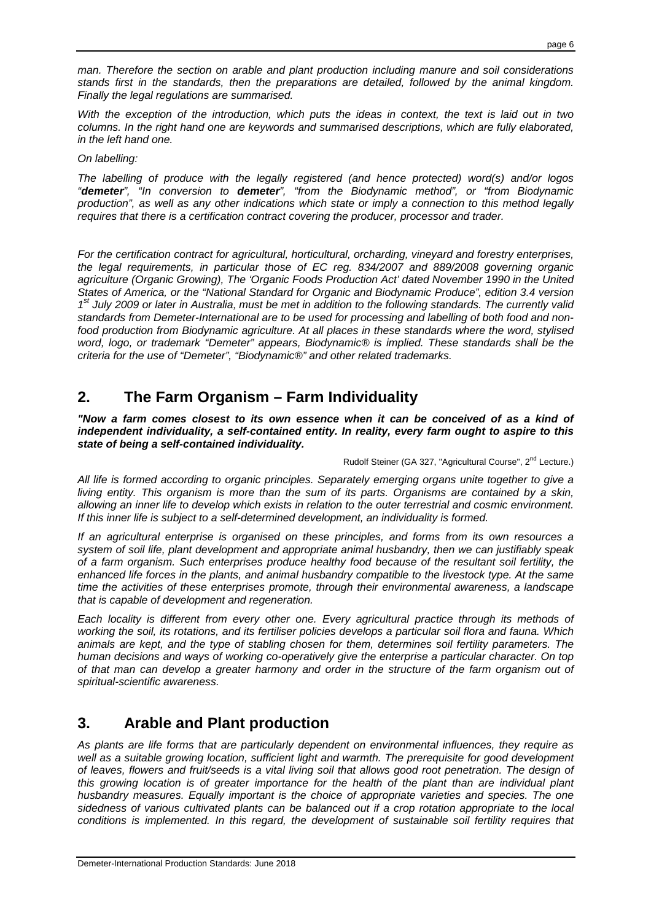*man. Therefore the section on arable and plant production including manure and soil considerations stands first in the standards, then the preparations are detailed, followed by the animal kingdom. Finally the legal regulations are summarised.*

*With the exception of the introduction, which puts the ideas in context, the text is laid out in two columns. In the right hand one are keywords and summarised descriptions, which are fully elaborated, in the left hand one.*

*On labelling:*

*The labelling of produce with the legally registered (and hence protected) word(s) and/or logos "**demeter**", "In conversion to **demeter**", "from the Biodynamic method", or "from Biodynamic production", as well as any other indications which state or imply a connection to this method legally requires that there is a certification contract covering the producer, processor and trader.*

*For the certification contract for agricultural, horticultural, orcharding, vineyard and forestry enterprises, the legal requirements, in particular those of EC reg. 834/2007 and 889/2008 governing organic agriculture (Organic Growing), The 'Organic Foods Production Act' dated November 1990 in the United States of America, or the "National Standard for Organic and Biodynamic Produce", edition 3.4 version 1st July 2009 or later in Australia, must be met in addition to the following standards. The currently valid standards from Demeter-International are to be used for processing and labelling of both food and non-food production from Biodynamic agriculture. At all places in these standards where the word, stylised word, logo, or trademark "Demeter" appears, Biodynamic® is implied. These standards shall be the criteria for the use of "Demeter", "Biodynamic®" and other related trademarks.*

## 2. The Farm Organism – Farm Individuality

***"Now a farm comes closest to its own essence when it can be conceived of as a kind of independent individuality, a self-contained entity. In reality, every farm ought to aspire to this state of being a self-contained individuality.***

Rudolf Steiner (GA 327, "Agricultural Course", 2nd Lecture.)

*All life is formed according to organic principles. Separately emerging organs unite together to give a living entity. This organism is more than the sum of its parts. Organisms are contained by a skin, allowing an inner life to develop which exists in relation to the outer terrestrial and cosmic environment. If this inner life is subject to a self-determined development, an individuality is formed.*

*If an agricultural enterprise is organised on these principles, and forms from its own resources a system of soil life, plant development and appropriate animal husbandry, then we can justifiably speak of a farm organism. Such enterprises produce healthy food because of the resultant soil fertility, the enhanced life forces in the plants, and animal husbandry compatible to the livestock type. At the same time the activities of these enterprises promote, through their environmental awareness, a landscape that is capable of development and regeneration.*

*Each locality is different from every other one. Every agricultural practice through its methods of working the soil, its rotations, and its fertiliser policies develops a particular soil flora and fauna. Which animals are kept, and the type of stabling chosen for them, determines soil fertility parameters. The human decisions and ways of working co-operatively give the enterprise a particular character. On top of that man can develop a greater harmony and order in the structure of the farm organism out of spiritual-scientific awareness.*

## 3. Arable and Plant production

*As plants are life forms that are particularly dependent on environmental influences, they require as well as a suitable growing location, sufficient light and warmth. The prerequisite for good development of leaves, flowers and fruit/seeds is a vital living soil that allows good root penetration. The design of this growing location is of greater importance for the health of the plant than are individual plant husbandry measures. Equally important is the choice of appropriate varieties and species. The one sidedness of various cultivated plants can be balanced out if a crop rotation appropriate to the local conditions is implemented. In this regard, the development of sustainable soil fertility requires that*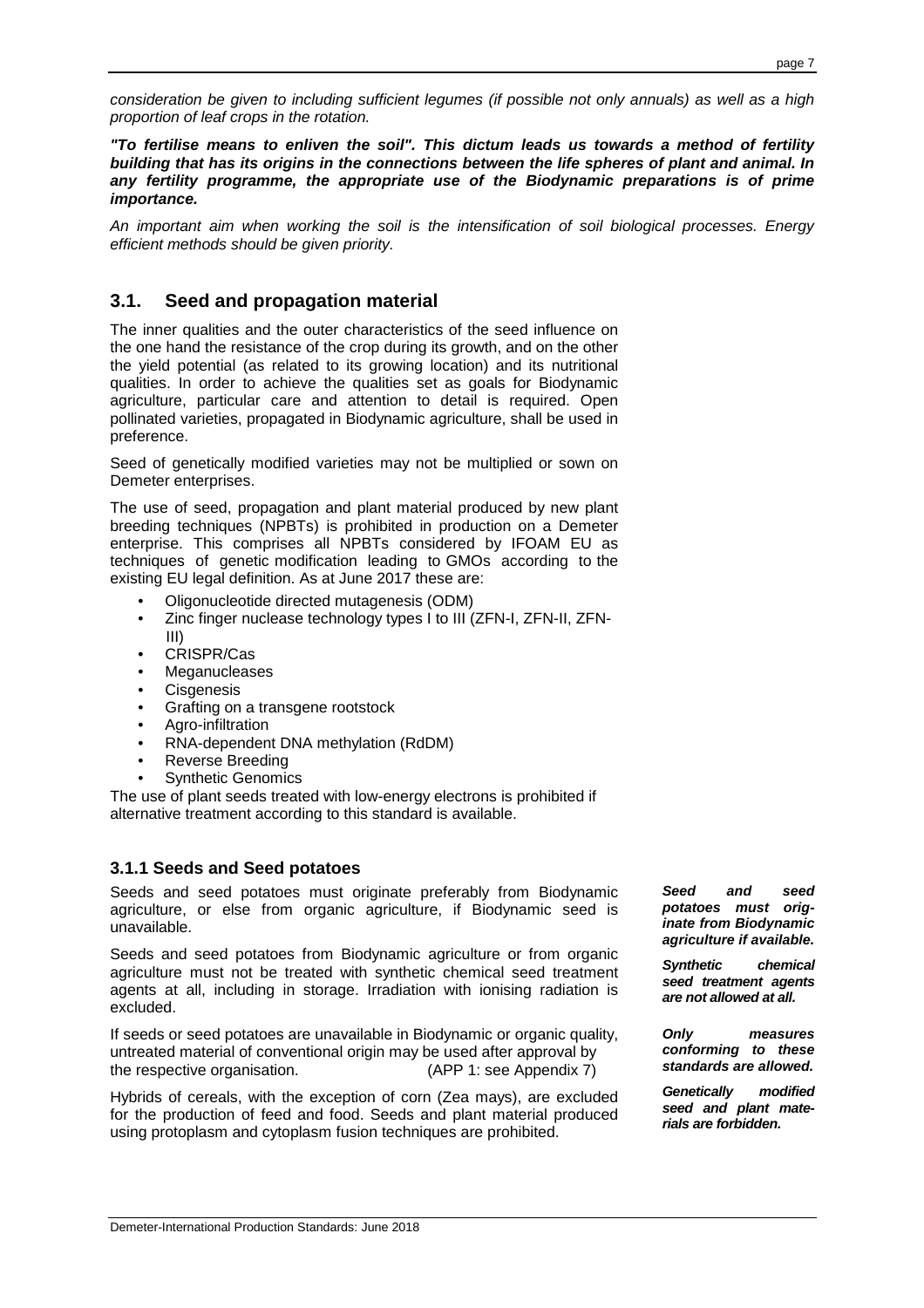*consideration be given to including sufficient legumes (if possible not only annuals) as well as a high proportion of leaf crops in the rotation.*

***"To fertilise means to enliven the soil". This dictum leads us towards a method of fertility building that has its origins in the connections between the life spheres of plant and animal. In any fertility programme, the appropriate use of the Biodynamic preparations is of prime importance.***

*An important aim when working the soil is the intensification of soil biological processes. Energy efficient methods should be given priority.*

## 3.1. Seed and propagation material

The inner qualities and the outer characteristics of the seed influence on the one hand the resistance of the crop during its growth, and on the other the yield potential (as related to its growing location) and its nutritional qualities. In order to achieve the qualities set as goals for Biodynamic agriculture, particular care and attention to detail is required. Open pollinated varieties, propagated in Biodynamic agriculture, shall be used in preference.

Seed of genetically modified varieties may not be multiplied or sown on Demeter enterprises.

The use of seed, propagation and plant material produced by new plant breeding techniques (NPBTs) is prohibited in production on a Demeter enterprise. This comprises all NPBTs considered by IFOAM EU as techniques of genetic modification leading to GMOs according to the existing EU legal definition. As at June 2017 these are:

- Oligonucleotide directed mutagenesis (ODM)
- Zinc finger nuclease technology types I to III (ZFN-I, ZFN-II, ZFN-III)
- CRISPR/Cas
- Meganucleases
- Cisgenesis
- Grafting on a transgene rootstock
- Agro-infiltration
- RNA-dependent DNA methylation (RdDM)
- Reverse Breeding
- Synthetic Genomics

The use of plant seeds treated with low-energy electrons is prohibited if alternative treatment according to this standard is available.

### 3.1.1 Seeds and Seed potatoes

Seeds and seed potatoes must originate preferably from Biodynamic agriculture, or else from organic agriculture, if Biodynamic seed is unavailable.

***Seed and seed potatoes must originate from Biodynamic agriculture if available.***

Seeds and seed potatoes from Biodynamic agriculture or from organic agriculture must not be treated with synthetic chemical seed treatment agents at all, including in storage. Irradiation with ionising radiation is excluded.

***Synthetic chemical seed treatment agents are not allowed at all.***

If seeds or seed potatoes are unavailable in Biodynamic or organic quality, untreated material of conventional origin may be used after approval by the respective organisation. (APP 1: see Appendix 7)

***Only measures conforming to these standards are allowed.***

Hybrids of cereals, with the exception of corn (Zea mays), are excluded for the production of feed and food. Seeds and plant material produced using protoplasm and cytoplasm fusion techniques are prohibited.

***Genetically modified seed and plant materials are forbidden.***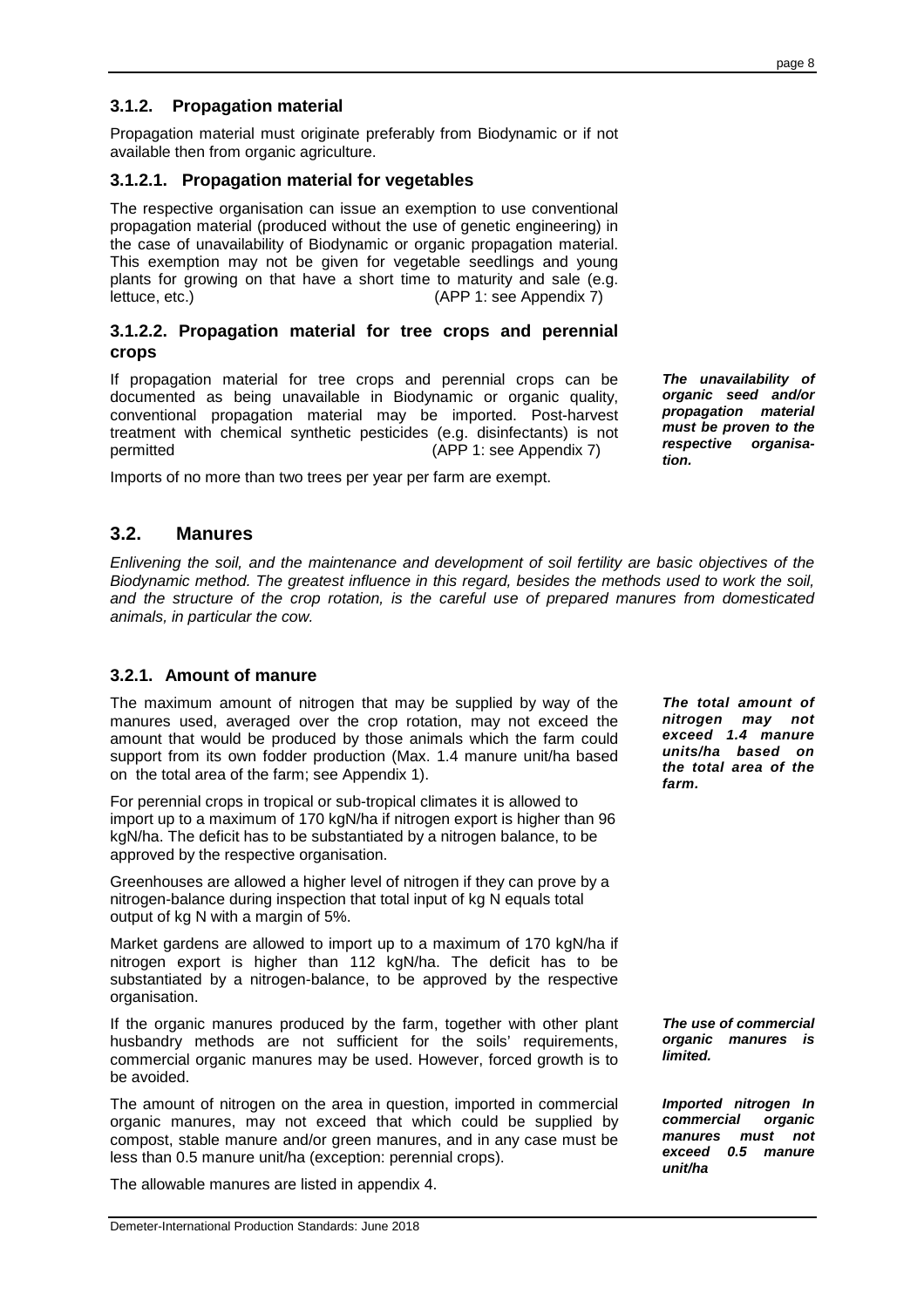### 3.1.2. Propagation material

Propagation material must originate preferably from Biodynamic or if not available then from organic agriculture.

#### 3.1.2.1. Propagation material for vegetables

The respective organisation can issue an exemption to use conventional propagation material (produced without the use of genetic engineering) in the case of unavailability of Biodynamic or organic propagation material. This exemption may not be given for vegetable seedlings and young plants for growing on that have a short time to maturity and sale (e.g. lettuce, etc.) (APP 1: see Appendix 7)

#### 3.1.2.2. Propagation material for tree crops and perennial crops

If propagation material for tree crops and perennial crops can be documented as being unavailable in Biodynamic or organic quality, conventional propagation material may be imported. Post-harvest treatment with chemical synthetic pesticides (e.g. disinfectants) is not permitted (APP 1: see Appendix 7)

***The unavailability of organic seed and/or propagation material must be proven to the respective organisation.***

Imports of no more than two trees per year per farm are exempt.

## 3.2. Manures

*Enlivening the soil, and the maintenance and development of soil fertility are basic objectives of the Biodynamic method. The greatest influence in this regard, besides the methods used to work the soil, and the structure of the crop rotation, is the careful use of prepared manures from domesticated animals, in particular the cow.*

### 3.2.1. Amount of manure

The maximum amount of nitrogen that may be supplied by way of the manures used, averaged over the crop rotation, may not exceed the amount that would be produced by those animals which the farm could support from its own fodder production (Max. 1.4 manure unit/ha based on the total area of the farm; see Appendix 1).

***The total amount of nitrogen may not exceed 1.4 manure units/ha based on the total area of the farm.***

For perennial crops in tropical or sub-tropical climates it is allowed to import up to a maximum of 170 kgN/ha if nitrogen export is higher than 96 kgN/ha. The deficit has to be substantiated by a nitrogen balance, to be approved by the respective organisation.

Greenhouses are allowed a higher level of nitrogen if they can prove by a nitrogen-balance during inspection that total input of kg N equals total output of kg N with a margin of 5%.

Market gardens are allowed to import up to a maximum of 170 kgN/ha if nitrogen export is higher than 112 kgN/ha. The deficit has to be substantiated by a nitrogen-balance, to be approved by the respective organisation.

If the organic manures produced by the farm, together with other plant husbandry methods are not sufficient for the soils' requirements, commercial organic manures may be used. However, forced growth is to be avoided.

***The use of commercial organic manures is limited.***

The amount of nitrogen on the area in question, imported in commercial organic manures, may not exceed that which could be supplied by compost, stable manure and/or green manures, and in any case must be less than 0.5 manure unit/ha (exception: perennial crops).

***Imported nitrogen In commercial organic manures must not exceed 0.5 manure unit/ha***

The allowable manures are listed in appendix 4.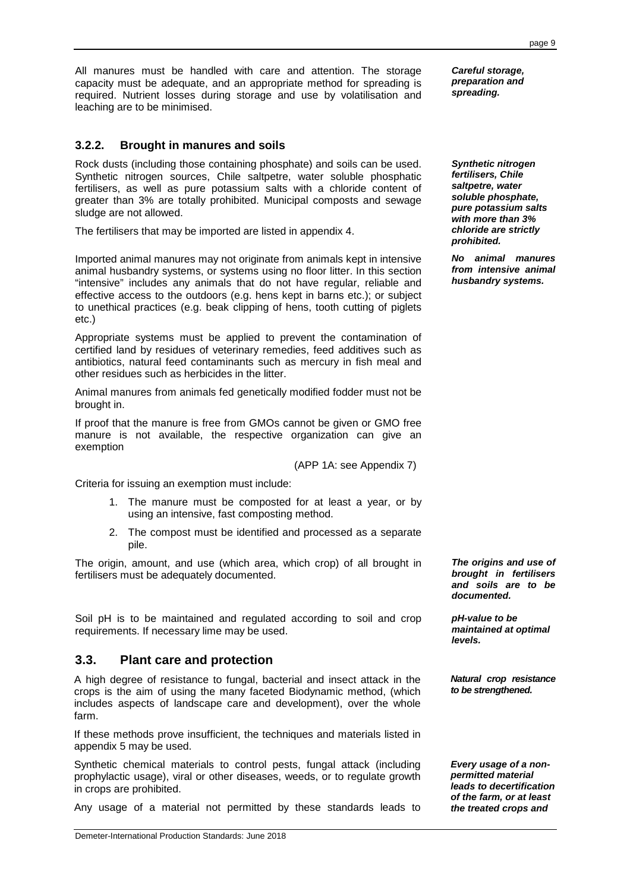All manures must be handled with care and attention. The storage capacity must be adequate, and an appropriate method for spreading is required. Nutrient losses during storage and use by volatilisation and leaching are to be minimised.

***Careful storage, preparation and spreading.***

### 3.2.2. Brought in manures and soils

***Synthetic nitrogen fertilisers, Chile saltpetre, water soluble phosphate, pure potassium salts with more than 3% chloride are strictly prohibited.***

Rock dusts (including those containing phosphate) and soils can be used. Synthetic nitrogen sources, Chile saltpetre, water soluble phosphatic fertilisers, as well as pure potassium salts with a chloride content of greater than 3% are totally prohibited. Municipal composts and sewage sludge are not allowed.

The fertilisers that may be imported are listed in appendix 4.

***No animal manures from intensive animal husbandry systems.***

Imported animal manures may not originate from animals kept in intensive animal husbandry systems, or systems using no floor litter. In this section "intensive" includes any animals that do not have regular, reliable and effective access to the outdoors (e.g. hens kept in barns etc.); or subject to unethical practices (e.g. beak clipping of hens, tooth cutting of piglets etc.)

Appropriate systems must be applied to prevent the contamination of certified land by residues of veterinary remedies, feed additives such as antibiotics, natural feed contaminants such as mercury in fish meal and other residues such as herbicides in the litter.

Animal manures from animals fed genetically modified fodder must not be brought in.

If proof that the manure is free from GMOs cannot be given or GMO free manure is not available, the respective organization can give an exemption

(APP 1A: see Appendix 7)

Criteria for issuing an exemption must include:

1. The manure must be composted for at least a year, or by using an intensive, fast composting method.
2. The compost must be identified and processed as a separate pile.

***The origins and use of brought in fertilisers and soils are to be documented.***

The origin, amount, and use (which area, which crop) of all brought in fertilisers must be adequately documented.

***pH-value to be maintained at optimal levels.***

Soil pH is to be maintained and regulated according to soil and crop requirements. If necessary lime may be used.

## 3.3. Plant care and protection

***Natural crop resistance to be strengthened.***

A high degree of resistance to fungal, bacterial and insect attack in the crops is the aim of using the many faceted Biodynamic method, (which includes aspects of landscape care and development), over the whole farm.

If these methods prove insufficient, the techniques and materials listed in appendix 5 may be used.

Synthetic chemical materials to control pests, fungal attack (including prophylactic usage), viral or other diseases, weeds, or to regulate growth in crops are prohibited.

***Every usage of a non-permitted material leads to decertification of the farm, or at least the treated crops and***

Any usage of a material not permitted by these standards leads to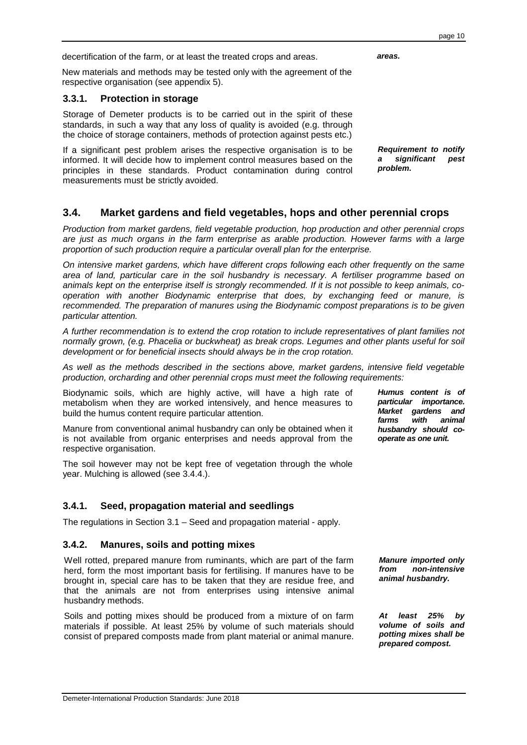decertification of the farm, or at least the treated crops and areas.

***areas.***

New materials and methods may be tested only with the agreement of the respective organisation (see appendix 5).

### 3.3.1. Protection in storage

Storage of Demeter products is to be carried out in the spirit of these standards, in such a way that any loss of quality is avoided (e.g. through the choice of storage containers, methods of protection against pests etc.)

If a significant pest problem arises the respective organisation is to be informed. It will decide how to implement control measures based on the principles in these standards. Product contamination during control measurements must be strictly avoided.

***Requirement to notify a significant pest problem.***

## 3.4. Market gardens and field vegetables, hops and other perennial crops

*Production from market gardens, field vegetable production, hop production and other perennial crops are just as much organs in the farm enterprise as arable production. However farms with a large proportion of such production require a particular overall plan for the enterprise.*

*On intensive market gardens, which have different crops following each other frequently on the same area of land, particular care in the soil husbandry is necessary. A fertiliser programme based on animals kept on the enterprise itself is strongly recommended. If it is not possible to keep animals, co-operation with another Biodynamic enterprise that does, by exchanging feed or manure, is recommended. The preparation of manures using the Biodynamic compost preparations is to be given particular attention.*

*A further recommendation is to extend the crop rotation to include representatives of plant families not normally grown, (e.g. Phacelia or buckwheat) as break crops. Legumes and other plants useful for soil development or for beneficial insects should always be in the crop rotation.*

*As well as the methods described in the sections above, market gardens, intensive field vegetable production, orcharding and other perennial crops must meet the following requirements:*

Biodynamic soils, which are highly active, will have a high rate of metabolism when they are worked intensively, and hence measures to build the humus content require particular attention.

Manure from conventional animal husbandry can only be obtained when it is not available from organic enterprises and needs approval from the respective organisation.

***Humus content is of particular importance. Market gardens and farms with animal husbandry should co-operate as one unit.***

The soil however may not be kept free of vegetation through the whole year. Mulching is allowed (see 3.4.4.).

### 3.4.1. Seed, propagation material and seedlings

The regulations in Section 3.1 – Seed and propagation material - apply.

### 3.4.2. Manures, soils and potting mixes

Well rotted, prepared manure from ruminants, which are part of the farm herd, form the most important basis for fertilising. If manures have to be brought in, special care has to be taken that they are residue free, and that the animals are not from enterprises using intensive animal husbandry methods.

***Manure imported only from non-intensive animal husbandry.***

Soils and potting mixes should be produced from a mixture of on farm materials if possible. At least 25% by volume of such materials should consist of prepared composts made from plant material or animal manure.

***At least 25% by volume of soils and potting mixes shall be prepared compost.***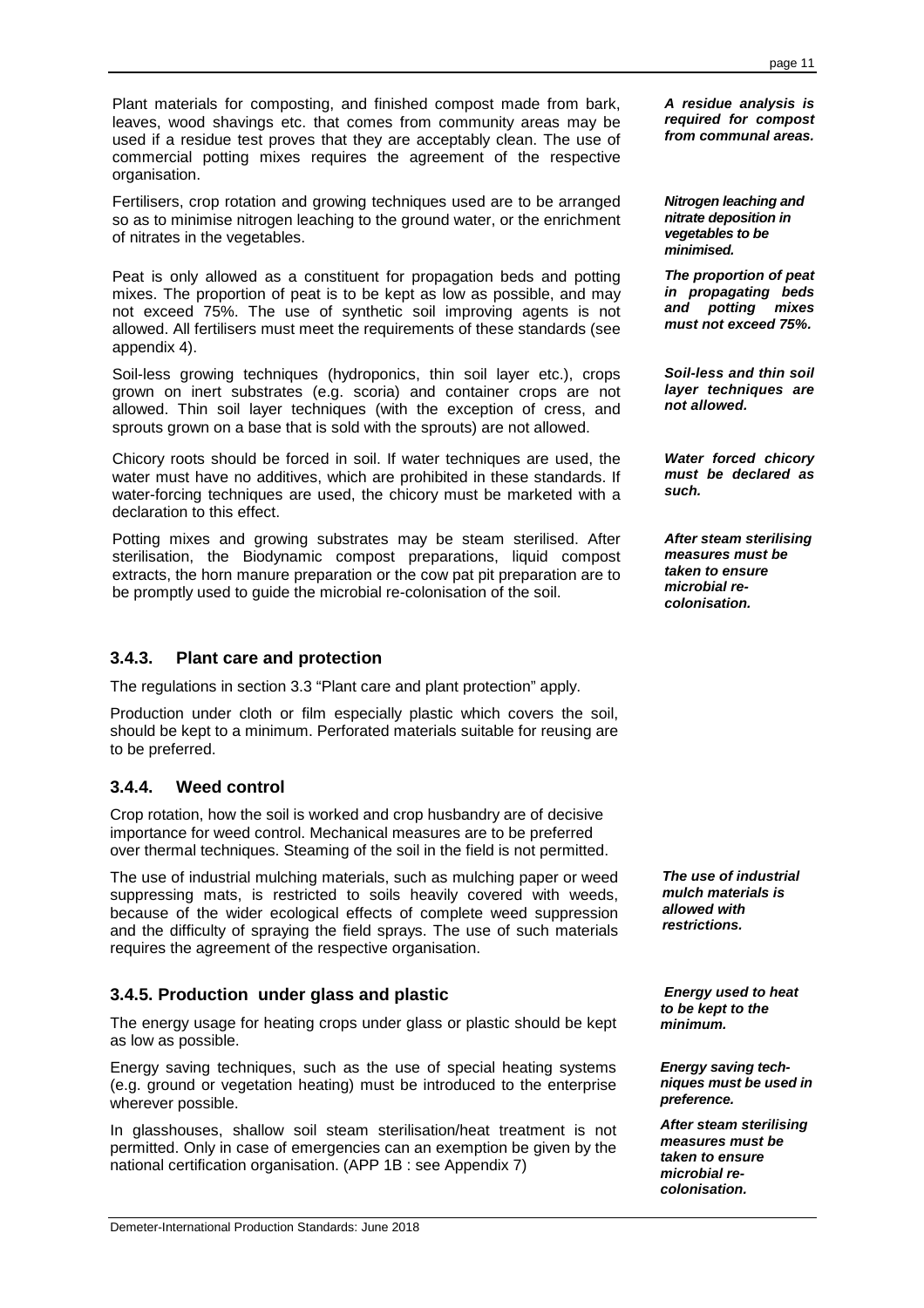Plant materials for composting, and finished compost made from bark, leaves, wood shavings etc. that comes from community areas may be used if a residue test proves that they are acceptably clean. The use of commercial potting mixes requires the agreement of the respective organisation.

***A residue analysis is required for compost from communal areas.***

Fertilisers, crop rotation and growing techniques used are to be arranged so as to minimise nitrogen leaching to the ground water, or the enrichment of nitrates in the vegetables.

***Nitrogen leaching and nitrate deposition in vegetables to be minimised.***

Peat is only allowed as a constituent for propagation beds and potting mixes. The proportion of peat is to be kept as low as possible, and may not exceed 75%. The use of synthetic soil improving agents is not allowed. All fertilisers must meet the requirements of these standards (see appendix 4).

***The proportion of peat in propagating beds and potting mixes must not exceed 75%.***

Soil-less growing techniques (hydroponics, thin soil layer etc.), crops grown on inert substrates (e.g. scoria) and container crops are not allowed. Thin soil layer techniques (with the exception of cress, and sprouts grown on a base that is sold with the sprouts) are not allowed.

***Soil-less and thin soil layer techniques are not allowed.***

Chicory roots should be forced in soil. If water techniques are used, the water must have no additives, which are prohibited in these standards. If water-forcing techniques are used, the chicory must be marketed with a declaration to this effect.

***Water forced chicory must be declared as such.***

Potting mixes and growing substrates may be steam sterilised. After sterilisation, the Biodynamic compost preparations, liquid compost extracts, the horn manure preparation or the cow pat pit preparation are to be promptly used to guide the microbial re-colonisation of the soil.

***After steam sterilising measures must be taken to ensure microbial re-colonisation.***

### 3.4.3. Plant care and protection

The regulations in section 3.3 "Plant care and plant protection" apply.

Production under cloth or film especially plastic which covers the soil, should be kept to a minimum. Perforated materials suitable for reusing are to be preferred.

### 3.4.4. Weed control

Crop rotation, how the soil is worked and crop husbandry are of decisive importance for weed control. Mechanical measures are to be preferred over thermal techniques. Steaming of the soil in the field is not permitted.

The use of industrial mulching materials, such as mulching paper or weed suppressing mats, is restricted to soils heavily covered with weeds, because of the wider ecological effects of complete weed suppression and the difficulty of spraying the field sprays. The use of such materials requires the agreement of the respective organisation.

***The use of industrial mulch materials is allowed with restrictions.***

### 3.4.5. Production under glass and plastic

The energy usage for heating crops under glass or plastic should be kept as low as possible.

***Energy used to heat to be kept to the minimum.***

Energy saving techniques, such as the use of special heating systems (e.g. ground or vegetation heating) must be introduced to the enterprise wherever possible.

***Energy saving techniques must be used in preference.***

In glasshouses, shallow soil steam sterilisation/heat treatment is not permitted. Only in case of emergencies can an exemption be given by the national certification organisation. (APP 1B : see Appendix 7)

***After steam sterilising measures must be taken to ensure microbial re-colonisation.***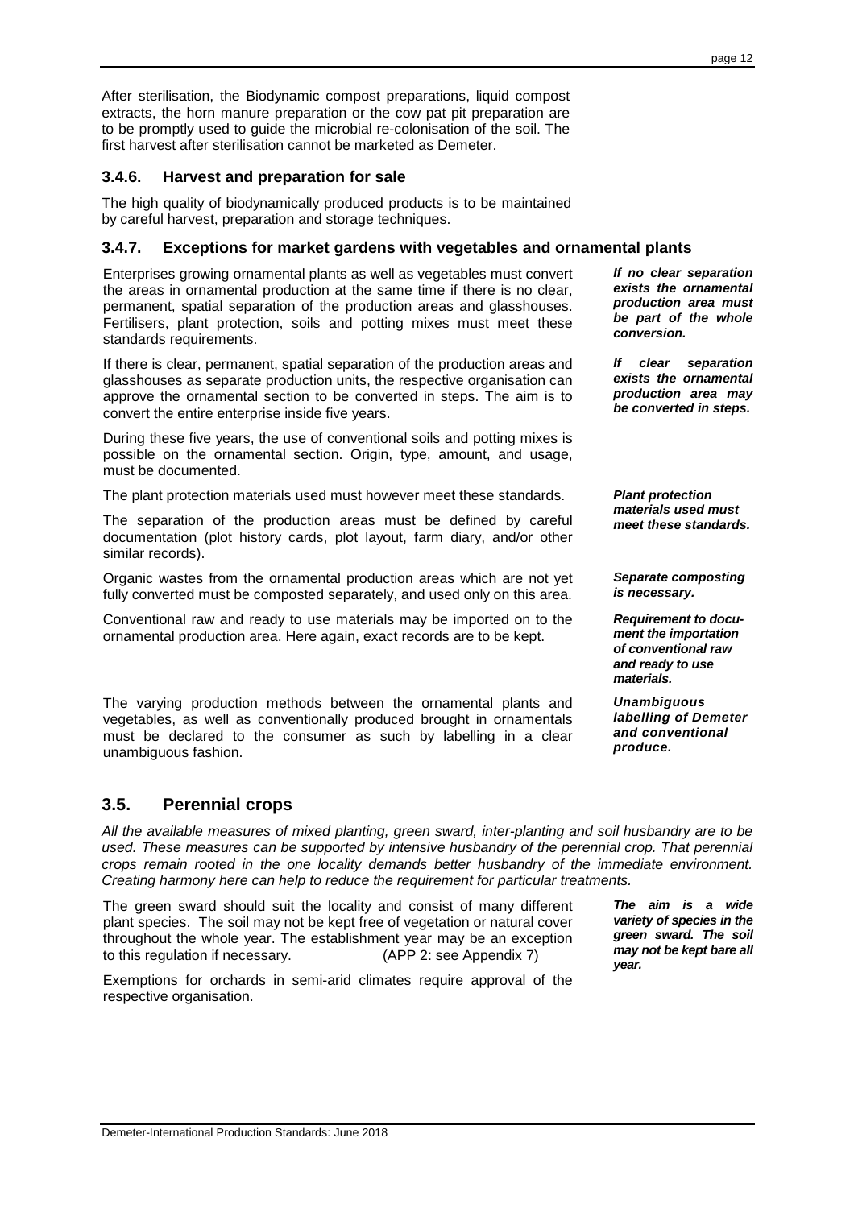After sterilisation, the Biodynamic compost preparations, liquid compost extracts, the horn manure preparation or the cow pat pit preparation are to be promptly used to guide the microbial re-colonisation of the soil. The first harvest after sterilisation cannot be marketed as Demeter.

### 3.4.6. Harvest and preparation for sale

The high quality of biodynamically produced products is to be maintained by careful harvest, preparation and storage techniques.

### 3.4.7. Exceptions for market gardens with vegetables and ornamental plants

***If no clear separation exists the ornamental production area must be part of the whole conversion.***

Enterprises growing ornamental plants as well as vegetables must convert the areas in ornamental production at the same time if there is no clear, permanent, spatial separation of the production areas and glasshouses. Fertilisers, plant protection, soils and potting mixes must meet these standards requirements.

***If clear separation exists the ornamental production area may be converted in steps.***

If there is clear, permanent, spatial separation of the production areas and glasshouses as separate production units, the respective organisation can approve the ornamental section to be converted in steps. The aim is to convert the entire enterprise inside five years.

During these five years, the use of conventional soils and potting mixes is possible on the ornamental section. Origin, type, amount, and usage, must be documented.

***Plant protection materials used must meet these standards.***

The plant protection materials used must however meet these standards.

The separation of the production areas must be defined by careful documentation (plot history cards, plot layout, farm diary, and/or other similar records).

***Separate composting is necessary.***

Organic wastes from the ornamental production areas which are not yet fully converted must be composted separately, and used only on this area.

***Requirement to document the importation of conventional raw and ready to use materials.***

Conventional raw and ready to use materials may be imported on to the ornamental production area. Here again, exact records are to be kept.

***Unambiguous labelling of Demeter and conventional produce.***

The varying production methods between the ornamental plants and vegetables, as well as conventionally produced brought in ornamentals must be declared to the consumer as such by labelling in a clear unambiguous fashion.

## 3.5. Perennial crops

*All the available measures of mixed planting, green sward, inter-planting and soil husbandry are to be used. These measures can be supported by intensive husbandry of the perennial crop. That perennial crops remain rooted in the one locality demands better husbandry of the immediate environment. Creating harmony here can help to reduce the requirement for particular treatments.*

***The aim is a wide variety of species in the green sward. The soil may not be kept bare all year.***

The green sward should suit the locality and consist of many different plant species. The soil may not be kept free of vegetation or natural cover throughout the whole year. The establishment year may be an exception to this regulation if necessary. (APP 2: see Appendix 7)

Exemptions for orchards in semi-arid climates require approval of the respective organisation.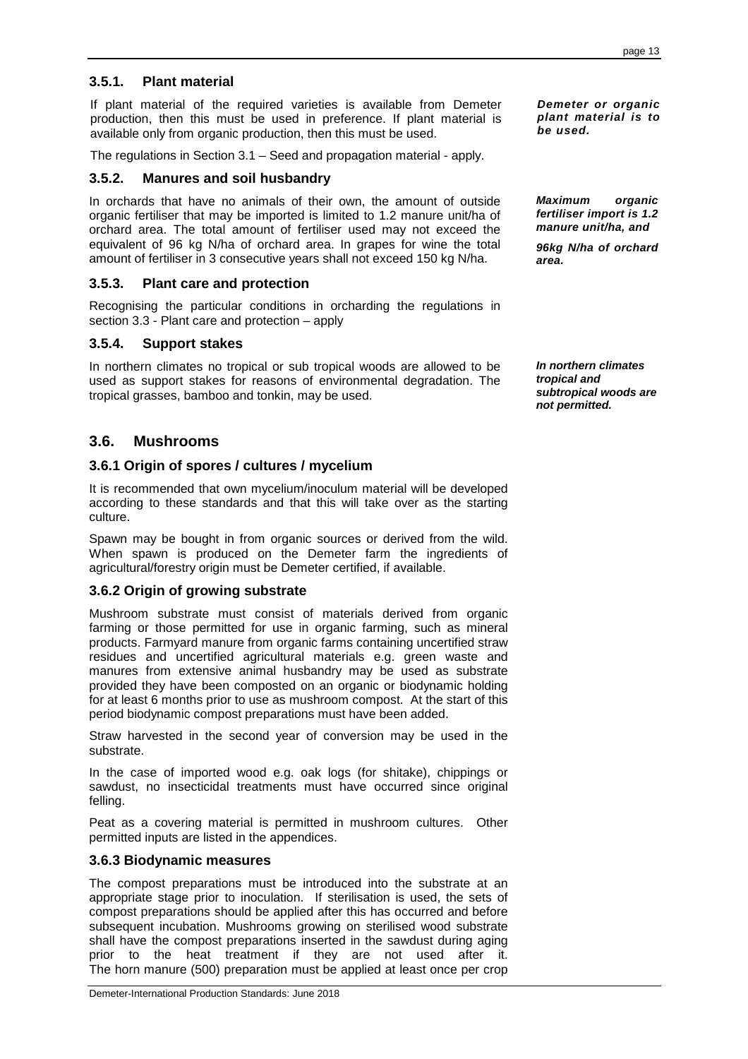### 3.5.1. Plant material

If plant material of the required varieties is available from Demeter production, then this must be used in preference. If plant material is available only from organic production, then this must be used.

***Demeter or organic plant material is to be used.***

The regulations in Section 3.1 – Seed and propagation material - apply.

### 3.5.2. Manures and soil husbandry

In orchards that have no animals of their own, the amount of outside organic fertiliser that may be imported is limited to 1.2 manure unit/ha of orchard area. The total amount of fertiliser used may not exceed the equivalent of 96 kg N/ha of orchard area. In grapes for wine the total amount of fertiliser in 3 consecutive years shall not exceed 150 kg N/ha.

***Maximum organic fertiliser import is 1.2 manure unit/ha, and***

***96kg N/ha of orchard area.***

### 3.5.3. Plant care and protection

Recognising the particular conditions in orcharding the regulations in section 3.3 - Plant care and protection – apply

### 3.5.4. Support stakes

In northern climates no tropical or sub tropical woods are allowed to be used as support stakes for reasons of environmental degradation. The tropical grasses, bamboo and tonkin, may be used.

***In northern climates tropical and subtropical woods are not permitted.***

## 3.6. Mushrooms

### 3.6.1 Origin of spores / cultures / mycelium

It is recommended that own mycelium/inoculum material will be developed according to these standards and that this will take over as the starting culture.

Spawn may be bought in from organic sources or derived from the wild. When spawn is produced on the Demeter farm the ingredients of agricultural/forestry origin must be Demeter certified, if available.

### 3.6.2 Origin of growing substrate

Mushroom substrate must consist of materials derived from organic farming or those permitted for use in organic farming, such as mineral products. Farmyard manure from organic farms containing uncertified straw residues and uncertified agricultural materials e.g. green waste and manures from extensive animal husbandry may be used as substrate provided they have been composted on an organic or biodynamic holding for at least 6 months prior to use as mushroom compost. At the start of this period biodynamic compost preparations must have been added.

Straw harvested in the second year of conversion may be used in the substrate.

In the case of imported wood e.g. oak logs (for shitake), chippings or sawdust, no insecticidal treatments must have occurred since original felling.

Peat as a covering material is permitted in mushroom cultures. Other permitted inputs are listed in the appendices.

### 3.6.3 Biodynamic measures

The compost preparations must be introduced into the substrate at an appropriate stage prior to inoculation. If sterilisation is used, the sets of compost preparations should be applied after this has occurred and before subsequent incubation. Mushrooms growing on sterilised wood substrate shall have the compost preparations inserted in the sawdust during aging prior to the heat treatment if they are not used after it. The horn manure (500) preparation must be applied at least once per crop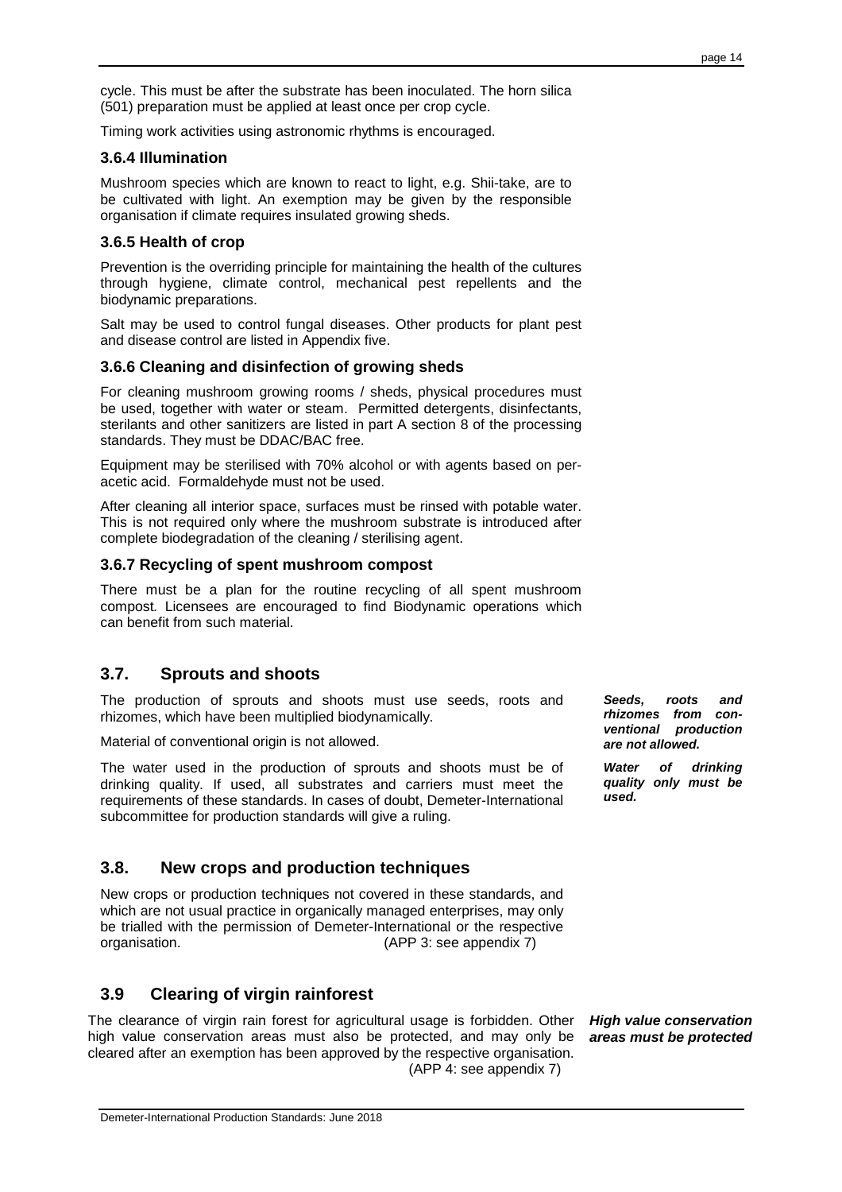cycle. This must be after the substrate has been inoculated. The horn silica (501) preparation must be applied at least once per crop cycle.

Timing work activities using astronomic rhythms is encouraged.

### 3.6.4 Illumination

Mushroom species which are known to react to light, e.g. Shii-take, are to be cultivated with light. An exemption may be given by the responsible organisation if climate requires insulated growing sheds.

### 3.6.5 Health of crop

Prevention is the overriding principle for maintaining the health of the cultures through hygiene, climate control, mechanical pest repellents and the biodynamic preparations.

Salt may be used to control fungal diseases. Other products for plant pest and disease control are listed in Appendix five.

### 3.6.6 Cleaning and disinfection of growing sheds

For cleaning mushroom growing rooms / sheds, physical procedures must be used, together with water or steam. Permitted detergents, disinfectants, sterilants and other sanitizers are listed in part A section 8 of the processing standards. They must be DDAC/BAC free.

Equipment may be sterilised with 70% alcohol or with agents based on per-acetic acid. Formaldehyde must not be used.

After cleaning all interior space, surfaces must be rinsed with potable water. This is not required only where the mushroom substrate is introduced after complete biodegradation of the cleaning / sterilising agent.

### 3.6.7 Recycling of spent mushroom compost

There must be a plan for the routine recycling of all spent mushroom compost. Licensees are encouraged to find Biodynamic operations which can benefit from such material.

## 3.7. Sprouts and shoots

*__Seeds, roots and rhizomes from conventional production are not allowed.__*

The production of sprouts and shoots must use seeds, roots and rhizomes, which have been multiplied biodynamically.

Material of conventional origin is not allowed.

*__Water of drinking quality only must be used.__*

The water used in the production of sprouts and shoots must be of drinking quality. If used, all substrates and carriers must meet the requirements of these standards. In cases of doubt, Demeter-International subcommittee for production standards will give a ruling.

## 3.8. New crops and production techniques

New crops or production techniques not covered in these standards, and which are not usual practice in organically managed enterprises, may only be trialled with the permission of Demeter-International or the respective organisation. (APP 3: see appendix 7)

## 3.9 Clearing of virgin rainforest

*__High value conservation areas must be protected__*

The clearance of virgin rain forest for agricultural usage is forbidden. Other high value conservation areas must also be protected, and may only be cleared after an exemption has been approved by the respective organisation. (APP 4: see appendix 7)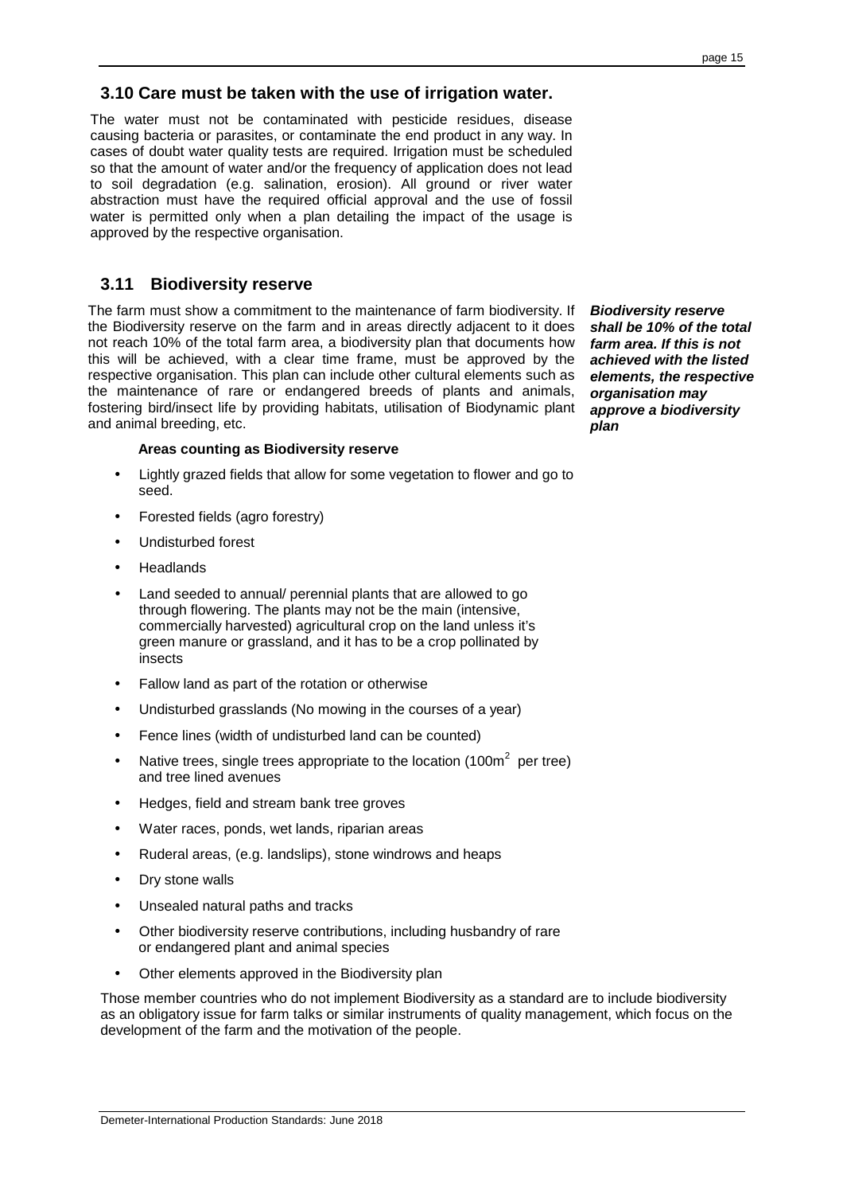## 3.10 Care must be taken with the use of irrigation water.

The water must not be contaminated with pesticide residues, disease causing bacteria or parasites, or contaminate the end product in any way. In cases of doubt water quality tests are required. Irrigation must be scheduled so that the amount of water and/or the frequency of application does not lead to soil degradation (e.g. salination, erosion). All ground or river water abstraction must have the required official approval and the use of fossil water is permitted only when a plan detailing the impact of the usage is approved by the respective organisation.

## 3.11 Biodiversity reserve

The farm must show a commitment to the maintenance of farm biodiversity. If the Biodiversity reserve on the farm and in areas directly adjacent to it does not reach 10% of the total farm area, a biodiversity plan that documents how this will be achieved, with a clear time frame, must be approved by the respective organisation. This plan can include other cultural elements such as the maintenance of rare or endangered breeds of plants and animals, fostering bird/insect life by providing habitats, utilisation of Biodynamic plant and animal breeding, etc.

***Biodiversity reserve shall be 10% of the total farm area. If this is not achieved with the listed elements, the respective organisation may approve a biodiversity plan***

**Areas counting as Biodiversity reserve**

- Lightly grazed fields that allow for some vegetation to flower and go to seed.
- Forested fields (agro forestry)
- Undisturbed forest
- Headlands
- Land seeded to annual/ perennial plants that are allowed to go through flowering. The plants may not be the main (intensive, commercially harvested) agricultural crop on the land unless it's green manure or grassland, and it has to be a crop pollinated by insects
- Fallow land as part of the rotation or otherwise
- Undisturbed grasslands (No mowing in the courses of a year)
- Fence lines (width of undisturbed land can be counted)
- Native trees, single trees appropriate to the location (100m$^2$ per tree) and tree lined avenues
- Hedges, field and stream bank tree groves
- Water races, ponds, wet lands, riparian areas
- Ruderal areas, (e.g. landslips), stone windrows and heaps
- Dry stone walls
- Unsealed natural paths and tracks
- Other biodiversity reserve contributions, including husbandry of rare or endangered plant and animal species
- Other elements approved in the Biodiversity plan

Those member countries who do not implement Biodiversity as a standard are to include biodiversity as an obligatory issue for farm talks or similar instruments of quality management, which focus on the development of the farm and the motivation of the people.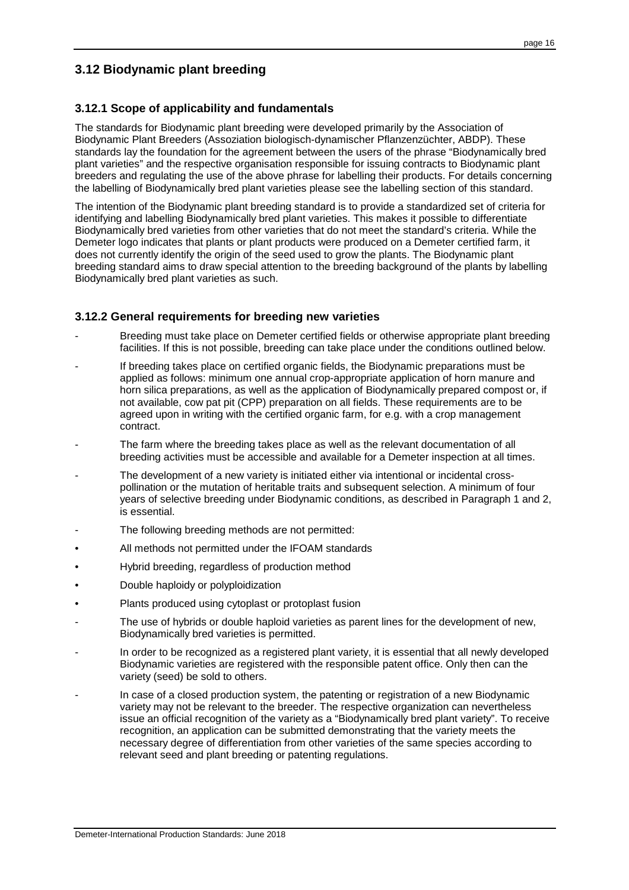## 3.12 Biodynamic plant breeding

### 3.12.1 Scope of applicability and fundamentals

The standards for Biodynamic plant breeding were developed primarily by the Association of Biodynamic Plant Breeders (Assoziation biologisch-dynamischer Pflanzenzüchter, ABDP). These standards lay the foundation for the agreement between the users of the phrase "Biodynamically bred plant varieties" and the respective organisation responsible for issuing contracts to Biodynamic plant breeders and regulating the use of the above phrase for labelling their products. For details concerning the labelling of Biodynamically bred plant varieties please see the labelling section of this standard.

The intention of the Biodynamic plant breeding standard is to provide a standardized set of criteria for identifying and labelling Biodynamically bred plant varieties. This makes it possible to differentiate Biodynamically bred varieties from other varieties that do not meet the standard's criteria. While the Demeter logo indicates that plants or plant products were produced on a Demeter certified farm, it does not currently identify the origin of the seed used to grow the plants. The Biodynamic plant breeding standard aims to draw special attention to the breeding background of the plants by labelling Biodynamically bred plant varieties as such.

### 3.12.2 General requirements for breeding new varieties

- Breeding must take place on Demeter certified fields or otherwise appropriate plant breeding facilities. If this is not possible, breeding can take place under the conditions outlined below.
- If breeding takes place on certified organic fields, the Biodynamic preparations must be applied as follows: minimum one annual crop-appropriate application of horn manure and horn silica preparations, as well as the application of Biodynamically prepared compost or, if not available, cow pat pit (CPP) preparation on all fields. These requirements are to be agreed upon in writing with the certified organic farm, for e.g. with a crop management contract.
- The farm where the breeding takes place as well as the relevant documentation of all breeding activities must be accessible and available for a Demeter inspection at all times.
- The development of a new variety is initiated either via intentional or incidental cross-pollination or the mutation of heritable traits and subsequent selection. A minimum of four years of selective breeding under Biodynamic conditions, as described in Paragraph 1 and 2, is essential.
- The following breeding methods are not permitted:
  - All methods not permitted under the IFOAM standards
  - Hybrid breeding, regardless of production method
  - Double haploidy or polyploidization
  - Plants produced using cytoplast or protoplast fusion
- The use of hybrids or double haploid varieties as parent lines for the development of new, Biodynamically bred varieties is permitted.
- In order to be recognized as a registered plant variety, it is essential that all newly developed Biodynamic varieties are registered with the responsible patent office. Only then can the variety (seed) be sold to others.
- In case of a closed production system, the patenting or registration of a new Biodynamic variety may not be relevant to the breeder. The respective organization can nevertheless issue an official recognition of the variety as a "Biodynamically bred plant variety". To receive recognition, an application can be submitted demonstrating that the variety meets the necessary degree of differentiation from other varieties of the same species according to relevant seed and plant breeding or patenting regulations.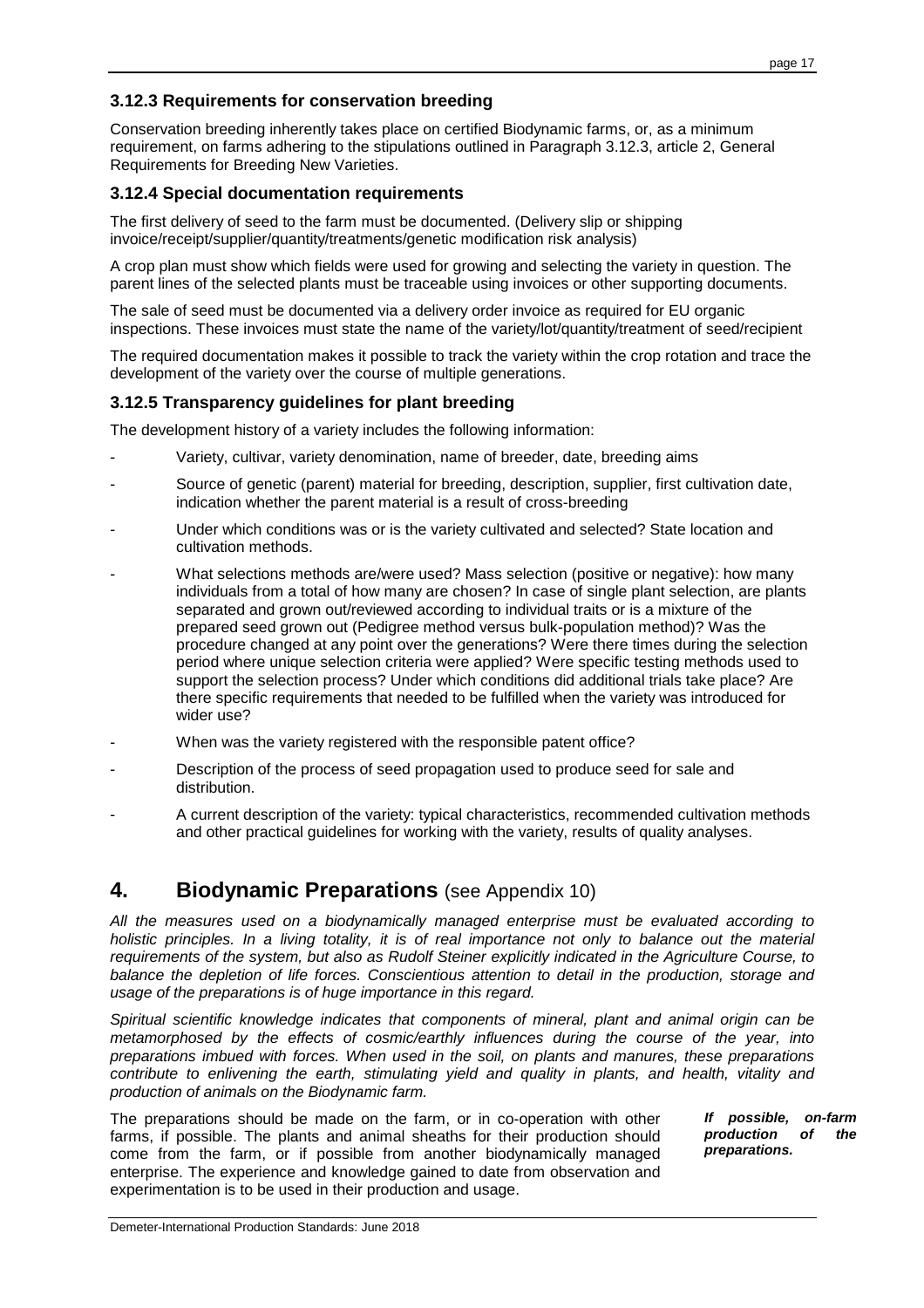### 3.12.3 Requirements for conservation breeding

Conservation breeding inherently takes place on certified Biodynamic farms, or, as a minimum requirement, on farms adhering to the stipulations outlined in Paragraph 3.12.3, article 2, General Requirements for Breeding New Varieties.

### 3.12.4 Special documentation requirements

The first delivery of seed to the farm must be documented. (Delivery slip or shipping invoice/receipt/supplier/quantity/treatments/genetic modification risk analysis)

A crop plan must show which fields were used for growing and selecting the variety in question. The parent lines of the selected plants must be traceable using invoices or other supporting documents.

The sale of seed must be documented via a delivery order invoice as required for EU organic inspections. These invoices must state the name of the variety/lot/quantity/treatment of seed/recipient

The required documentation makes it possible to track the variety within the crop rotation and trace the development of the variety over the course of multiple generations.

### 3.12.5 Transparency guidelines for plant breeding

The development history of a variety includes the following information:

- Variety, cultivar, variety denomination, name of breeder, date, breeding aims
- Source of genetic (parent) material for breeding, description, supplier, first cultivation date, indication whether the parent material is a result of cross-breeding
- Under which conditions was or is the variety cultivated and selected? State location and cultivation methods.
- What selections methods are/were used? Mass selection (positive or negative): how many individuals from a total of how many are chosen? In case of single plant selection, are plants separated and grown out/reviewed according to individual traits or is a mixture of the prepared seed grown out (Pedigree method versus bulk-population method)? Was the procedure changed at any point over the generations? Were there times during the selection period where unique selection criteria were applied? Were specific testing methods used to support the selection process? Under which conditions did additional trials take place? Are there specific requirements that needed to be fulfilled when the variety was introduced for wider use?
- When was the variety registered with the responsible patent office?
- Description of the process of seed propagation used to produce seed for sale and distribution.
- A current description of the variety: typical characteristics, recommended cultivation methods and other practical guidelines for working with the variety, results of quality analyses.

## 4. Biodynamic Preparations (see Appendix 10)

*All the measures used on a biodynamically managed enterprise must be evaluated according to holistic principles. In a living totality, it is of real importance not only to balance out the material requirements of the system, but also as Rudolf Steiner explicitly indicated in the Agriculture Course, to balance the depletion of life forces. Conscientious attention to detail in the production, storage and usage of the preparations is of huge importance in this regard.*

*Spiritual scientific knowledge indicates that components of mineral, plant and animal origin can be metamorphosed by the effects of cosmic/earthly influences during the course of the year, into preparations imbued with forces. When used in the soil, on plants and manures, these preparations contribute to enlivening the earth, stimulating yield and quality in plants, and health, vitality and production of animals on the Biodynamic farm.*

***If possible, on-farm production of the preparations.***

The preparations should be made on the farm, or in co-operation with other farms, if possible. The plants and animal sheaths for their production should come from the farm, or if possible from another biodynamically managed enterprise. The experience and knowledge gained to date from observation and experimentation is to be used in their production and usage.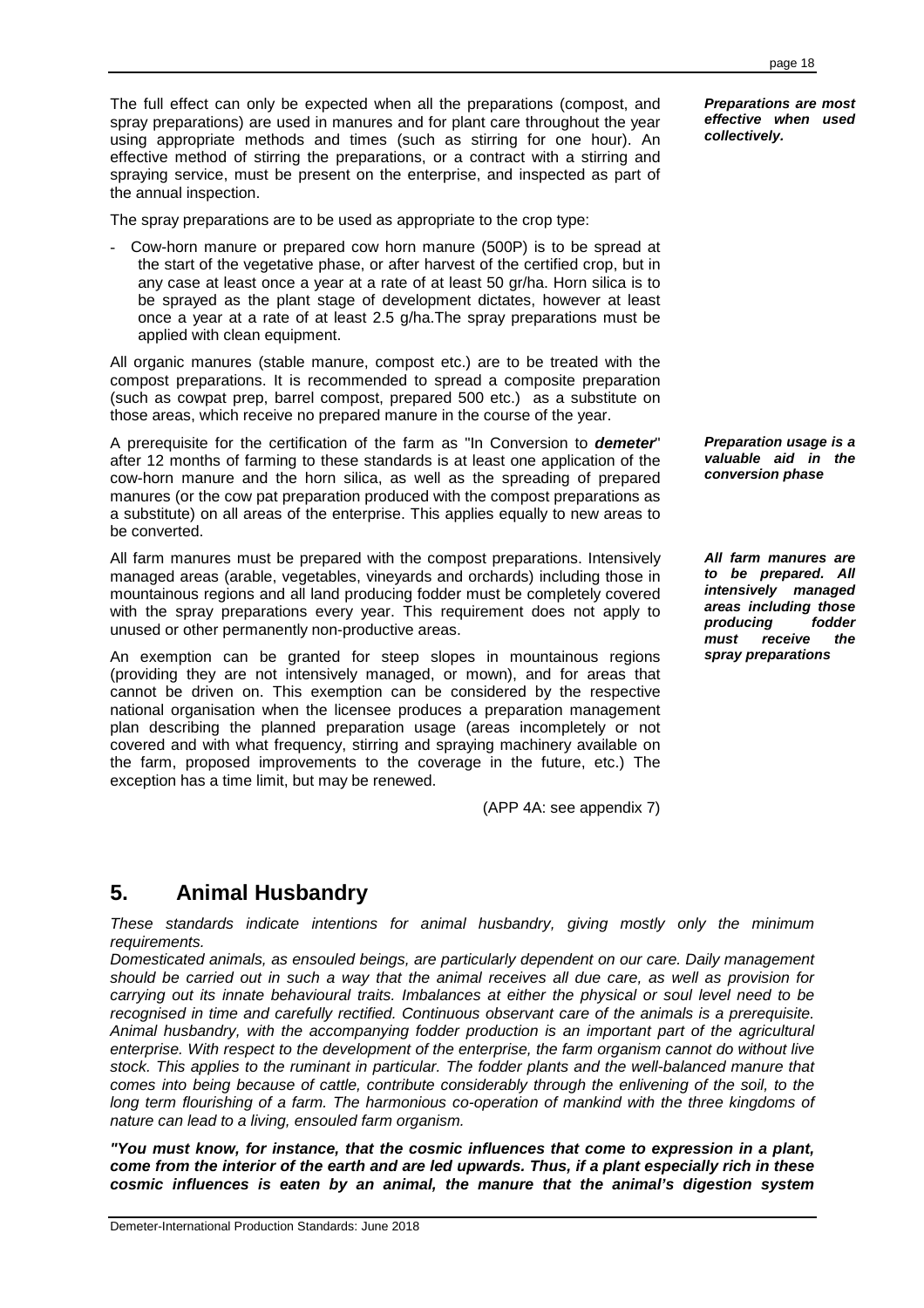The full effect can only be expected when all the preparations (compost, and spray preparations) are used in manures and for plant care throughout the year using appropriate methods and times (such as stirring for one hour). An effective method of stirring the preparations, or a contract with a stirring and spraying service, must be present on the enterprise, and inspected as part of the annual inspection.

***Preparations are most effective when used collectively.***

The spray preparations are to be used as appropriate to the crop type:

- Cow-horn manure or prepared cow horn manure (500P) is to be spread at the start of the vegetative phase, or after harvest of the certified crop, but in any case at least once a year at a rate of at least 50 gr/ha. Horn silica is to be sprayed as the plant stage of development dictates, however at least once a year at a rate of at least 2.5 g/ha.The spray preparations must be applied with clean equipment.

All organic manures (stable manure, compost etc.) are to be treated with the compost preparations. It is recommended to spread a composite preparation (such as cowpat prep, barrel compost, prepared 500 etc.) as a substitute on those areas, which receive no prepared manure in the course of the year.

A prerequisite for the certification of the farm as "In Conversion to ***demeter***" after 12 months of farming to these standards is at least one application of the cow-horn manure and the horn silica, as well as the spreading of prepared manures (or the cow pat preparation produced with the compost preparations as a substitute) on all areas of the enterprise. This applies equally to new areas to be converted.

***Preparation usage is a valuable aid in the conversion phase***

All farm manures must be prepared with the compost preparations. Intensively managed areas (arable, vegetables, vineyards and orchards) including those in mountainous regions and all land producing fodder must be completely covered with the spray preparations every year. This requirement does not apply to unused or other permanently non-productive areas.

***All farm manures are to be prepared. All intensively managed areas including those producing fodder must receive the spray preparations***

An exemption can be granted for steep slopes in mountainous regions (providing they are not intensively managed, or mown), and for areas that cannot be driven on. This exemption can be considered by the respective national organisation when the licensee produces a preparation management plan describing the planned preparation usage (areas incompletely or not covered and with what frequency, stirring and spraying machinery available on the farm, proposed improvements to the coverage in the future, etc.) The exception has a time limit, but may be renewed.

(APP 4A: see appendix 7)

# 5. Animal Husbandry

*These standards indicate intentions for animal husbandry, giving mostly only the minimum requirements.*

*Domesticated animals, as ensouled beings, are particularly dependent on our care. Daily management should be carried out in such a way that the animal receives all due care, as well as provision for carrying out its innate behavioural traits. Imbalances at either the physical or soul level need to be recognised in time and carefully rectified. Continuous observant care of the animals is a prerequisite. Animal husbandry, with the accompanying fodder production is an important part of the agricultural enterprise. With respect to the development of the enterprise, the farm organism cannot do without live stock. This applies to the ruminant in particular. The fodder plants and the well-balanced manure that comes into being because of cattle, contribute considerably through the enlivening of the soil, to the long term flourishing of a farm. The harmonious co-operation of mankind with the three kingdoms of nature can lead to a living, ensouled farm organism.*

***"You must know, for instance, that the cosmic influences that come to expression in a plant, come from the interior of the earth and are led upwards. Thus, if a plant especially rich in these cosmic influences is eaten by an animal, the manure that the animal's digestion system***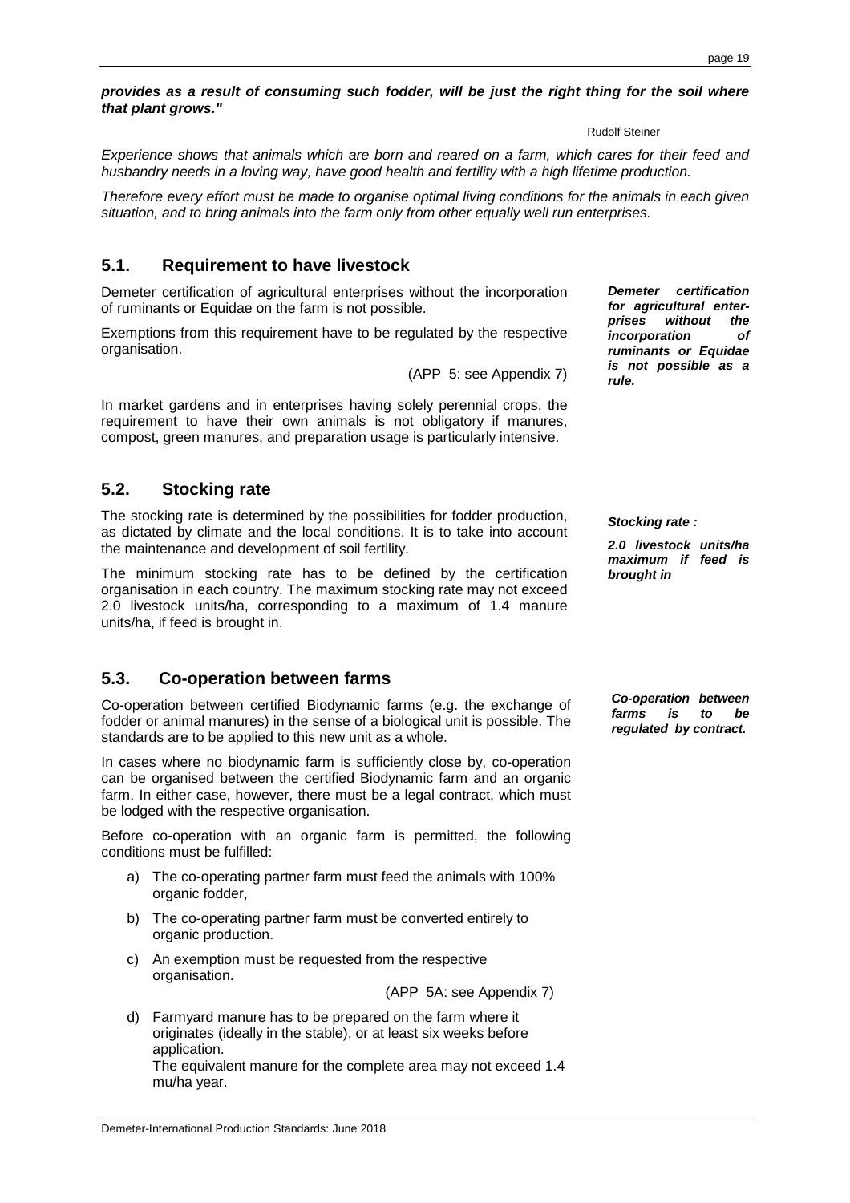***provides as a result of consuming such fodder, will be just the right thing for the soil where that plant grows."***

Rudolf Steiner

*Experience shows that animals which are born and reared on a farm, which cares for their feed and husbandry needs in a loving way, have good health and fertility with a high lifetime production.*

*Therefore every effort must be made to organise optimal living conditions for the animals in each given situation, and to bring animals into the farm only from other equally well run enterprises.*

## 5.1. Requirement to have livestock

***Demeter certification for agricultural enterprises without the incorporation of ruminants or Equidae is not possible as a rule.***

Demeter certification of agricultural enterprises without the incorporation of ruminants or Equidae on the farm is not possible.

Exemptions from this requirement have to be regulated by the respective organisation.

(APP 5: see Appendix 7)

In market gardens and in enterprises having solely perennial crops, the requirement to have their own animals is not obligatory if manures, compost, green manures, and preparation usage is particularly intensive.

## 5.2. Stocking rate

***Stocking rate :***

***2.0 livestock units/ha maximum if feed is brought in***

The stocking rate is determined by the possibilities for fodder production, as dictated by climate and the local conditions. It is to take into account the maintenance and development of soil fertility.

The minimum stocking rate has to be defined by the certification organisation in each country. The maximum stocking rate may not exceed 2.0 livestock units/ha, corresponding to a maximum of 1.4 manure units/ha, if feed is brought in.

## 5.3. Co-operation between farms

***Co-operation between farms is to be regulated by contract.***

Co-operation between certified Biodynamic farms (e.g. the exchange of fodder or animal manures) in the sense of a biological unit is possible. The standards are to be applied to this new unit as a whole.

In cases where no biodynamic farm is sufficiently close by, co-operation can be organised between the certified Biodynamic farm and an organic farm. In either case, however, there must be a legal contract, which must be lodged with the respective organisation.

Before co-operation with an organic farm is permitted, the following conditions must be fulfilled:

a) The co-operating partner farm must feed the animals with 100% organic fodder,

b) The co-operating partner farm must be converted entirely to organic production.

c) An exemption must be requested from the respective organisation.

(APP 5A: see Appendix 7)

d) Farmyard manure has to be prepared on the farm where it originates (ideally in the stable), or at least six weeks before application.
The equivalent manure for the complete area may not exceed 1.4 mu/ha year.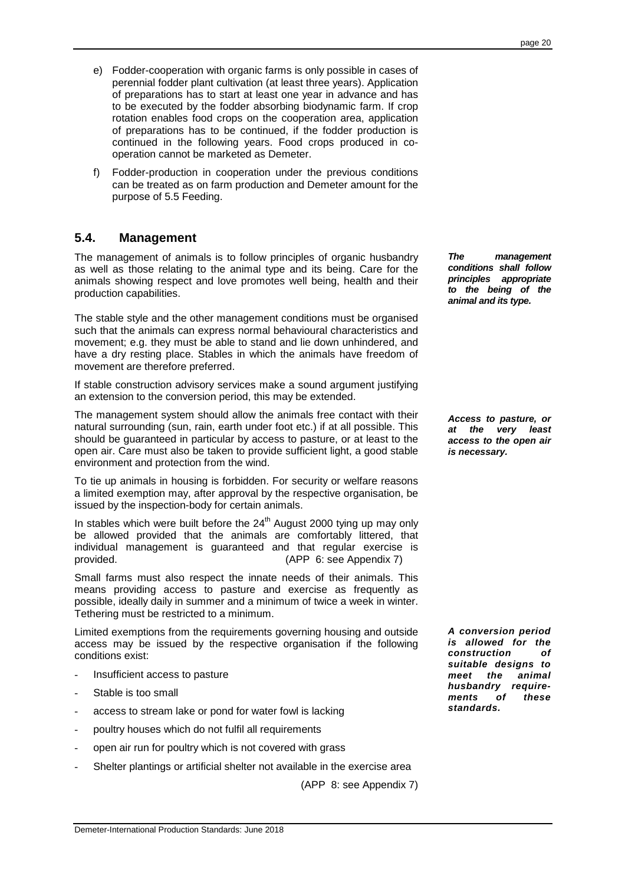e) Fodder-cooperation with organic farms is only possible in cases of perennial fodder plant cultivation (at least three years). Application of preparations has to start at least one year in advance and has to be executed by the fodder absorbing biodynamic farm. If crop rotation enables food crops on the cooperation area, application of preparations has to be continued, if the fodder production is continued in the following years. Food crops produced in co-operation cannot be marketed as Demeter.

f) Fodder-production in cooperation under the previous conditions can be treated as on farm production and Demeter amount for the purpose of 5.5 Feeding.

## 5.4. Management

***The management conditions shall follow principles appropriate to the being of the animal and its type.***

The management of animals is to follow principles of organic husbandry as well as those relating to the animal type and its being. Care for the animals showing respect and love promotes well being, health and their production capabilities.

The stable style and the other management conditions must be organised such that the animals can express normal behavioural characteristics and movement; e.g. they must be able to stand and lie down unhindered, and have a dry resting place. Stables in which the animals have freedom of movement are therefore preferred.

If stable construction advisory services make a sound argument justifying an extension to the conversion period, this may be extended.

***Access to pasture, or at the very least access to the open air is necessary.***

The management system should allow the animals free contact with their natural surrounding (sun, rain, earth under foot etc.) if at all possible. This should be guaranteed in particular by access to pasture, or at least to the open air. Care must also be taken to provide sufficient light, a good stable environment and protection from the wind.

To tie up animals in housing is forbidden. For security or welfare reasons a limited exemption may, after approval by the respective organisation, be issued by the inspection-body for certain animals.

In stables which were built before the 24th August 2000 tying up may only be allowed provided that the animals are comfortably littered, that individual management is guaranteed and that regular exercise is provided. (APP 6: see Appendix 7)

Small farms must also respect the innate needs of their animals. This means providing access to pasture and exercise as frequently as possible, ideally daily in summer and a minimum of twice a week in winter. Tethering must be restricted to a minimum.

***A conversion period is allowed for the construction of suitable designs to meet the animal husbandry requirements of these standards.***

Limited exemptions from the requirements governing housing and outside access may be issued by the respective organisation if the following conditions exist:

- Insufficient access to pasture
- Stable is too small
- access to stream lake or pond for water fowl is lacking
- poultry houses which do not fulfil all requirements
- open air run for poultry which is not covered with grass
- Shelter plantings or artificial shelter not available in the exercise area

(APP 8: see Appendix 7)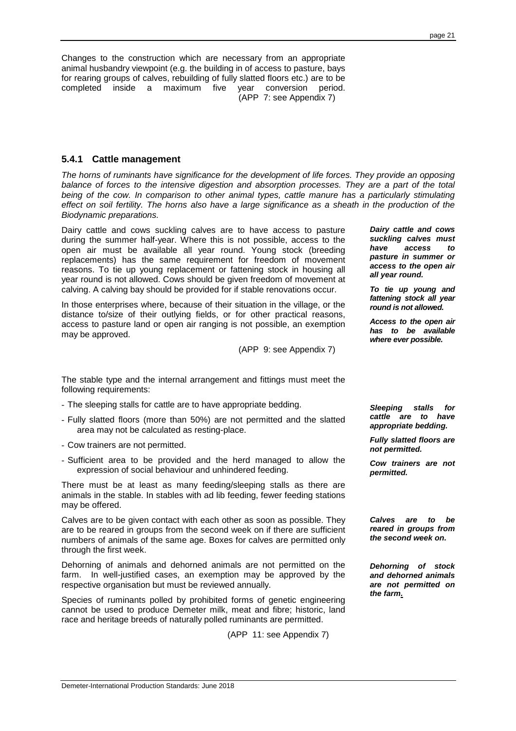Changes to the construction which are necessary from an appropriate animal husbandry viewpoint (e.g. the building in of access to pasture, bays for rearing groups of calves, rebuilding of fully slatted floors etc.) are to be completed inside a maximum five year conversion period. (APP 7: see Appendix 7)

### 5.4.1 Cattle management

*The horns of ruminants have significance for the development of life forces. They provide an opposing balance of forces to the intensive digestion and absorption processes. They are a part of the total being of the cow. In comparison to other animal types, cattle manure has a particularly stimulating effect on soil fertility. The horns also have a large significance as a sheath in the production of the Biodynamic preparations.*

Dairy cattle and cows suckling calves are to have access to pasture during the summer half-year. Where this is not possible, access to the open air must be available all year round. Young stock (breeding replacements) has the same requirement for freedom of movement reasons. To tie up young replacement or fattening stock in housing all year round is not allowed. Cows should be given freedom of movement at calving. A calving bay should be provided for if stable renovations occur.

***Dairy cattle and cows suckling calves must have access to pasture in summer or access to the open air all year round.***

***To tie up young and fattening stock all year round is not allowed.***

In those enterprises where, because of their situation in the village, or the distance to/size of their outlying fields, or for other practical reasons, access to pasture land or open air ranging is not possible, an exemption may be approved.

***Access to the open air has to be available where ever possible.***

(APP 9: see Appendix 7)

The stable type and the internal arrangement and fittings must meet the following requirements:

- The sleeping stalls for cattle are to have appropriate bedding.
- Fully slatted floors (more than 50%) are not permitted and the slatted area may not be calculated as resting-place.
- Cow trainers are not permitted.
- Sufficient area to be provided and the herd managed to allow the expression of social behaviour and unhindered feeding.

***Sleeping stalls for cattle are to have appropriate bedding.***

***Fully slatted floors are not permitted.***

***Cow trainers are not permitted.***

There must be at least as many feeding/sleeping stalls as there are animals in the stable. In stables with ad lib feeding, fewer feeding stations may be offered.

Calves are to be given contact with each other as soon as possible. They are to be reared in groups from the second week on if there are sufficient numbers of animals of the same age. Boxes for calves are permitted only through the first week.

***Calves are to be reared in groups from the second week on.***

Dehorning of animals and dehorned animals are not permitted on the farm. In well-justified cases, an exemption may be approved by the respective organisation but must be reviewed annually.

***Dehorning of stock and dehorned animals are not permitted on the farm.***

Species of ruminants polled by prohibited forms of genetic engineering cannot be used to produce Demeter milk, meat and fibre; historic, land race and heritage breeds of naturally polled ruminants are permitted.

(APP 11: see Appendix 7)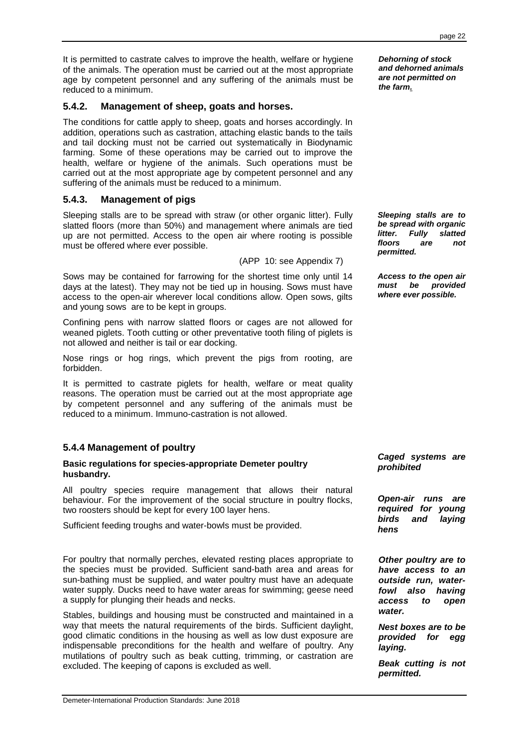It is permitted to castrate calves to improve the health, welfare or hygiene of the animals. The operation must be carried out at the most appropriate age by competent personnel and any suffering of the animals must be reduced to a minimum.

***Dehorning of stock and dehorned animals are not permitted on the farm.***

### 5.4.2. Management of sheep, goats and horses.

The conditions for cattle apply to sheep, goats and horses accordingly. In addition, operations such as castration, attaching elastic bands to the tails and tail docking must not be carried out systematically in Biodynamic farming. Some of these operations may be carried out to improve the health, welfare or hygiene of the animals. Such operations must be carried out at the most appropriate age by competent personnel and any suffering of the animals must be reduced to a minimum.

### 5.4.3. Management of pigs

Sleeping stalls are to be spread with straw (or other organic litter). Fully slatted floors (more than 50%) and management where animals are tied up are not permitted. Access to the open air where rooting is possible must be offered where ever possible.

***Sleeping stalls are to be spread with organic litter. Fully slatted floors are not permitted.***

(APP 10: see Appendix 7)

Sows may be contained for farrowing for the shortest time only until 14 days at the latest). They may not be tied up in housing. Sows must have access to the open-air wherever local conditions allow. Open sows, gilts and young sows are to be kept in groups.

***Access to the open air must be provided where ever possible.***

Confining pens with narrow slatted floors or cages are not allowed for weaned piglets. Tooth cutting or other preventative tooth filing of piglets is not allowed and neither is tail or ear docking.

Nose rings or hog rings, which prevent the pigs from rooting, are forbidden.

It is permitted to castrate piglets for health, welfare or meat quality reasons. The operation must be carried out at the most appropriate age by competent personnel and any suffering of the animals must be reduced to a minimum. Immuno-castration is not allowed.

### 5.4.4 Management of poultry

**Basic regulations for species-appropriate Demeter poultry husbandry.**

***Caged systems are prohibited***

All poultry species require management that allows their natural behaviour. For the improvement of the social structure in poultry flocks, two roosters should be kept for every 100 layer hens.

Sufficient feeding troughs and water-bowls must be provided.

***Open-air runs are required for young birds and laying hens***

For poultry that normally perches, elevated resting places appropriate to the species must be provided. Sufficient sand-bath area and areas for sun-bathing must be supplied, and water poultry must have an adequate water supply. Ducks need to have water areas for swimming; geese need a supply for plunging their heads and necks.

***Other poultry are to have access to an outside run, water-fowl also having access to open water.***

Stables, buildings and housing must be constructed and maintained in a way that meets the natural requirements of the birds. Sufficient daylight, good climatic conditions in the housing as well as low dust exposure are indispensable preconditions for the health and welfare of poultry. Any mutilations of poultry such as beak cutting, trimming, or castration are excluded. The keeping of capons is excluded as well.

***Nest boxes are to be provided for egg laying.***

***Beak cutting is not permitted.***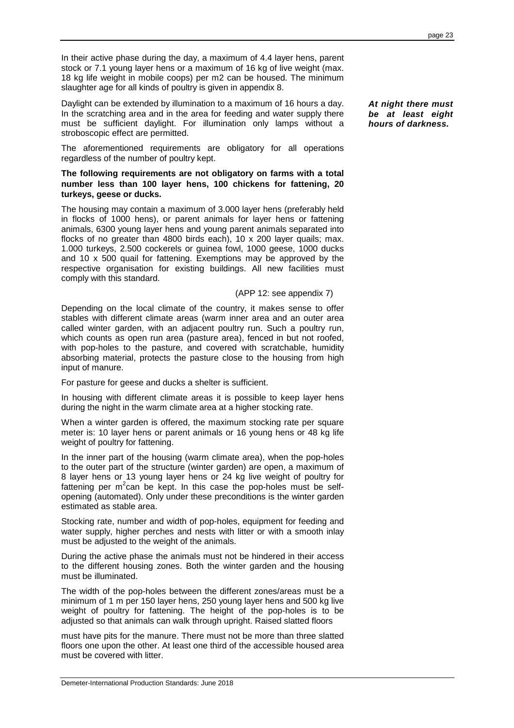In their active phase during the day, a maximum of 4.4 layer hens, parent stock or 7.1 young layer hens or a maximum of 16 kg of live weight (max. 18 kg life weight in mobile coops) per m2 can be housed. The minimum slaughter age for all kinds of poultry is given in appendix 8.

Daylight can be extended by illumination to a maximum of 16 hours a day. In the scratching area and in the area for feeding and water supply there must be sufficient daylight. For illumination only lamps without a stroboscopic effect are permitted.

***At night there must be at least eight hours of darkness.***

The aforementioned requirements are obligatory for all operations regardless of the number of poultry kept.

**The following requirements are not obligatory on farms with a total number less than 100 layer hens, 100 chickens for fattening, 20 turkeys, geese or ducks.**

The housing may contain a maximum of 3.000 layer hens (preferably held in flocks of 1000 hens), or parent animals for layer hens or fattening animals, 6300 young layer hens and young parent animals separated into flocks of no greater than 4800 birds each), 10 x 200 layer quails; max. 1.000 turkeys, 2.500 cockerels or guinea fowl, 1000 geese, 1000 ducks and 10 x 500 quail for fattening. Exemptions may be approved by the respective organisation for existing buildings. All new facilities must comply with this standard.

(APP 12: see appendix 7)

Depending on the local climate of the country, it makes sense to offer stables with different climate areas (warm inner area and an outer area called winter garden, with an adjacent poultry run. Such a poultry run, which counts as open run area (pasture area), fenced in but not roofed, with pop-holes to the pasture, and covered with scratchable, humidity absorbing material, protects the pasture close to the housing from high input of manure.

For pasture for geese and ducks a shelter is sufficient.

In housing with different climate areas it is possible to keep layer hens during the night in the warm climate area at a higher stocking rate.

When a winter garden is offered, the maximum stocking rate per square meter is: 10 layer hens or parent animals or 16 young hens or 48 kg life weight of poultry for fattening.

In the inner part of the housing (warm climate area), when the pop-holes to the outer part of the structure (winter garden) are open, a maximum of 8 layer hens or 13 young layer hens or 24 kg live weight of poultry for fattening per $m^2$can be kept. In this case the pop-holes must be self-opening (automated). Only under these preconditions is the winter garden estimated as stable area.

Stocking rate, number and width of pop-holes, equipment for feeding and water supply, higher perches and nests with litter or with a smooth inlay must be adjusted to the weight of the animals.

During the active phase the animals must not be hindered in their access to the different housing zones. Both the winter garden and the housing must be illuminated.

The width of the pop-holes between the different zones/areas must be a minimum of 1 m per 150 layer hens, 250 young layer hens and 500 kg live weight of poultry for fattening. The height of the pop-holes is to be adjusted so that animals can walk through upright. Raised slatted floors must have pits for the manure. There must not be more than three slatted floors one upon the other. At least one third of the accessible housed area must be covered with litter.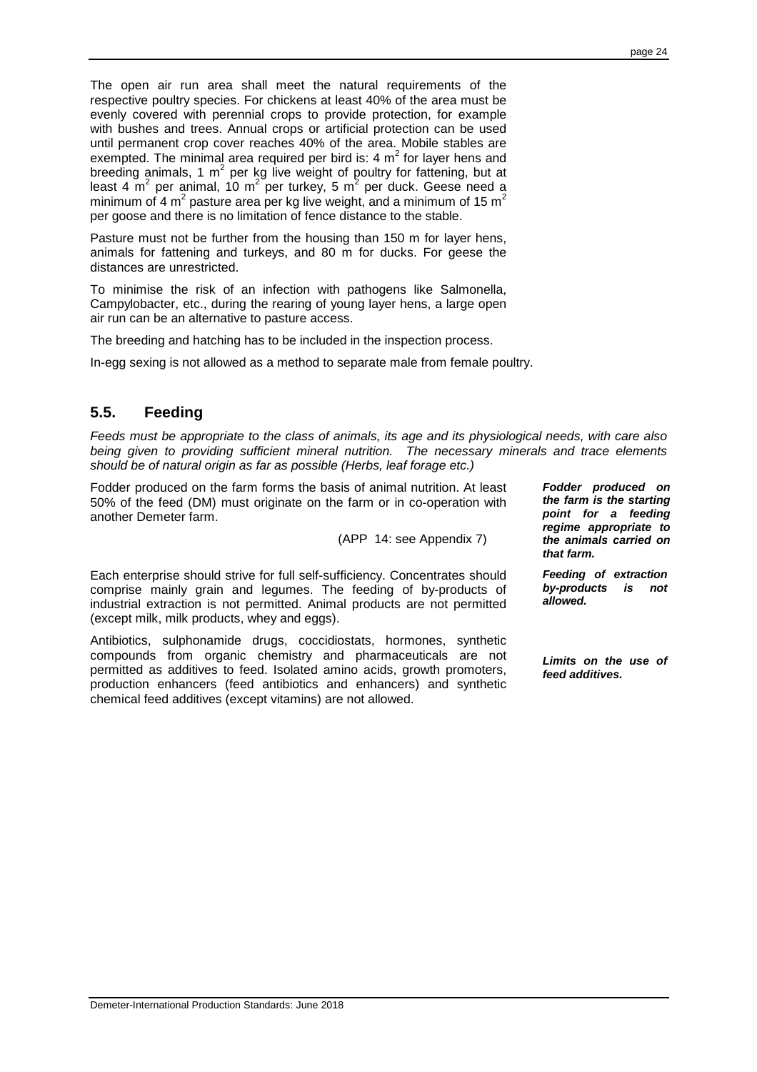The open air run area shall meet the natural requirements of the respective poultry species. For chickens at least 40% of the area must be evenly covered with perennial crops to provide protection, for example with bushes and trees. Annual crops or artificial protection can be used until permanent crop cover reaches 40% of the area. Mobile stables are exempted. The minimal area required per bird is: 4 $m^2$ for layer hens and breeding animals, 1 $m^2$ per kg live weight of poultry for fattening, but at least 4 $m^2$ per animal, 10 $m^2$ per turkey, 5 $m^2$ per duck. Geese need a minimum of 4 $m^2$ pasture area per kg live weight, and a minimum of 15 $m^2$ per goose and there is no limitation of fence distance to the stable.

Pasture must not be further from the housing than 150 m for layer hens, animals for fattening and turkeys, and 80 m for ducks. For geese the distances are unrestricted.

To minimise the risk of an infection with pathogens like Salmonella, Campylobacter, etc., during the rearing of young layer hens, a large open air run can be an alternative to pasture access.

The breeding and hatching has to be included in the inspection process.

In-egg sexing is not allowed as a method to separate male from female poultry.

## 5.5. Feeding

*Feeds must be appropriate to the class of animals, its age and its physiological needs, with care also being given to providing sufficient mineral nutrition. The necessary minerals and trace elements should be of natural origin as far as possible (Herbs, leaf forage etc.)*

***Fodder produced on the farm is the starting point for a feeding regime appropriate to the animals carried on that farm.***

Fodder produced on the farm forms the basis of animal nutrition. At least 50% of the feed (DM) must originate on the farm or in co-operation with another Demeter farm.

(APP 14: see Appendix 7)

***Feeding of extraction by-products is not allowed.***

Each enterprise should strive for full self-sufficiency. Concentrates should comprise mainly grain and legumes. The feeding of by-products of industrial extraction is not permitted. Animal products are not permitted (except milk, milk products, whey and eggs).

***Limits on the use of feed additives.***

Antibiotics, sulphonamide drugs, coccidiostats, hormones, synthetic compounds from organic chemistry and pharmaceuticals are not permitted as additives to feed. Isolated amino acids, growth promoters, production enhancers (feed antibiotics and enhancers) and synthetic chemical feed additives (except vitamins) are not allowed.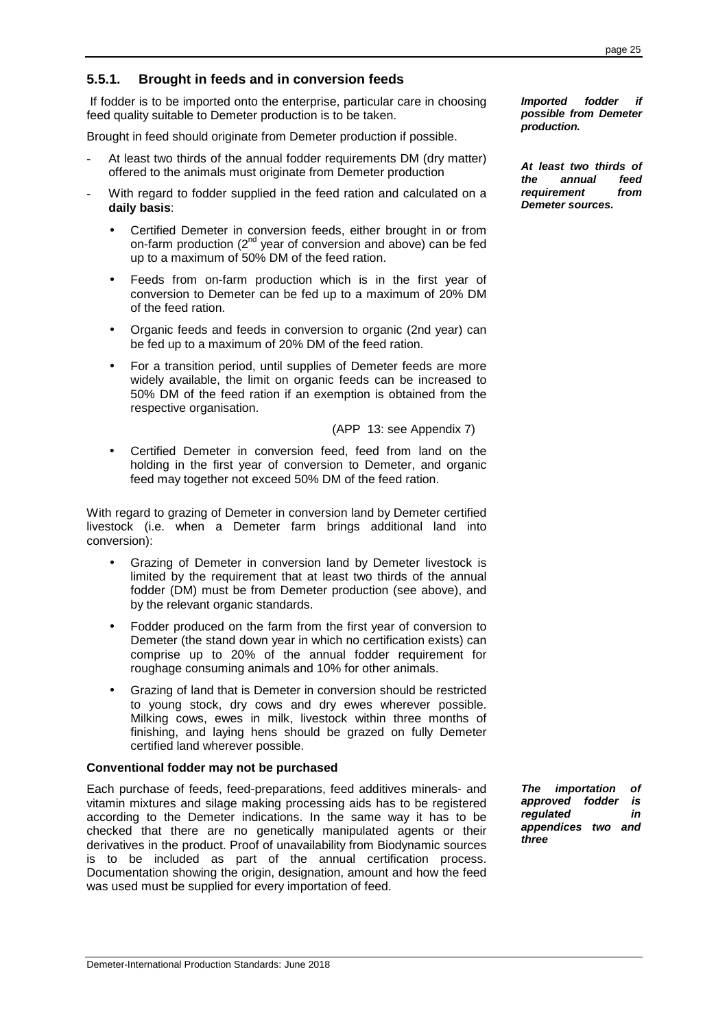### 5.5.1. Brought in feeds and in conversion feeds

If fodder is to be imported onto the enterprise, particular care in choosing feed quality suitable to Demeter production is to be taken.

***Imported fodder if possible from Demeter production.***

Brought in feed should originate from Demeter production if possible.

- At least two thirds of the annual fodder requirements DM (dry matter) offered to the animals must originate from Demeter production

***At least two thirds of the annual feed requirement from Demeter sources.***

- With regard to fodder supplied in the feed ration and calculated on a **daily basis**:
  - Certified Demeter in conversion feeds, either brought in or from on-farm production (2nd year of conversion and above) can be fed up to a maximum of 50% DM of the feed ration.
  - Feeds from on-farm production which is in the first year of conversion to Demeter can be fed up to a maximum of 20% DM of the feed ration.
  - Organic feeds and feeds in conversion to organic (2nd year) can be fed up to a maximum of 20% DM of the feed ration.
  - For a transition period, until supplies of Demeter feeds are more widely available, the limit on organic feeds can be increased to 50% DM of the feed ration if an exemption is obtained from the respective organisation.

    (APP 13: see Appendix 7)

  - Certified Demeter in conversion feed, feed from land on the holding in the first year of conversion to Demeter, and organic feed may together not exceed 50% DM of the feed ration.

With regard to grazing of Demeter in conversion land by Demeter certified livestock (i.e. when a Demeter farm brings additional land into conversion):

- Grazing of Demeter in conversion land by Demeter livestock is limited by the requirement that at least two thirds of the annual fodder (DM) must be from Demeter production (see above), and by the relevant organic standards.
- Fodder produced on the farm from the first year of conversion to Demeter (the stand down year in which no certification exists) can comprise up to 20% of the annual fodder requirement for roughage consuming animals and 10% for other animals.
- Grazing of land that is Demeter in conversion should be restricted to young stock, dry cows and dry ewes wherever possible. Milking cows, ewes in milk, livestock within three months of finishing, and laying hens should be grazed on fully Demeter certified land wherever possible.

**Conventional fodder may not be purchased**

Each purchase of feeds, feed-preparations, feed additives minerals- and vitamin mixtures and silage making processing aids has to be registered according to the Demeter indications. In the same way it has to be checked that there are no genetically manipulated agents or their derivatives in the product. Proof of unavailability from Biodynamic sources is to be included as part of the annual certification process. Documentation showing the origin, designation, amount and how the feed was used must be supplied for every importation of feed.

***The importation of approved fodder is regulated in appendices two and three***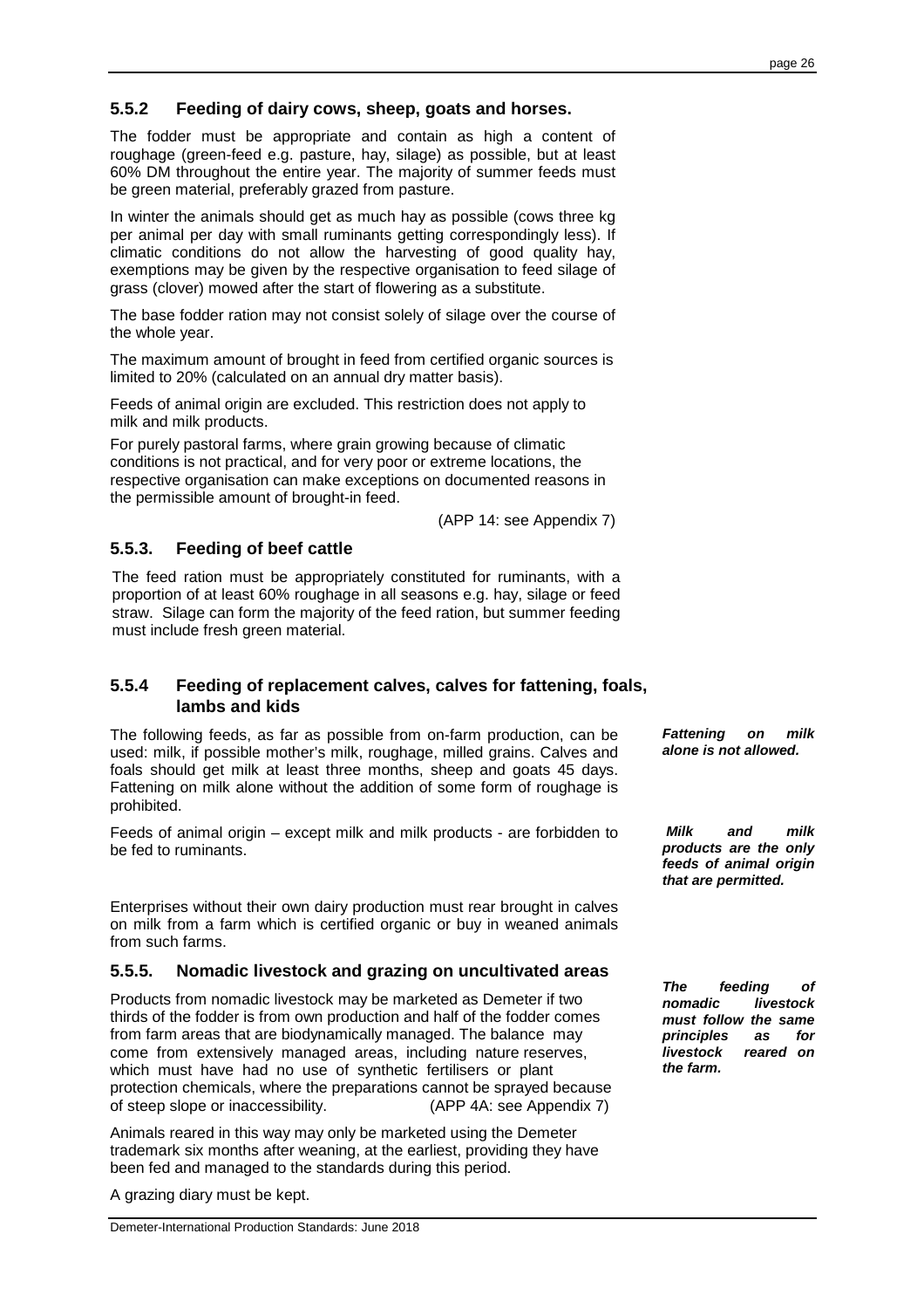### 5.5.2 Feeding of dairy cows, sheep, goats and horses.

The fodder must be appropriate and contain as high a content of roughage (green-feed e.g. pasture, hay, silage) as possible, but at least 60% DM throughout the entire year. The majority of summer feeds must be green material, preferably grazed from pasture.

In winter the animals should get as much hay as possible (cows three kg per animal per day with small ruminants getting correspondingly less). If climatic conditions do not allow the harvesting of good quality hay, exemptions may be given by the respective organisation to feed silage of grass (clover) mowed after the start of flowering as a substitute.

The base fodder ration may not consist solely of silage over the course of the whole year.

The maximum amount of brought in feed from certified organic sources is limited to 20% (calculated on an annual dry matter basis).

Feeds of animal origin are excluded. This restriction does not apply to milk and milk products.

For purely pastoral farms, where grain growing because of climatic conditions is not practical, and for very poor or extreme locations, the respective organisation can make exceptions on documented reasons in the permissible amount of brought-in feed.

(APP 14: see Appendix 7)

### 5.5.3. Feeding of beef cattle

The feed ration must be appropriately constituted for ruminants, with a proportion of at least 60% roughage in all seasons e.g. hay, silage or feed straw. Silage can form the majority of the feed ration, but summer feeding must include fresh green material.

### 5.5.4 Feeding of replacement calves, calves for fattening, foals, lambs and kids

The following feeds, as far as possible from on-farm production, can be used: milk, if possible mother's milk, roughage, milled grains. Calves and foals should get milk at least three months, sheep and goats 45 days. Fattening on milk alone without the addition of some form of roughage is prohibited.

***Fattening on milk alone is not allowed.***

Feeds of animal origin – except milk and milk products - are forbidden to be fed to ruminants.

***Milk and milk products are the only feeds of animal origin that are permitted.***

Enterprises without their own dairy production must rear brought in calves on milk from a farm which is certified organic or buy in weaned animals from such farms.

### 5.5.5. Nomadic livestock and grazing on uncultivated areas

Products from nomadic livestock may be marketed as Demeter if two thirds of the fodder is from own production and half of the fodder comes from farm areas that are biodynamically managed. The balance may come from extensively managed areas, including nature reserves, which must have had no use of synthetic fertilisers or plant protection chemicals, where the preparations cannot be sprayed because of steep slope or inaccessibility. (APP 4A: see Appendix 7)

***The feeding of nomadic livestock must follow the same principles as for livestock reared on the farm.***

Animals reared in this way may only be marketed using the Demeter trademark six months after weaning, at the earliest, providing they have been fed and managed to the standards during this period.

A grazing diary must be kept.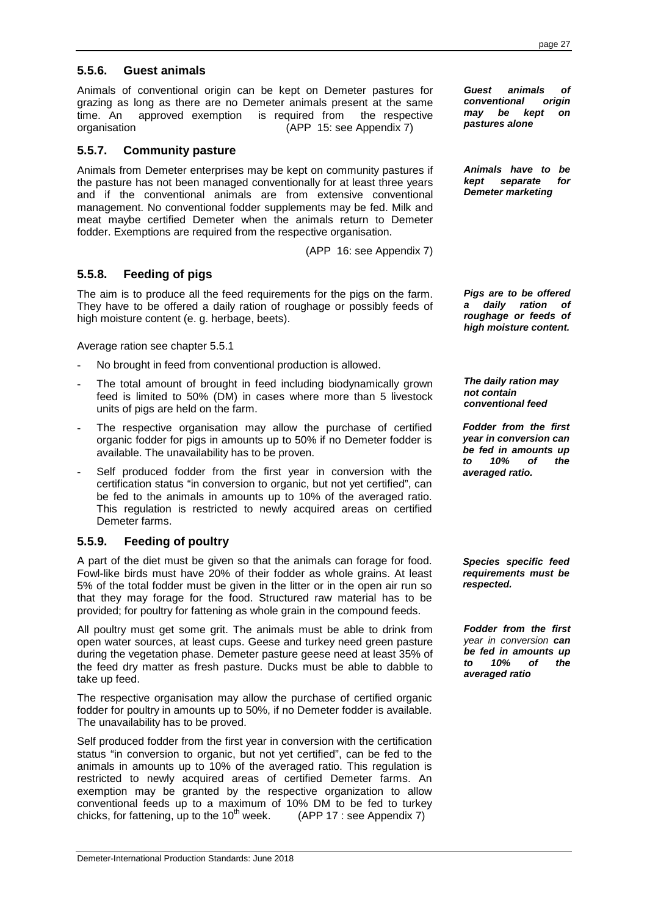### 5.5.6. Guest animals

Animals of conventional origin can be kept on Demeter pastures for grazing as long as there are no Demeter animals present at the same time. An approved exemption is required from the respective organisation (APP 15: see Appendix 7)

***Guest animals of conventional origin may be kept on pastures alone***

### 5.5.7. Community pasture

Animals from Demeter enterprises may be kept on community pastures if the pasture has not been managed conventionally for at least three years and if the conventional animals are from extensive conventional management. No conventional fodder supplements may be fed. Milk and meat maybe certified Demeter when the animals return to Demeter fodder. Exemptions are required from the respective organisation.

(APP 16: see Appendix 7)

***Animals have to be kept separate for Demeter marketing***

### 5.5.8. Feeding of pigs

The aim is to produce all the feed requirements for the pigs on the farm. They have to be offered a daily ration of roughage or possibly feeds of high moisture content (e. g. herbage, beets).

***Pigs are to be offered a daily ration of roughage or feeds of high moisture content.***

Average ration see chapter 5.5.1

- No brought in feed from conventional production is allowed.
- The total amount of brought in feed including biodynamically grown feed is limited to 50% (DM) in cases where more than 5 livestock units of pigs are held on the farm.
- The respective organisation may allow the purchase of certified organic fodder for pigs in amounts up to 50% if no Demeter fodder is available. The unavailability has to be proven.
- Self produced fodder from the first year in conversion with the certification status "in conversion to organic, but not yet certified", can be fed to the animals in amounts up to 10% of the averaged ratio. This regulation is restricted to newly acquired areas on certified Demeter farms.

***The daily ration may not contain conventional feed***

***Fodder from the first year in conversion can be fed in amounts up to 10% of the averaged ratio.***

### 5.5.9. Feeding of poultry

A part of the diet must be given so that the animals can forage for food. Fowl-like birds must have 20% of their fodder as whole grains. At least 5% of the total fodder must be given in the litter or in the open air run so that they may forage for the food. Structured raw material has to be provided; for poultry for fattening as whole grain in the compound feeds.

***Species specific feed requirements must be respected.***

All poultry must get some grit. The animals must be able to drink from open water sources, at least cups. Geese and turkey need green pasture during the vegetation phase. Demeter pasture geese need at least 35% of the feed dry matter as fresh pasture. Ducks must be able to dabble to take up feed.

***Fodder from the first** year in conversion **can be fed in amounts up to 10% of the averaged ratio***

The respective organisation may allow the purchase of certified organic fodder for poultry in amounts up to 50%, if no Demeter fodder is available. The unavailability has to be proved.

Self produced fodder from the first year in conversion with the certification status "in conversion to organic, but not yet certified", can be fed to the animals in amounts up to 10% of the averaged ratio. This regulation is restricted to newly acquired areas of certified Demeter farms. An exemption may be granted by the respective organization to allow conventional feeds up to a maximum of 10% DM to be fed to turkey chicks, for fattening, up to the $10^{th}$ week. (APP 17 : see Appendix 7)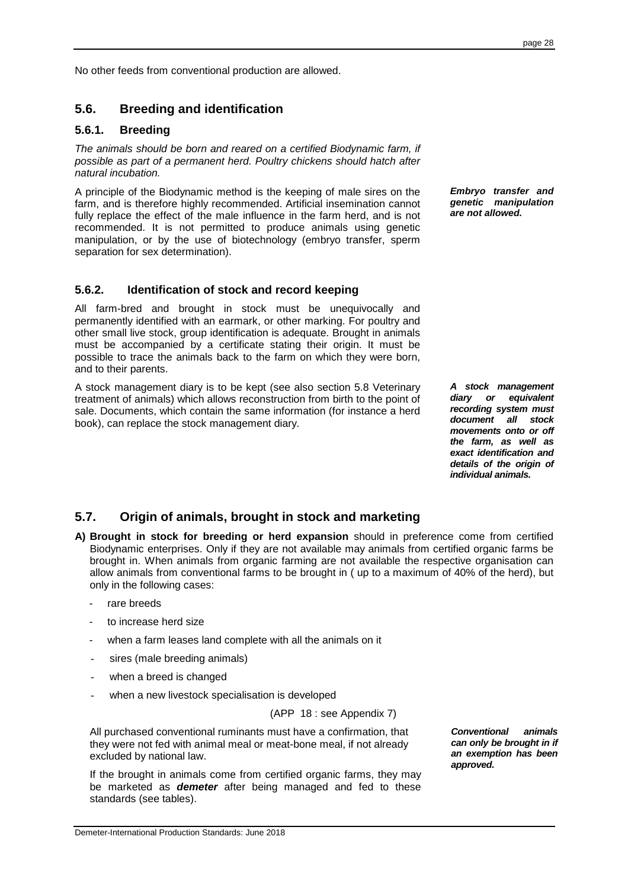No other feeds from conventional production are allowed.

## 5.6. Breeding and identification

### 5.6.1. Breeding

*The animals should be born and reared on a certified Biodynamic farm, if possible as part of a permanent herd. Poultry chickens should hatch after natural incubation.*

A principle of the Biodynamic method is the keeping of male sires on the farm, and is therefore highly recommended. Artificial insemination cannot fully replace the effect of the male influence in the farm herd, and is not recommended. It is not permitted to produce animals using genetic manipulation, or by the use of biotechnology (embryo transfer, sperm separation for sex determination).

***Embryo transfer and genetic manipulation are not allowed.***

### 5.6.2. Identification of stock and record keeping

All farm-bred and brought in stock must be unequivocally and permanently identified with an earmark, or other marking. For poultry and other small live stock, group identification is adequate. Brought in animals must be accompanied by a certificate stating their origin. It must be possible to trace the animals back to the farm on which they were born, and to their parents.

A stock management diary is to be kept (see also section 5.8 Veterinary treatment of animals) which allows reconstruction from birth to the point of sale. Documents, which contain the same information (for instance a herd book), can replace the stock management diary.

***A stock management diary or equivalent recording system must document all stock movements onto or off the farm, as well as exact identification and details of the origin of individual animals.***

## 5.7. Origin of animals, brought in stock and marketing

A) **Brought in stock for breeding or herd expansion** should in preference come from certified Biodynamic enterprises. Only if they are not available may animals from certified organic farms be brought in. When animals from organic farming are not available the respective organisation can allow animals from conventional farms to be brought in ( up to a maximum of 40% of the herd), but only in the following cases:

- rare breeds
- to increase herd size
- when a farm leases land complete with all the animals on it
- sires (male breeding animals)
- when a breed is changed
- when a new livestock specialisation is developed

(APP 18 : see Appendix 7)

All purchased conventional ruminants must have a confirmation, that they were not fed with animal meal or meat-bone meal, if not already excluded by national law.

If the brought in animals come from certified organic farms, they may be marketed as ***demeter*** after being managed and fed to these standards (see tables).

***Conventional animals can only be brought in if an exemption has been approved.***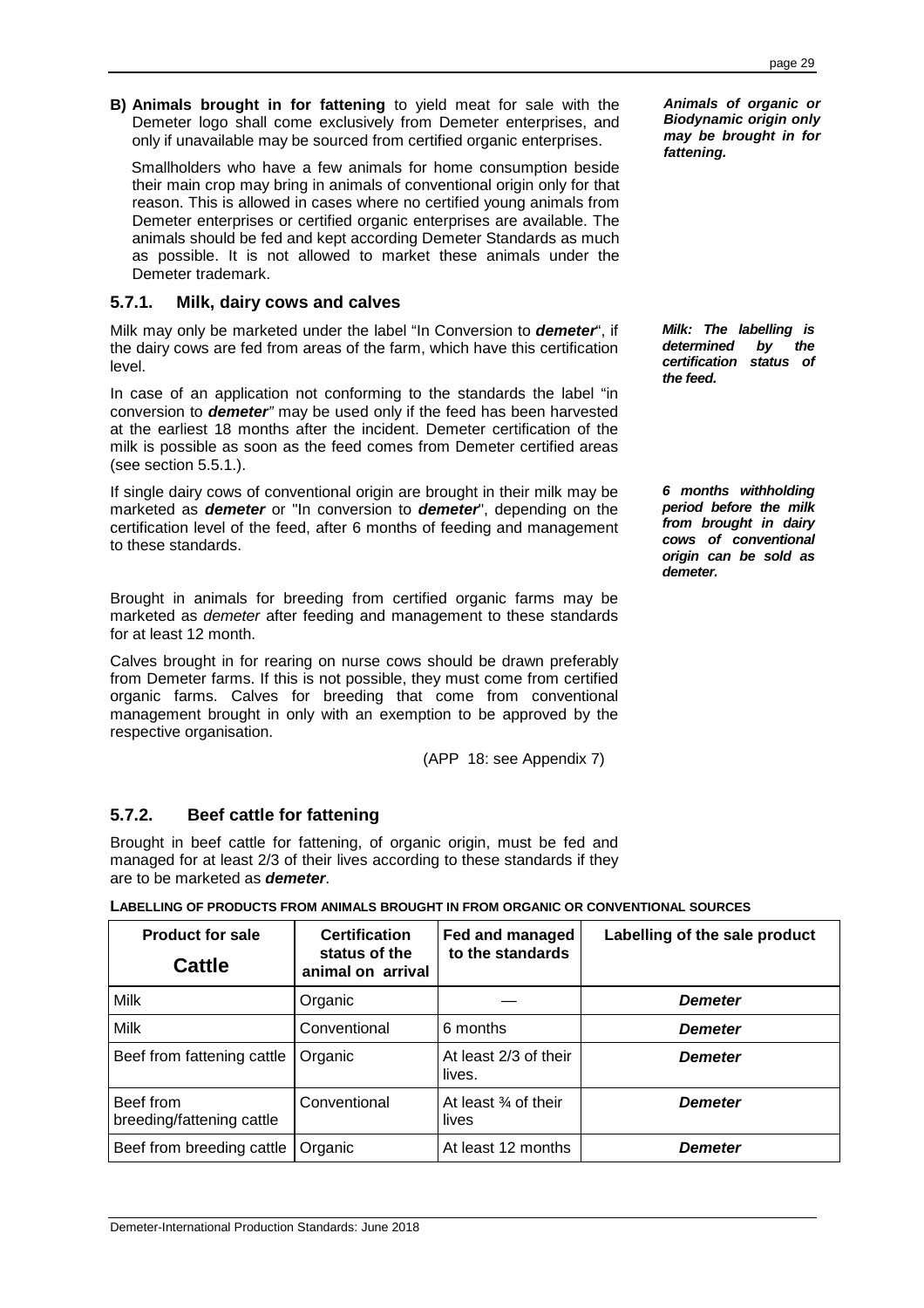**B) Animals brought in for fattening** to yield meat for sale with the Demeter logo shall come exclusively from Demeter enterprises, and only if unavailable may be sourced from certified organic enterprises.

*Animals of organic or Biodynamic origin only may be brought in for fattening.*

Smallholders who have a few animals for home consumption beside their main crop may bring in animals of conventional origin only for that reason. This is allowed in cases where no certified young animals from Demeter enterprises or certified organic enterprises are available. The animals should be fed and kept according Demeter Standards as much as possible. It is not allowed to market these animals under the Demeter trademark.

### 5.7.1. Milk, dairy cows and calves

Milk may only be marketed under the label "In Conversion to ***demeter***", if the dairy cows are fed from areas of the farm, which have this certification level.

*Milk: The labelling is determined by the certification status of the feed.*

In case of an application not conforming to the standards the label "in conversion to ***demeter***" may be used only if the feed has been harvested at the earliest 18 months after the incident. Demeter certification of the milk is possible as soon as the feed comes from Demeter certified areas (see section 5.5.1.).

If single dairy cows of conventional origin are brought in their milk may be marketed as ***demeter*** or "In conversion to ***demeter***", depending on the certification level of the feed, after 6 months of feeding and management to these standards.

*6 months withholding period before the milk from brought in dairy cows of conventional origin can be sold as demeter.*

Brought in animals for breeding from certified organic farms may be marketed as *demeter* after feeding and management to these standards for at least 12 month.

Calves brought in for rearing on nurse cows should be drawn preferably from Demeter farms. If this is not possible, they must come from certified organic farms. Calves for breeding that come from conventional management brought in only with an exemption to be approved by the respective organisation.

(APP 18: see Appendix 7)

### 5.7.2. Beef cattle for fattening

Brought in beef cattle for fattening, of organic origin, must be fed and managed for at least 2/3 of their lives according to these standards if they are to be marketed as ***demeter***.

**LABELLING OF PRODUCTS FROM ANIMALS BROUGHT IN FROM ORGANIC OR CONVENTIONAL SOURCES**

| **Product for sale** **Cattle** | **Certification status of the animal on arrival** | **Fed and managed to the standards** | **Labelling of the sale product** |
|---|---|---|---|
| Milk | Organic | — | ***Demeter*** |
| Milk | Conventional | 6 months | ***Demeter*** |
| Beef from fattening cattle | Organic | At least 2/3 of their lives. | ***Demeter*** |
| Beef from breeding/fattening cattle | Conventional | At least ¾ of their lives | ***Demeter*** |
| Beef from breeding cattle | Organic | At least 12 months | ***Demeter*** |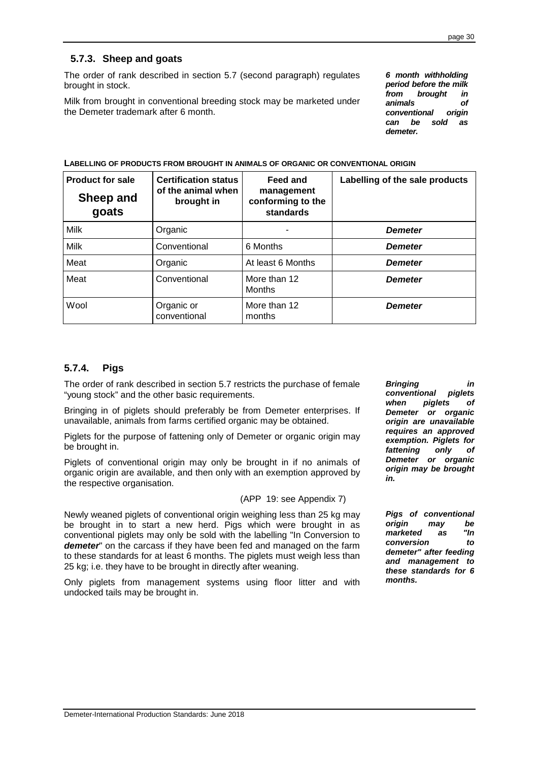### 5.7.3. Sheep and goats

The order of rank described in section 5.7 (second paragraph) regulates brought in stock.

Milk from brought in conventional breeding stock may be marketed under the Demeter trademark after 6 month.

***6 month withholding period before the milk from brought in animals of conventional origin can be sold as demeter.***

**LABELLING OF PRODUCTS FROM BROUGHT IN ANIMALS OF ORGANIC OR CONVENTIONAL ORIGIN**

| **Product for sale** **Sheep and goats** | **Certification status of the animal when brought in** | **Feed and management conforming to the standards** | **Labelling of the sale products** |
|---|---|---|---|
| Milk | Organic | - | ***Demeter*** |
| Milk | Conventional | 6 Months | ***Demeter*** |
| Meat | Organic | At least 6 Months | ***Demeter*** |
| Meat | Conventional | More than 12 Months | ***Demeter*** |
| Wool | Organic or conventional | More than 12 months | ***Demeter*** |

### 5.7.4. Pigs

The order of rank described in section 5.7 restricts the purchase of female "young stock" and the other basic requirements.

Bringing in of piglets should preferably be from Demeter enterprises. If unavailable, animals from farms certified organic may be obtained.

Piglets for the purpose of fattening only of Demeter or organic origin may be brought in.

Piglets of conventional origin may only be brought in if no animals of organic origin are available, and then only with an exemption approved by the respective organisation.

(APP 19: see Appendix 7)

***Bringing in conventional piglets when piglets of Demeter or organic origin are unavailable requires an approved exemption. Piglets for fattening only of Demeter or organic origin may be brought in.***

Newly weaned piglets of conventional origin weighing less than 25 kg may be brought in to start a new herd. Pigs which were brought in as conventional piglets may only be sold with the labelling "In Conversion to ***demeter***" on the carcass if they have been fed and managed on the farm to these standards for at least 6 months. The piglets must weigh less than 25 kg; i.e. they have to be brought in directly after weaning.

Only piglets from management systems using floor litter and with undocked tails may be brought in.

***Pigs of conventional origin may be marketed as "In conversion to demeter" after feeding and management to these standards for 6 months.***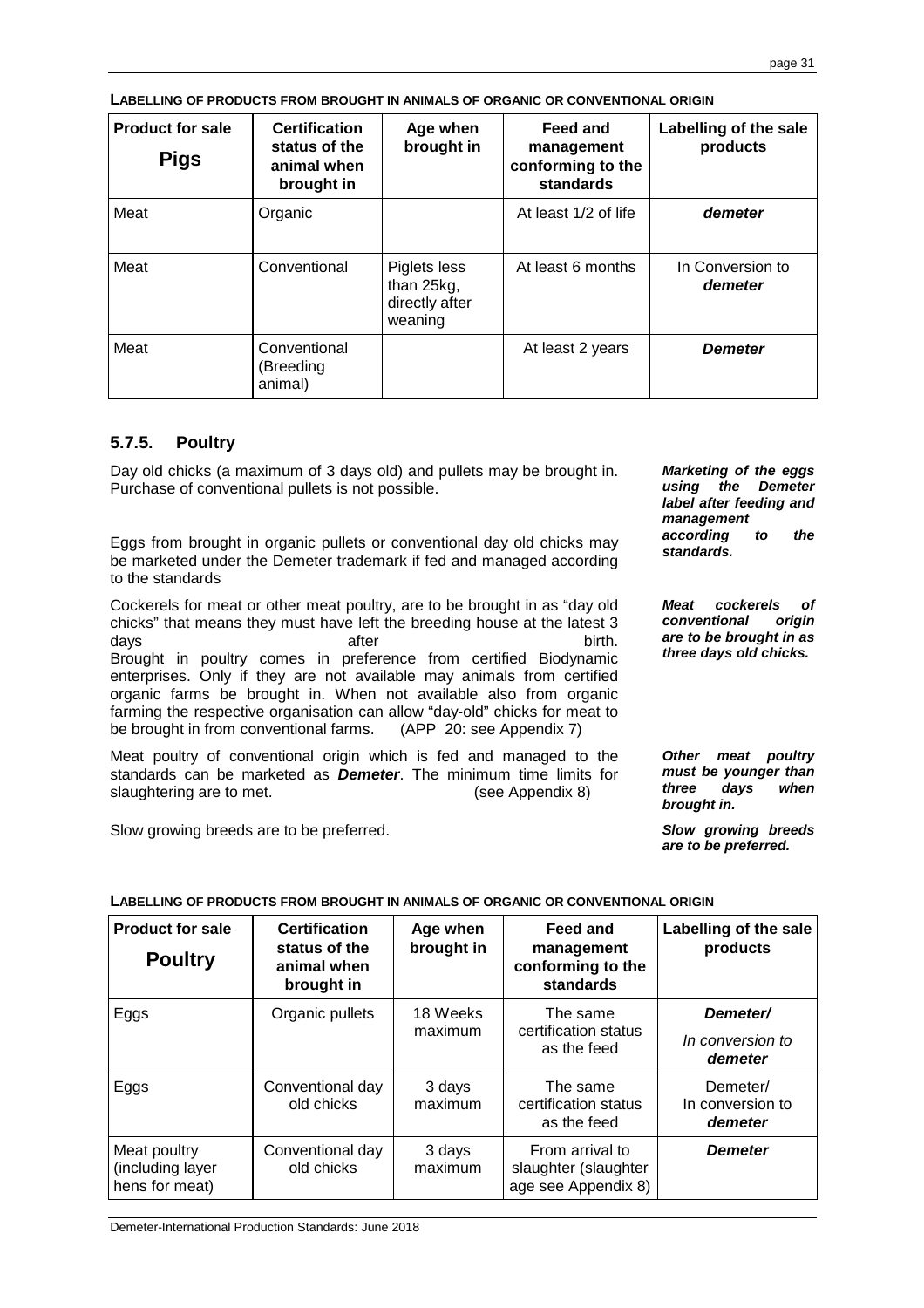**LABELLING OF PRODUCTS FROM BROUGHT IN ANIMALS OF ORGANIC OR CONVENTIONAL ORIGIN**

| Product for sale **Pigs** | Certification status of the animal when brought in | Age when brought in | Feed and management conforming to the standards | Labelling of the sale products |
|---|---|---|---|---|
| Meat | Organic | | At least 1/2 of life | ***demeter*** |
| Meat | Conventional | Piglets less than 25kg, directly after weaning | At least 6 months | In Conversion to ***demeter*** |
| Meat | Conventional (Breeding animal) | | At least 2 years | ***Demeter*** |

## 5.7.5. Poultry

Day old chicks (a maximum of 3 days old) and pullets may be brought in. Purchase of conventional pullets is not possible.

Eggs from brought in organic pullets or conventional day old chicks may be marketed under the Demeter trademark if fed and managed according to the standards

***Marketing of the eggs using the Demeter label after feeding and management according to the standards.***

Cockerels for meat or other meat poultry, are to be brought in as "day old chicks" that means they must have left the breeding house at the latest 3 days after birth.
Brought in poultry comes in preference from certified Biodynamic enterprises. Only if they are not available may animals from certified organic farms be brought in. When not available also from organic farming the respective organisation can allow "day-old" chicks for meat to be brought in from conventional farms. (APP 20: see Appendix 7)

***Meat cockerels of conventional origin are to be brought in as three days old chicks.***

Meat poultry of conventional origin which is fed and managed to the standards can be marketed as ***Demeter***. The minimum time limits for slaughtering are to met. (see Appendix 8)

***Other meat poultry must be younger than three days when brought in.***

Slow growing breeds are to be preferred.

***Slow growing breeds are to be preferred.***

**LABELLING OF PRODUCTS FROM BROUGHT IN ANIMALS OF ORGANIC OR CONVENTIONAL ORIGIN**

| Product for sale **Poultry** | Certification status of the animal when brought in | Age when brought in | Feed and management conforming to the standards | Labelling of the sale products |
|---|---|---|---|---|
| Eggs | Organic pullets | 18 Weeks maximum | The same certification status as the feed | ***Demeter/*** *In conversion to* ***demeter*** |
| Eggs | Conventional day old chicks | 3 days maximum | The same certification status as the feed | Demeter/ In conversion to ***demeter*** |
| Meat poultry (including layer hens for meat) | Conventional day old chicks | 3 days maximum | From arrival to slaughter (slaughter age see Appendix 8) | ***Demeter*** |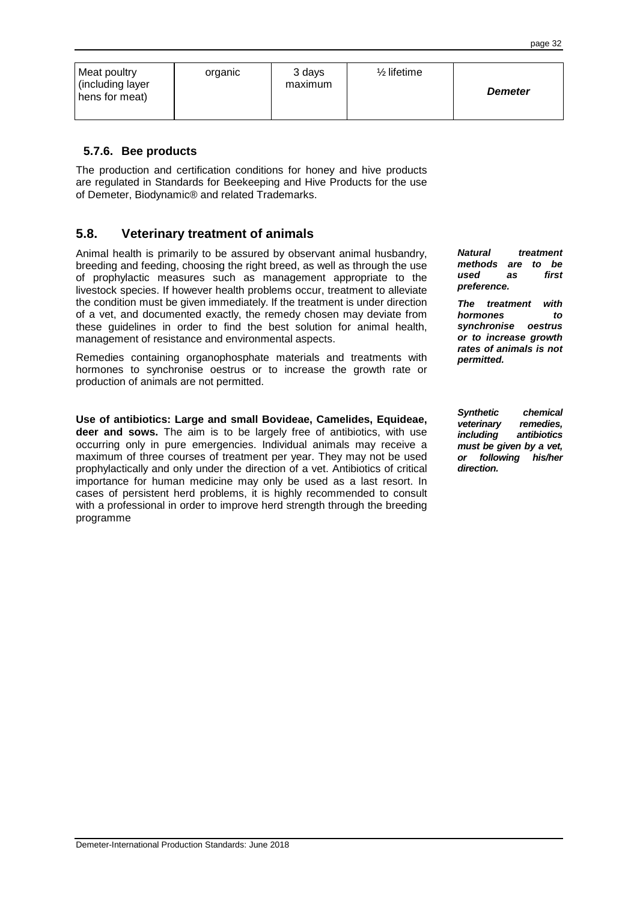| Meat poultry (including layer hens for meat) | organic | 3 days maximum | ½ lifetime | ***Demeter*** |
|---|---|---|---|---|

### 5.7.6. Bee products

The production and certification conditions for honey and hive products are regulated in Standards for Beekeeping and Hive Products for the use of Demeter, Biodynamic® and related Trademarks.

## 5.8. Veterinary treatment of animals

***Natural treatment methods are to be used as first preference.***

***The treatment with hormones to synchronise oestrus or to increase growth rates of animals is not permitted.***

Animal health is primarily to be assured by observant animal husbandry, breeding and feeding, choosing the right breed, as well as through the use of prophylactic measures such as management appropriate to the livestock species. If however health problems occur, treatment to alleviate the condition must be given immediately. If the treatment is under direction of a vet, and documented exactly, the remedy chosen may deviate from these guidelines in order to find the best solution for animal health, management of resistance and environmental aspects.

Remedies containing organophosphate materials and treatments with hormones to synchronise oestrus or to increase the growth rate or production of animals are not permitted.

***Synthetic chemical veterinary remedies, including antibiotics must be given by a vet, or following his/her direction.***

**Use of antibiotics: Large and small Bovideae, Camelides, Equideae, deer and sows.** The aim is to be largely free of antibiotics, with use occurring only in pure emergencies. Individual animals may receive a maximum of three courses of treatment per year. They may not be used prophylactically and only under the direction of a vet. Antibiotics of critical importance for human medicine may only be used as a last resort. In cases of persistent herd problems, it is highly recommended to consult with a professional in order to improve herd strength through the breeding programme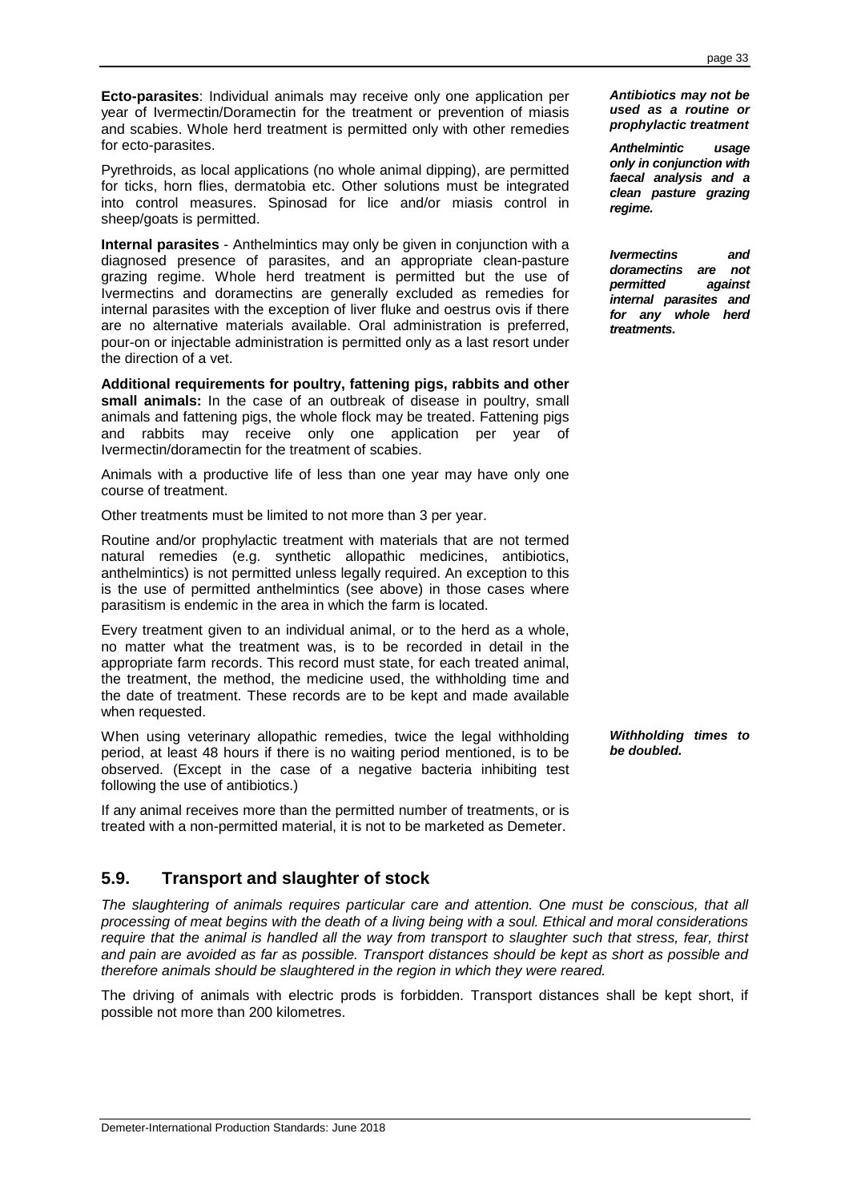**Ecto-parasites**: Individual animals may receive only one application per year of Ivermectin/Doramectin for the treatment or prevention of miasis and scabies. Whole herd treatment is permitted only with other remedies for ecto-parasites.

*__Antibiotics may not be used as a routine or prophylactic treatment__*

Pyrethroids, as local applications (no whole animal dipping), are permitted for ticks, horn flies, dermatobia etc. Other solutions must be integrated into control measures. Spinosad for lice and/or miasis control in sheep/goats is permitted.

*__Anthelmintic usage only in conjunction with faecal analysis and a clean pasture grazing regime.__*

**Internal parasites** - Anthelmintics may only be given in conjunction with a diagnosed presence of parasites, and an appropriate clean-pasture grazing regime. Whole herd treatment is permitted but the use of Ivermectins and doramectins are generally excluded as remedies for internal parasites with the exception of liver fluke and oestrus ovis if there are no alternative materials available. Oral administration is preferred, pour-on or injectable administration is permitted only as a last resort under the direction of a vet.

*__Ivermectins and doramectins are not permitted against internal parasites and for any whole herd treatments.__*

**Additional requirements for poultry, fattening pigs, rabbits and other small animals:** In the case of an outbreak of disease in poultry, small animals and fattening pigs, the whole flock may be treated. Fattening pigs and rabbits may receive only one application per year of Ivermectin/doramectin for the treatment of scabies.

Animals with a productive life of less than one year may have only one course of treatment.

Other treatments must be limited to not more than 3 per year.

Routine and/or prophylactic treatment with materials that are not termed natural remedies (e.g. synthetic allopathic medicines, antibiotics, anthelmintics) is not permitted unless legally required. An exception to this is the use of permitted anthelmintics (see above) in those cases where parasitism is endemic in the area in which the farm is located.

Every treatment given to an individual animal, or to the herd as a whole, no matter what the treatment was, is to be recorded in detail in the appropriate farm records. This record must state, for each treated animal, the treatment, the method, the medicine used, the withholding time and the date of treatment. These records are to be kept and made available when requested.

When using veterinary allopathic remedies, twice the legal withholding period, at least 48 hours if there is no waiting period mentioned, is to be observed. (Except in the case of a negative bacteria inhibiting test following the use of antibiotics.)

*__Withholding times to be doubled.__*

If any animal receives more than the permitted number of treatments, or is treated with a non-permitted material, it is not to be marketed as Demeter.

## 5.9. Transport and slaughter of stock

*The slaughtering of animals requires particular care and attention. One must be conscious, that all processing of meat begins with the death of a living being with a soul. Ethical and moral considerations require that the animal is handled all the way from transport to slaughter such that stress, fear, thirst and pain are avoided as far as possible. Transport distances should be kept as short as possible and therefore animals should be slaughtered in the region in which they were reared.*

The driving of animals with electric prods is forbidden. Transport distances shall be kept short, if possible not more than 200 kilometres.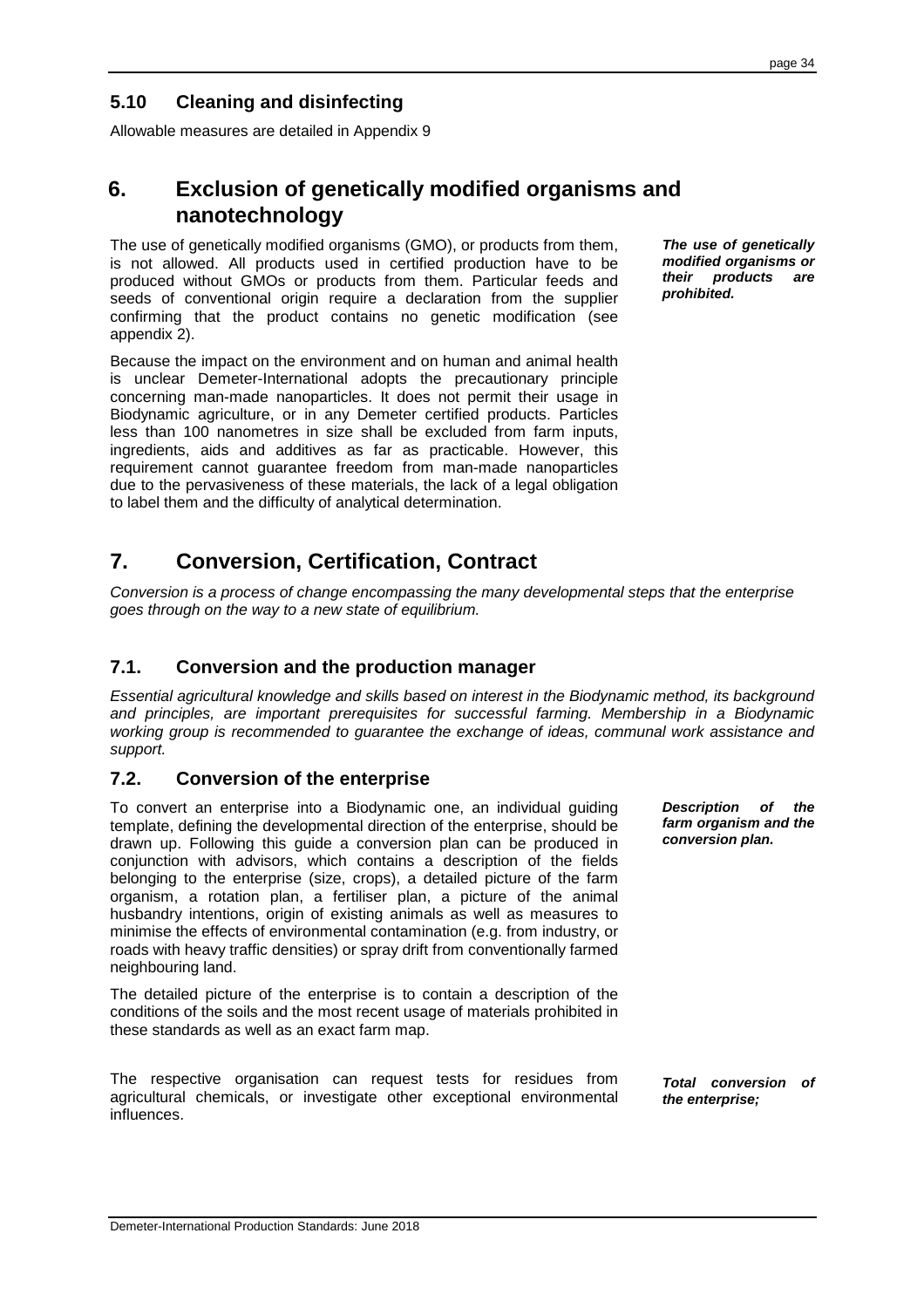## 5.10 Cleaning and disinfecting

Allowable measures are detailed in Appendix 9

# 6. Exclusion of genetically modified organisms and nanotechnology

***The use of genetically modified organisms or their products are prohibited.***

The use of genetically modified organisms (GMO), or products from them, is not allowed. All products used in certified production have to be produced without GMOs or products from them. Particular feeds and seeds of conventional origin require a declaration from the supplier confirming that the product contains no genetic modification (see appendix 2).

Because the impact on the environment and on human and animal health is unclear Demeter-International adopts the precautionary principle concerning man-made nanoparticles. It does not permit their usage in Biodynamic agriculture, or in any Demeter certified products. Particles less than 100 nanometres in size shall be excluded from farm inputs, ingredients, aids and additives as far as practicable. However, this requirement cannot guarantee freedom from man-made nanoparticles due to the pervasiveness of these materials, the lack of a legal obligation to label them and the difficulty of analytical determination.

# 7. Conversion, Certification, Contract

*Conversion is a process of change encompassing the many developmental steps that the enterprise goes through on the way to a new state of equilibrium.*

## 7.1. Conversion and the production manager

*Essential agricultural knowledge and skills based on interest in the Biodynamic method, its background and principles, are important prerequisites for successful farming. Membership in a Biodynamic working group is recommended to guarantee the exchange of ideas, communal work assistance and support.*

## 7.2. Conversion of the enterprise

***Description of the farm organism and the conversion plan.***

To convert an enterprise into a Biodynamic one, an individual guiding template, defining the developmental direction of the enterprise, should be drawn up. Following this guide a conversion plan can be produced in conjunction with advisors, which contains a description of the fields belonging to the enterprise (size, crops), a detailed picture of the farm organism, a rotation plan, a fertiliser plan, a picture of the animal husbandry intentions, origin of existing animals as well as measures to minimise the effects of environmental contamination (e.g. from industry, or roads with heavy traffic densities) or spray drift from conventionally farmed neighbouring land.

The detailed picture of the enterprise is to contain a description of the conditions of the soils and the most recent usage of materials prohibited in these standards as well as an exact farm map.

***Total conversion of the enterprise;***

The respective organisation can request tests for residues from agricultural chemicals, or investigate other exceptional environmental influences.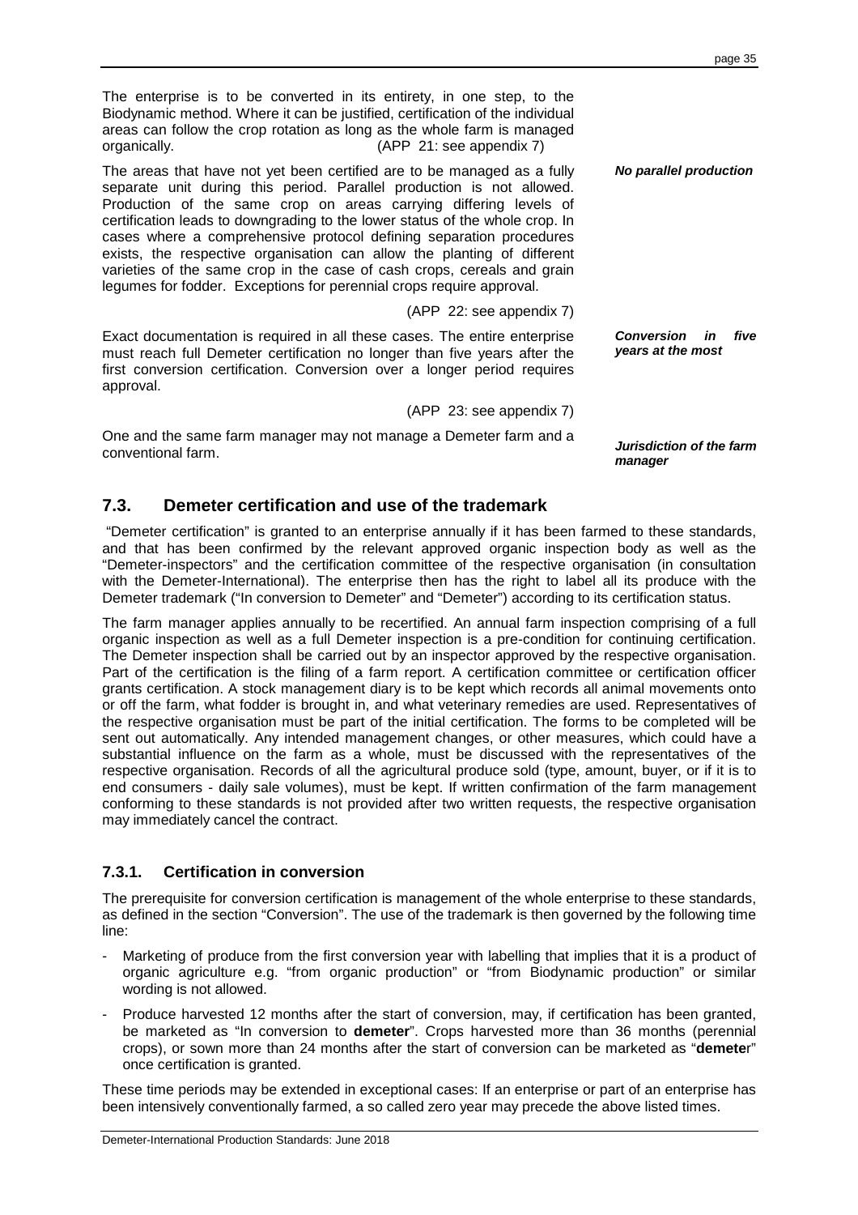The enterprise is to be converted in its entirety, in one step, to the Biodynamic method. Where it can be justified, certification of the individual areas can follow the crop rotation as long as the whole farm is managed organically. (APP 21: see appendix 7)

***No parallel production***

The areas that have not yet been certified are to be managed as a fully separate unit during this period. Parallel production is not allowed. Production of the same crop on areas carrying differing levels of certification leads to downgrading to the lower status of the whole crop. In cases where a comprehensive protocol defining separation procedures exists, the respective organisation can allow the planting of different varieties of the same crop in the case of cash crops, cereals and grain legumes for fodder. Exceptions for perennial crops require approval.

(APP 22: see appendix 7)

***Conversion in five years at the most***

Exact documentation is required in all these cases. The entire enterprise must reach full Demeter certification no longer than five years after the first conversion certification. Conversion over a longer period requires approval.

(APP 23: see appendix 7)

***Jurisdiction of the farm manager***

One and the same farm manager may not manage a Demeter farm and a conventional farm.

## 7.3. Demeter certification and use of the trademark

"Demeter certification" is granted to an enterprise annually if it has been farmed to these standards, and that has been confirmed by the relevant approved organic inspection body as well as the "Demeter-inspectors" and the certification committee of the respective organisation (in consultation with the Demeter-International). The enterprise then has the right to label all its produce with the Demeter trademark ("In conversion to Demeter" and "Demeter") according to its certification status.

The farm manager applies annually to be recertified. An annual farm inspection comprising of a full organic inspection as well as a full Demeter inspection is a pre-condition for continuing certification. The Demeter inspection shall be carried out by an inspector approved by the respective organisation. Part of the certification is the filing of a farm report. A certification committee or certification officer grants certification. A stock management diary is to be kept which records all animal movements onto or off the farm, what fodder is brought in, and what veterinary remedies are used. Representatives of the respective organisation must be part of the initial certification. The forms to be completed will be sent out automatically. Any intended management changes, or other measures, which could have a substantial influence on the farm as a whole, must be discussed with the representatives of the respective organisation. Records of all the agricultural produce sold (type, amount, buyer, or if it is to end consumers - daily sale volumes), must be kept. If written confirmation of the farm management conforming to these standards is not provided after two written requests, the respective organisation may immediately cancel the contract.

### 7.3.1. Certification in conversion

The prerequisite for conversion certification is management of the whole enterprise to these standards, as defined in the section "Conversion". The use of the trademark is then governed by the following time line:

- Marketing of produce from the first conversion year with labelling that implies that it is a product of organic agriculture e.g. "from organic production" or "from Biodynamic production" or similar wording is not allowed.
- Produce harvested 12 months after the start of conversion, may, if certification has been granted, be marketed as "In conversion to **demeter**". Crops harvested more than 36 months (perennial crops), or sown more than 24 months after the start of conversion can be marketed as "**demeter**" once certification is granted.

These time periods may be extended in exceptional cases: If an enterprise or part of an enterprise has been intensively conventionally farmed, a so called zero year may precede the above listed times.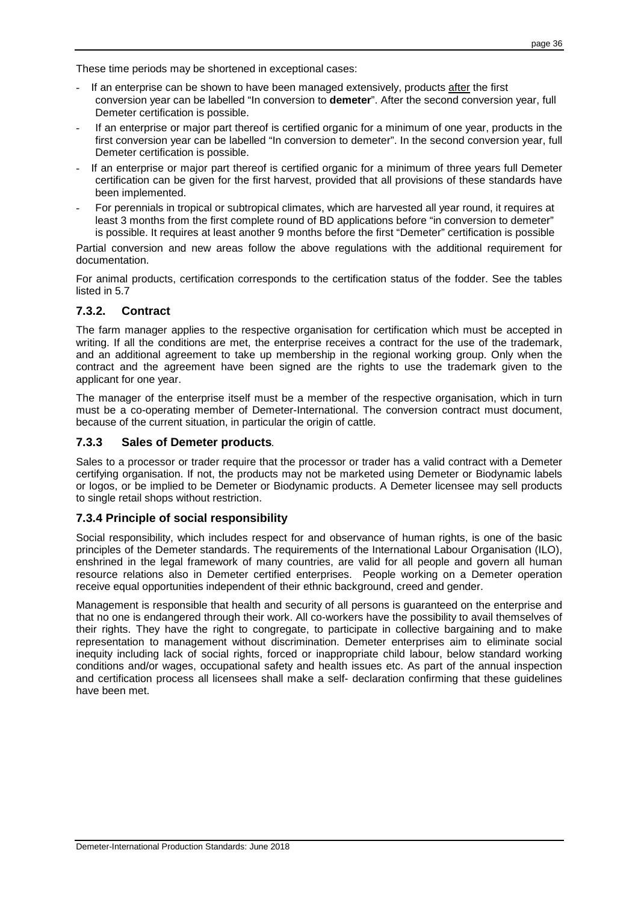These time periods may be shortened in exceptional cases:

- If an enterprise can be shown to have been managed extensively, products after the first conversion year can be labelled "In conversion to **demeter**". After the second conversion year, full Demeter certification is possible.
- If an enterprise or major part thereof is certified organic for a minimum of one year, products in the first conversion year can be labelled "In conversion to demeter". In the second conversion year, full Demeter certification is possible.
- If an enterprise or major part thereof is certified organic for a minimum of three years full Demeter certification can be given for the first harvest, provided that all provisions of these standards have been implemented.
- For perennials in tropical or subtropical climates, which are harvested all year round, it requires at least 3 months from the first complete round of BD applications before "in conversion to demeter" is possible. It requires at least another 9 months before the first "Demeter" certification is possible

Partial conversion and new areas follow the above regulations with the additional requirement for documentation.

For animal products, certification corresponds to the certification status of the fodder. See the tables listed in 5.7

### 7.3.2. Contract

The farm manager applies to the respective organisation for certification which must be accepted in writing. If all the conditions are met, the enterprise receives a contract for the use of the trademark, and an additional agreement to take up membership in the regional working group. Only when the contract and the agreement have been signed are the rights to use the trademark given to the applicant for one year.

The manager of the enterprise itself must be a member of the respective organisation, which in turn must be a co-operating member of Demeter-International. The conversion contract must document, because of the current situation, in particular the origin of cattle.

### 7.3.3 Sales of Demeter products.

Sales to a processor or trader require that the processor or trader has a valid contract with a Demeter certifying organisation. If not, the products may not be marketed using Demeter or Biodynamic labels or logos, or be implied to be Demeter or Biodynamic products. A Demeter licensee may sell products to single retail shops without restriction.

### 7.3.4 Principle of social responsibility

Social responsibility, which includes respect for and observance of human rights, is one of the basic principles of the Demeter standards. The requirements of the International Labour Organisation (ILO), enshrined in the legal framework of many countries, are valid for all people and govern all human resource relations also in Demeter certified enterprises. People working on a Demeter operation receive equal opportunities independent of their ethnic background, creed and gender.

Management is responsible that health and security of all persons is guaranteed on the enterprise and that no one is endangered through their work. All co-workers have the possibility to avail themselves of their rights. They have the right to congregate, to participate in collective bargaining and to make representation to management without discrimination. Demeter enterprises aim to eliminate social inequity including lack of social rights, forced or inappropriate child labour, below standard working conditions and/or wages, occupational safety and health issues etc. As part of the annual inspection and certification process all licensees shall make a self- declaration confirming that these guidelines have been met.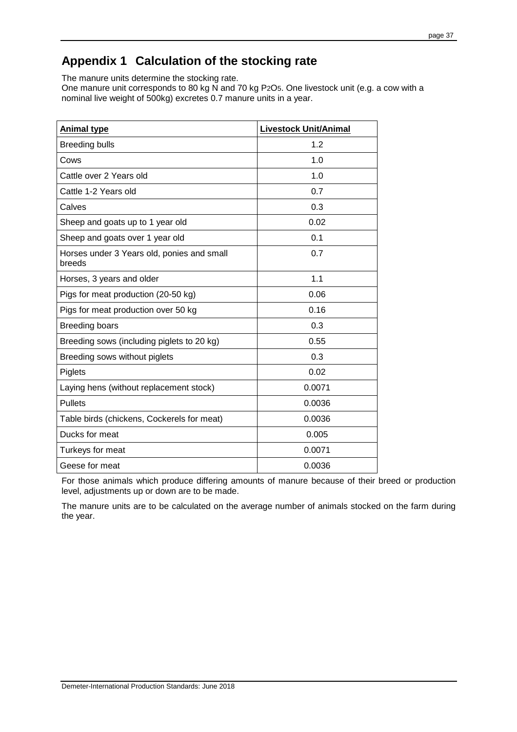# Appendix 1 Calculation of the stocking rate

The manure units determine the stocking rate.
One manure unit corresponds to 80 kg N and 70 kg $P_2O_5$. One livestock unit (e.g. a cow with a nominal live weight of 500kg) excretes 0.7 manure units in a year.

| Animal type | Livestock Unit/Animal |
|---|---|
| Breeding bulls | 1.2 |
| Cows | 1.0 |
| Cattle over 2 Years old | 1.0 |
| Cattle 1-2 Years old | 0.7 |
| Calves | 0.3 |
| Sheep and goats up to 1 year old | 0.02 |
| Sheep and goats over 1 year old | 0.1 |
| Horses under 3 Years old, ponies and small breeds | 0.7 |
| Horses, 3 years and older | 1.1 |
| Pigs for meat production (20-50 kg) | 0.06 |
| Pigs for meat production over 50 kg | 0.16 |
| Breeding boars | 0.3 |
| Breeding sows (including piglets to 20 kg) | 0.55 |
| Breeding sows without piglets | 0.3 |
| Piglets | 0.02 |
| Laying hens (without replacement stock) | 0.0071 |
| Pullets | 0.0036 |
| Table birds (chickens, Cockerels for meat) | 0.0036 |
| Ducks for meat | 0.005 |
| Turkeys for meat | 0.0071 |
| Geese for meat | 0.0036 |

For those animals which produce differing amounts of manure because of their breed or production level, adjustments up or down are to be made.

The manure units are to be calculated on the average number of animals stocked on the farm during the year.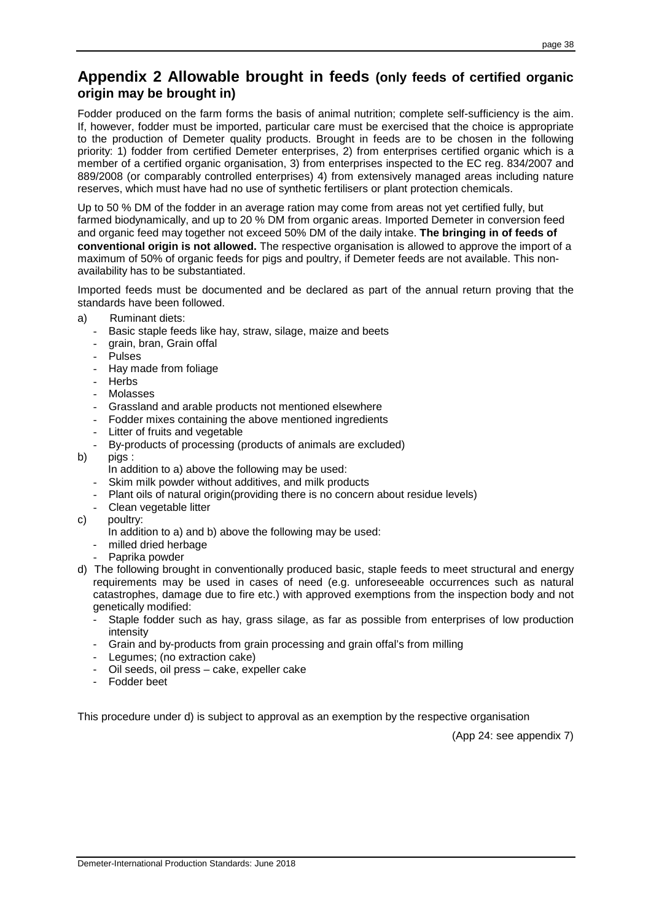## Appendix 2 Allowable brought in feeds (only feeds of certified organic origin may be brought in)

Fodder produced on the farm forms the basis of animal nutrition; complete self-sufficiency is the aim. If, however, fodder must be imported, particular care must be exercised that the choice is appropriate to the production of Demeter quality products. Brought in feeds are to be chosen in the following priority: 1) fodder from certified Demeter enterprises, 2) from enterprises certified organic which is a member of a certified organic organisation, 3) from enterprises inspected to the EC reg. 834/2007 and 889/2008 (or comparably controlled enterprises) 4) from extensively managed areas including nature reserves, which must have had no use of synthetic fertilisers or plant protection chemicals.

Up to 50 % DM of the fodder in an average ration may come from areas not yet certified fully, but farmed biodynamically, and up to 20 % DM from organic areas. Imported Demeter in conversion feed and organic feed may together not exceed 50% DM of the daily intake. **The bringing in of feeds of conventional origin is not allowed.** The respective organisation is allowed to approve the import of a maximum of 50% of organic feeds for pigs and poultry, if Demeter feeds are not available. This non-availability has to be substantiated.

Imported feeds must be documented and be declared as part of the annual return proving that the standards have been followed.

a) Ruminant diets:
  - Basic staple feeds like hay, straw, silage, maize and beets
  - grain, bran, Grain offal
  - Pulses
  - Hay made from foliage
  - Herbs
  - Molasses
  - Grassland and arable products not mentioned elsewhere
  - Fodder mixes containing the above mentioned ingredients
  - Litter of fruits and vegetable
  - By-products of processing (products of animals are excluded)

b) pigs :

  In addition to a) above the following may be used:
  - Skim milk powder without additives, and milk products
  - Plant oils of natural origin(providing there is no concern about residue levels)
  - Clean vegetable litter

c) poultry:

  In addition to a) and b) above the following may be used:
  - milled dried herbage
  - Paprika powder

d) The following brought in conventionally produced basic, staple feeds to meet structural and energy requirements may be used in cases of need (e.g. unforeseeable occurrences such as natural catastrophes, damage due to fire etc.) with approved exemptions from the inspection body and not genetically modified:
  - Staple fodder such as hay, grass silage, as far as possible from enterprises of low production intensity
  - Grain and by-products from grain processing and grain offal's from milling
  - Legumes; (no extraction cake)
  - Oil seeds, oil press – cake, expeller cake
  - Fodder beet

This procedure under d) is subject to approval as an exemption by the respective organisation

(App 24: see appendix 7)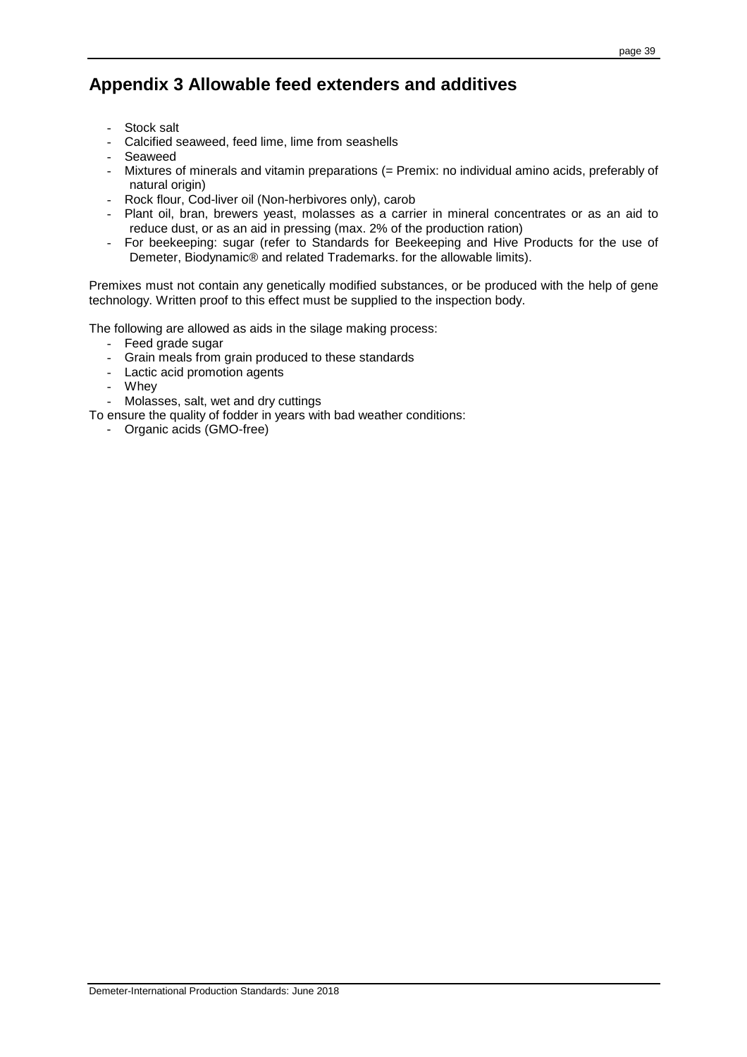## Appendix 3 Allowable feed extenders and additives

- Stock salt
- Calcified seaweed, feed lime, lime from seashells
- Seaweed
- Mixtures of minerals and vitamin preparations (= Premix: no individual amino acids, preferably of natural origin)
- Rock flour, Cod-liver oil (Non-herbivores only), carob
- Plant oil, bran, brewers yeast, molasses as a carrier in mineral concentrates or as an aid to reduce dust, or as an aid in pressing (max. 2% of the production ration)
- For beekeeping: sugar (refer to Standards for Beekeeping and Hive Products for the use of Demeter, Biodynamic® and related Trademarks. for the allowable limits).

Premixes must not contain any genetically modified substances, or be produced with the help of gene technology. Written proof to this effect must be supplied to the inspection body.

The following are allowed as aids in the silage making process:

- Feed grade sugar
- Grain meals from grain produced to these standards
- Lactic acid promotion agents
- Whey
- Molasses, salt, wet and dry cuttings

To ensure the quality of fodder in years with bad weather conditions:

- Organic acids (GMO-free)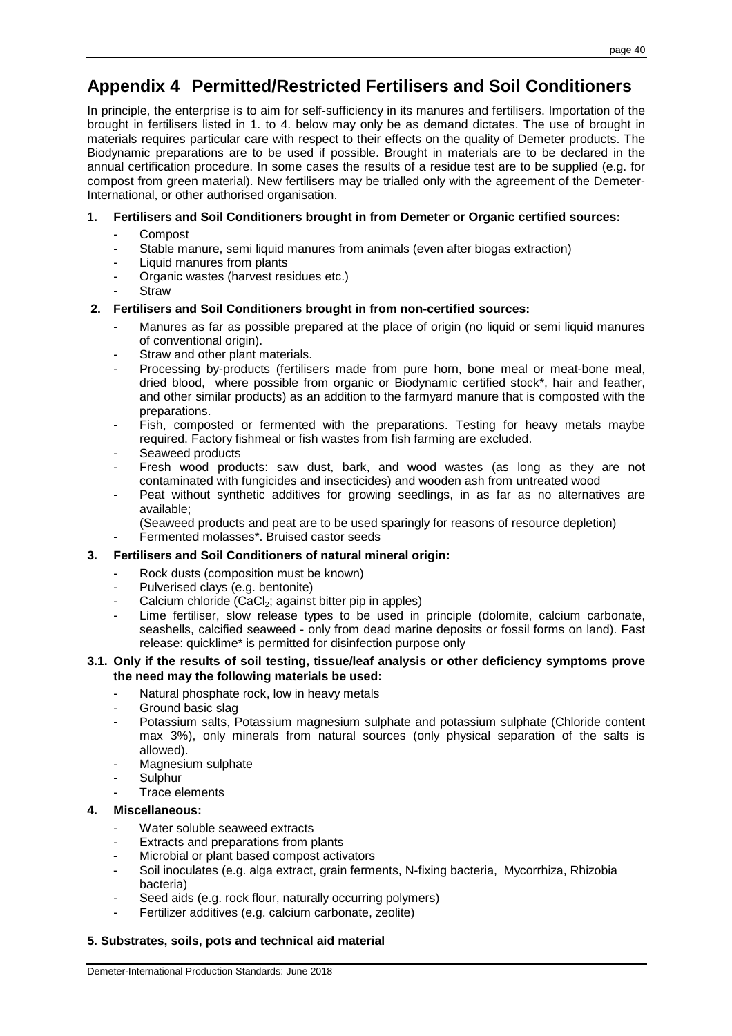# Appendix 4 Permitted/Restricted Fertilisers and Soil Conditioners

In principle, the enterprise is to aim for self-sufficiency in its manures and fertilisers. Importation of the brought in fertilisers listed in 1. to 4. below may only be as demand dictates. The use of brought in materials requires particular care with respect to their effects on the quality of Demeter products. The Biodynamic preparations are to be used if possible. Brought in materials are to be declared in the annual certification procedure. In some cases the results of a residue test are to be supplied (e.g. for compost from green material). New fertilisers may be trialled only with the agreement of the Demeter-International, or other authorised organisation.

**1. Fertilisers and Soil Conditioners brought in from Demeter or Organic certified sources:**

- Compost
- Stable manure, semi liquid manures from animals (even after biogas extraction)
- Liquid manures from plants
- Organic wastes (harvest residues etc.)
- Straw

**2. Fertilisers and Soil Conditioners brought in from non-certified sources:**

- Manures as far as possible prepared at the place of origin (no liquid or semi liquid manures of conventional origin).
- Straw and other plant materials.
- Processing by-products (fertilisers made from pure horn, bone meal or meat-bone meal, dried blood, where possible from organic or Biodynamic certified stock*, hair and feather, and other similar products) as an addition to the farmyard manure that is composted with the preparations.
- Fish, composted or fermented with the preparations. Testing for heavy metals maybe required. Factory fishmeal or fish wastes from fish farming are excluded.
- Seaweed products
- Fresh wood products: saw dust, bark, and wood wastes (as long as they are not contaminated with fungicides and insecticides) and wooden ash from untreated wood
- Peat without synthetic additives for growing seedlings, in as far as no alternatives are available;
  (Seaweed products and peat are to be used sparingly for reasons of resource depletion)
- Fermented molasses*. Bruised castor seeds

**3. Fertilisers and Soil Conditioners of natural mineral origin:**

- Rock dusts (composition must be known)
- Pulverised clays (e.g. bentonite)
- Calcium chloride ($CaCl_2$; against bitter pip in apples)
- Lime fertiliser, slow release types to be used in principle (dolomite, calcium carbonate, seashells, calcified seaweed - only from dead marine deposits or fossil forms on land). Fast release: quicklime* is permitted for disinfection purpose only

**3.1. Only if the results of soil testing, tissue/leaf analysis or other deficiency symptoms prove the need may the following materials be used:**

- Natural phosphate rock, low in heavy metals
- Ground basic slag
- Potassium salts, Potassium magnesium sulphate and potassium sulphate (Chloride content max 3%), only minerals from natural sources (only physical separation of the salts is allowed).
- Magnesium sulphate
- Sulphur
- Trace elements

**4. Miscellaneous:**

- Water soluble seaweed extracts
- Extracts and preparations from plants
- Microbial or plant based compost activators
- Soil inoculates (e.g. alga extract, grain ferments, N-fixing bacteria, Mycorrhiza, Rhizobia bacteria)
- Seed aids (e.g. rock flour, naturally occurring polymers)
- Fertilizer additives (e.g. calcium carbonate, zeolite)

**5. Substrates, soils, pots and technical aid material**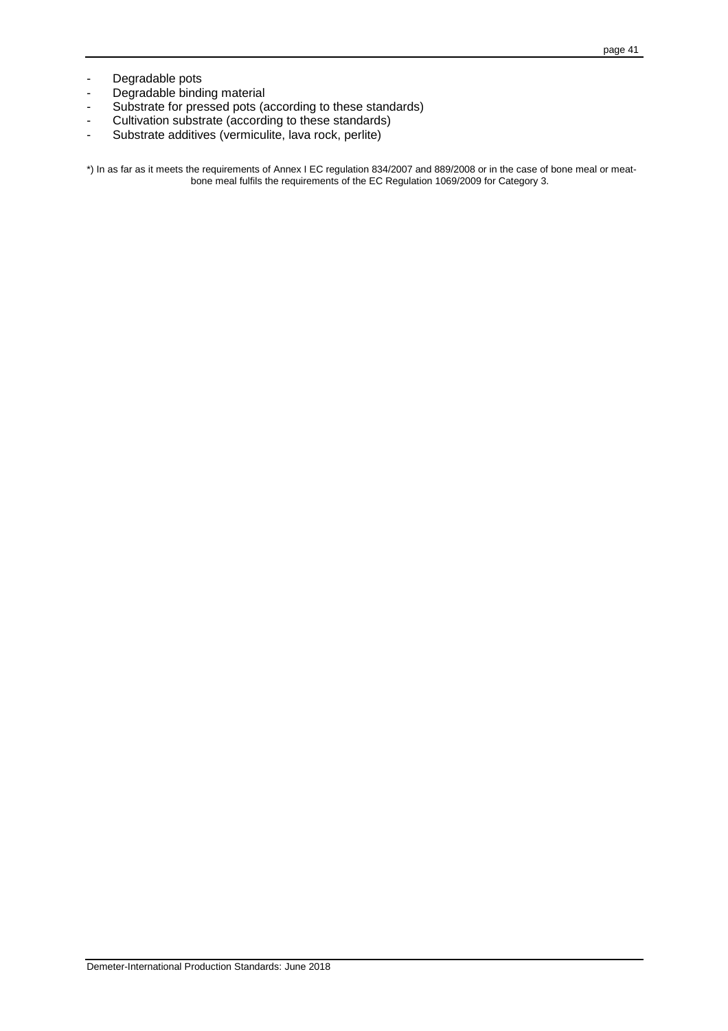- Degradable pots
- Degradable binding material
- Substrate for pressed pots (according to these standards)
- Cultivation substrate (according to these standards)
- Substrate additives (vermiculite, lava rock, perlite)

*) In as far as it meets the requirements of Annex I EC regulation 834/2007 and 889/2008 or in the case of bone meal or meat-bone meal fulfils the requirements of the EC Regulation 1069/2009 for Category 3.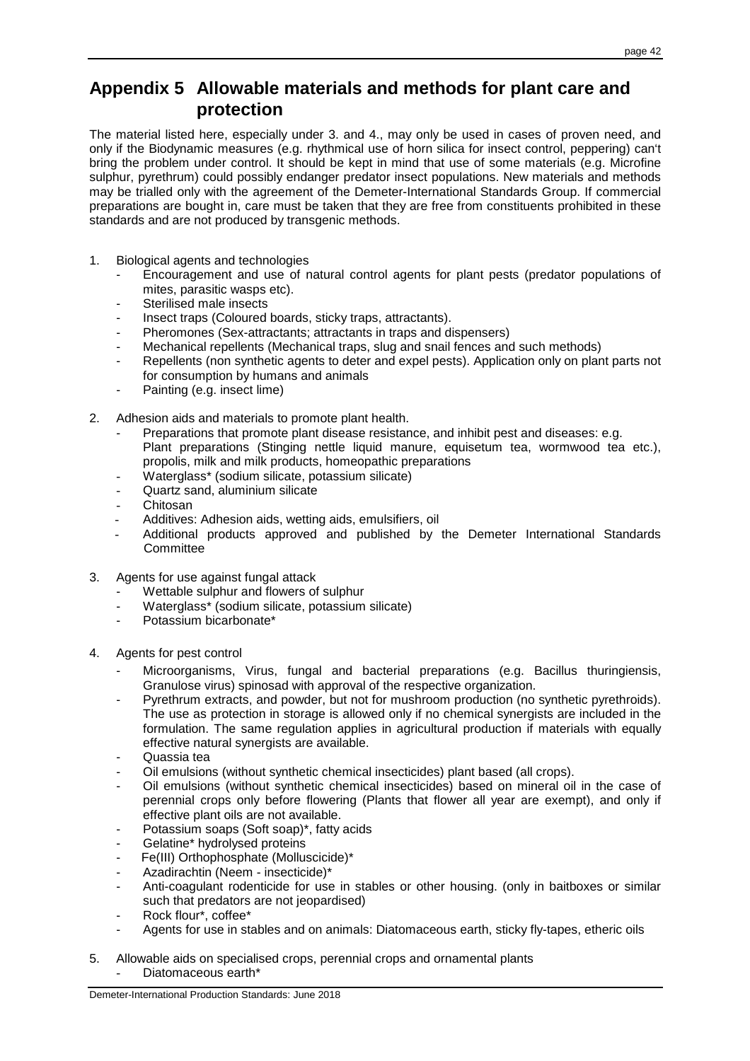# Appendix 5 Allowable materials and methods for plant care and protection

The material listed here, especially under 3. and 4., may only be used in cases of proven need, and only if the Biodynamic measures (e.g. rhythmical use of horn silica for insect control, peppering) can't bring the problem under control. It should be kept in mind that use of some materials (e.g. Microfine sulphur, pyrethrum) could possibly endanger predator insect populations. New materials and methods may be trialled only with the agreement of the Demeter-International Standards Group. If commercial preparations are bought in, care must be taken that they are free from constituents prohibited in these standards and are not produced by transgenic methods.

1. Biological agents and technologies
   - Encouragement and use of natural control agents for plant pests (predator populations of mites, parasitic wasps etc).
   - Sterilised male insects
   - Insect traps (Coloured boards, sticky traps, attractants).
   - Pheromones (Sex-attractants; attractants in traps and dispensers)
   - Mechanical repellents (Mechanical traps, slug and snail fences and such methods)
   - Repellents (non synthetic agents to deter and expel pests). Application only on plant parts not for consumption by humans and animals
   - Painting (e.g. insect lime)

2. Adhesion aids and materials to promote plant health.
   - Preparations that promote plant disease resistance, and inhibit pest and diseases: e.g. Plant preparations (Stinging nettle liquid manure, equisetum tea, wormwood tea etc.), propolis, milk and milk products, homeopathic preparations
   - Waterglass* (sodium silicate, potassium silicate)
   - Quartz sand, aluminium silicate
   - Chitosan
   - Additives: Adhesion aids, wetting aids, emulsifiers, oil
   - Additional products approved and published by the Demeter International Standards Committee

3. Agents for use against fungal attack
   - Wettable sulphur and flowers of sulphur
   - Waterglass* (sodium silicate, potassium silicate)
   - Potassium bicarbonate*

4. Agents for pest control
   - Microorganisms, Virus, fungal and bacterial preparations (e.g. Bacillus thuringiensis, Granulose virus) spinosad with approval of the respective organization.
   - Pyrethrum extracts, and powder, but not for mushroom production (no synthetic pyrethroids). The use as protection in storage is allowed only if no chemical synergists are included in the formulation. The same regulation applies in agricultural production if materials with equally effective natural synergists are available.
   - Quassia tea
   - Oil emulsions (without synthetic chemical insecticides) plant based (all crops).
   - Oil emulsions (without synthetic chemical insecticides) based on mineral oil in the case of perennial crops only before flowering (Plants that flower all year are exempt), and only if effective plant oils are not available.
   - Potassium soaps (Soft soap)*, fatty acids
   - Gelatine* hydrolysed proteins
   - Fe(III) Orthophosphate (Molluscicide)*
   - Azadirachtin (Neem - insecticide)*
   - Anti-coagulant rodenticide for use in stables or other housing. (only in baitboxes or similar such that predators are not jeopardised)
   - Rock flour*, coffee*
   - Agents for use in stables and on animals: Diatomaceous earth, sticky fly-tapes, etheric oils

5. Allowable aids on specialised crops, perennial crops and ornamental plants
   - Diatomaceous earth*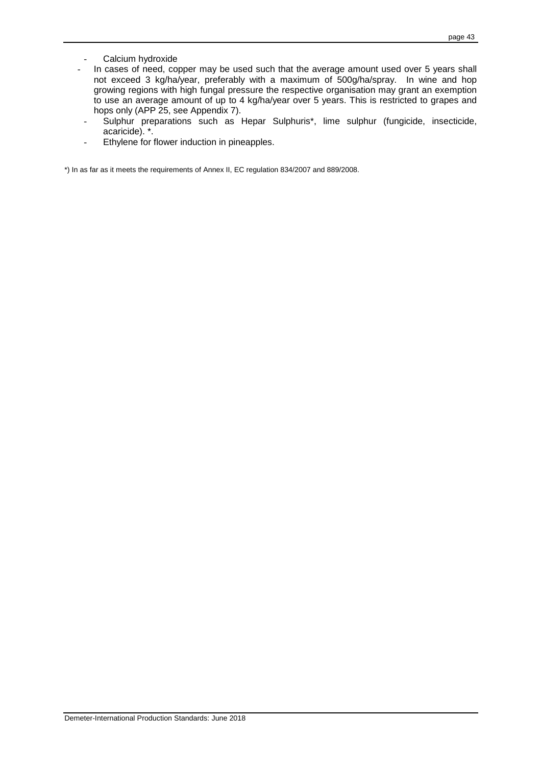- Calcium hydroxide
- In cases of need, copper may be used such that the average amount used over 5 years shall not exceed 3 kg/ha/year, preferably with a maximum of 500g/ha/spray. In wine and hop growing regions with high fungal pressure the respective organisation may grant an exemption to use an average amount of up to 4 kg/ha/year over 5 years. This is restricted to grapes and hops only (APP 25, see Appendix 7).
- Sulphur preparations such as Hepar Sulphuris*, lime sulphur (fungicide, insecticide, acaricide). *.
- Ethylene for flower induction in pineapples.

*) In as far as it meets the requirements of Annex II, EC regulation 834/2007 and 889/2008.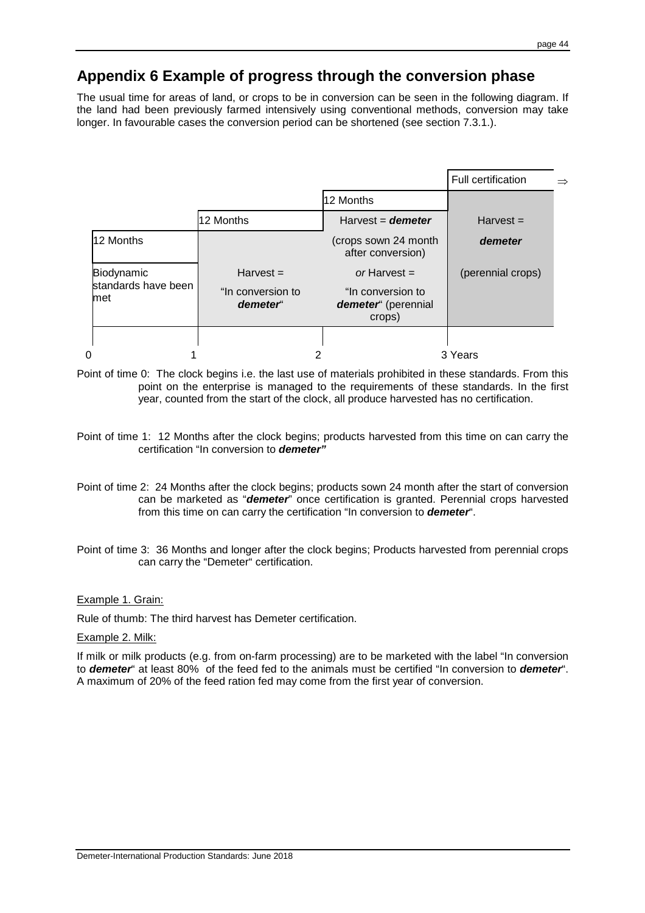# Appendix 6 Example of progress through the conversion phase

The usual time for areas of land, or crops to be in conversion can be seen in the following diagram. If the land had been previously farmed intensively using conventional methods, conversion may take longer. In favourable cases the conversion period can be shortened (see section 7.3.1.).

| 0–1 | 1–2 | 2–3 | 3 Years ⇒ |
|---|---|---|---|
| 12 Months | 12 Months | 12 Months | Full certification |
| Biodynamic standards have been met | Harvest = "In conversion to ***demeter***" | Harvest = ***demeter*** (crops sown 24 month after conversion) *or* Harvest = "In conversion to ***demeter***" (perennial crops) | Harvest = ***demeter*** (perennial crops) |

Point of time 0: The clock begins i.e. the last use of materials prohibited in these standards. From this point on the enterprise is managed to the requirements of these standards. In the first year, counted from the start of the clock, all produce harvested has no certification.

Point of time 1: 12 Months after the clock begins; products harvested from this time on can carry the certification "In conversion to ***demeter"***

Point of time 2: 24 Months after the clock begins; products sown 24 month after the start of conversion can be marketed as "***demeter***" once certification is granted. Perennial crops harvested from this time on can carry the certification "In conversion to ***demeter***".

Point of time 3: 36 Months and longer after the clock begins; Products harvested from perennial crops can carry the "Demeter" certification.

Example 1. Grain:

Rule of thumb: The third harvest has Demeter certification.

Example 2. Milk:

If milk or milk products (e.g. from on-farm processing) are to be marketed with the label "In conversion to ***demeter***" at least 80% of the feed fed to the animals must be certified "In conversion to ***demeter***". A maximum of 20% of the feed ration fed may come from the first year of conversion.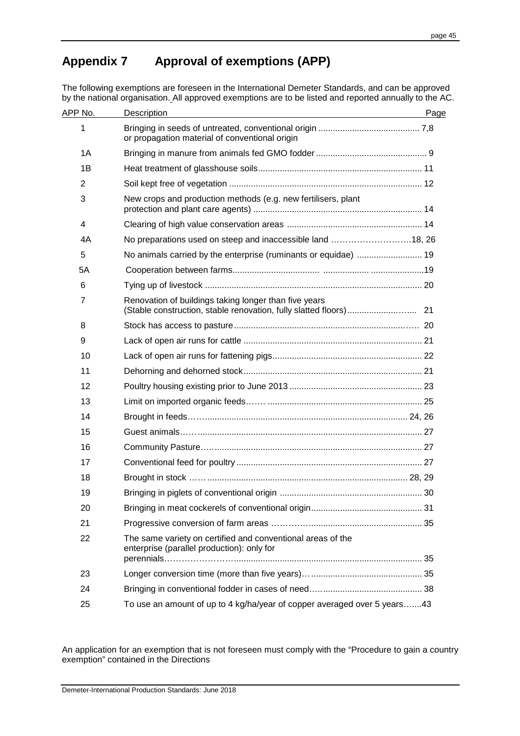# Appendix 7 Approval of exemptions (APP)

The following exemptions are foreseen in the International Demeter Standards, and can be approved by the national organisation. All approved exemptions are to be listed and reported annually to the AC.

| APP No. | Description | Page |
|---|---|---|
| 1 | Bringing in seeds of untreated, conventional origin or propagation material of conventional origin | 7,8 |
| 1A | Bringing in manure from animals fed GMO fodder | 9 |
| 1B | Heat treatment of glasshouse soils | 11 |
| 2 | Soil kept free of vegetation | 12 |
| 3 | New crops and production methods (e.g. new fertilisers, plant protection and plant care agents) | 14 |
| 4 | Clearing of high value conservation areas | 14 |
| 4A | No preparations used on steep and inaccessible land | 18, 26 |
| 5 | No animals carried by the enterprise (ruminants or equidae) | 19 |
| 5A | Cooperation between farms | 19 |
| 6 | Tying up of livestock | 20 |
| 7 | Renovation of buildings taking longer than five years (Stable construction, stable renovation, fully slatted floors) | 21 |
| 8 | Stock has access to pasture | 20 |
| 9 | Lack of open air runs for cattle | 21 |
| 10 | Lack of open air runs for fattening pigs | 22 |
| 11 | Dehorning and dehorned stock | 21 |
| 12 | Poultry housing existing prior to June 2013 | 23 |
| 13 | Limit on imported organic feeds | 25 |
| 14 | Brought in feeds | 24, 26 |
| 15 | Guest animals | 27 |
| 16 | Community Pasture | 27 |
| 17 | Conventional feed for poultry | 27 |
| 18 | Brought in stock | 28, 29 |
| 19 | Bringing in piglets of conventional origin | 30 |
| 20 | Bringing in meat cockerels of conventional origin | 31 |
| 21 | Progressive conversion of farm areas | 35 |
| 22 | The same variety on certified and conventional areas of the enterprise (parallel production): only for perennials | 35 |
| 23 | Longer conversion time (more than five years) | 35 |
| 24 | Bringing in conventional fodder in cases of need | 38 |
| 25 | To use an amount of up to 4 kg/ha/year of copper averaged over 5 years | 43 |

An application for an exemption that is not foreseen must comply with the "Procedure to gain a country exemption" contained in the Directions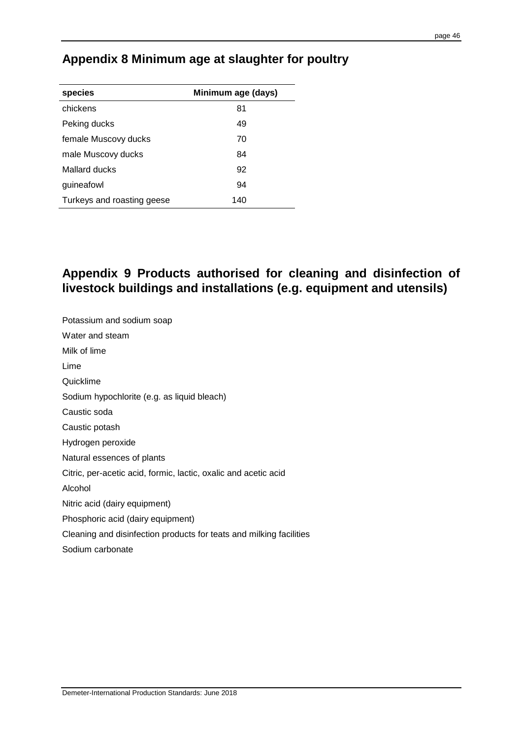## Appendix 8 Minimum age at slaughter for poultry

| species | Minimum age (days) |
|---|---|
| chickens | 81 |
| Peking ducks | 49 |
| female Muscovy ducks | 70 |
| male Muscovy ducks | 84 |
| Mallard ducks | 92 |
| guineafowl | 94 |
| Turkeys and roasting geese | 140 |

## Appendix 9 Products authorised for cleaning and disinfection of livestock buildings and installations (e.g. equipment and utensils)

Potassium and sodium soap

Water and steam

Milk of lime

Lime

Quicklime

Sodium hypochlorite (e.g. as liquid bleach)

Caustic soda

Caustic potash

Hydrogen peroxide

Natural essences of plants

Citric, per-acetic acid, formic, lactic, oxalic and acetic acid

Alcohol

Nitric acid (dairy equipment)

Phosphoric acid (dairy equipment)

Cleaning and disinfection products for teats and milking facilities

Sodium carbonate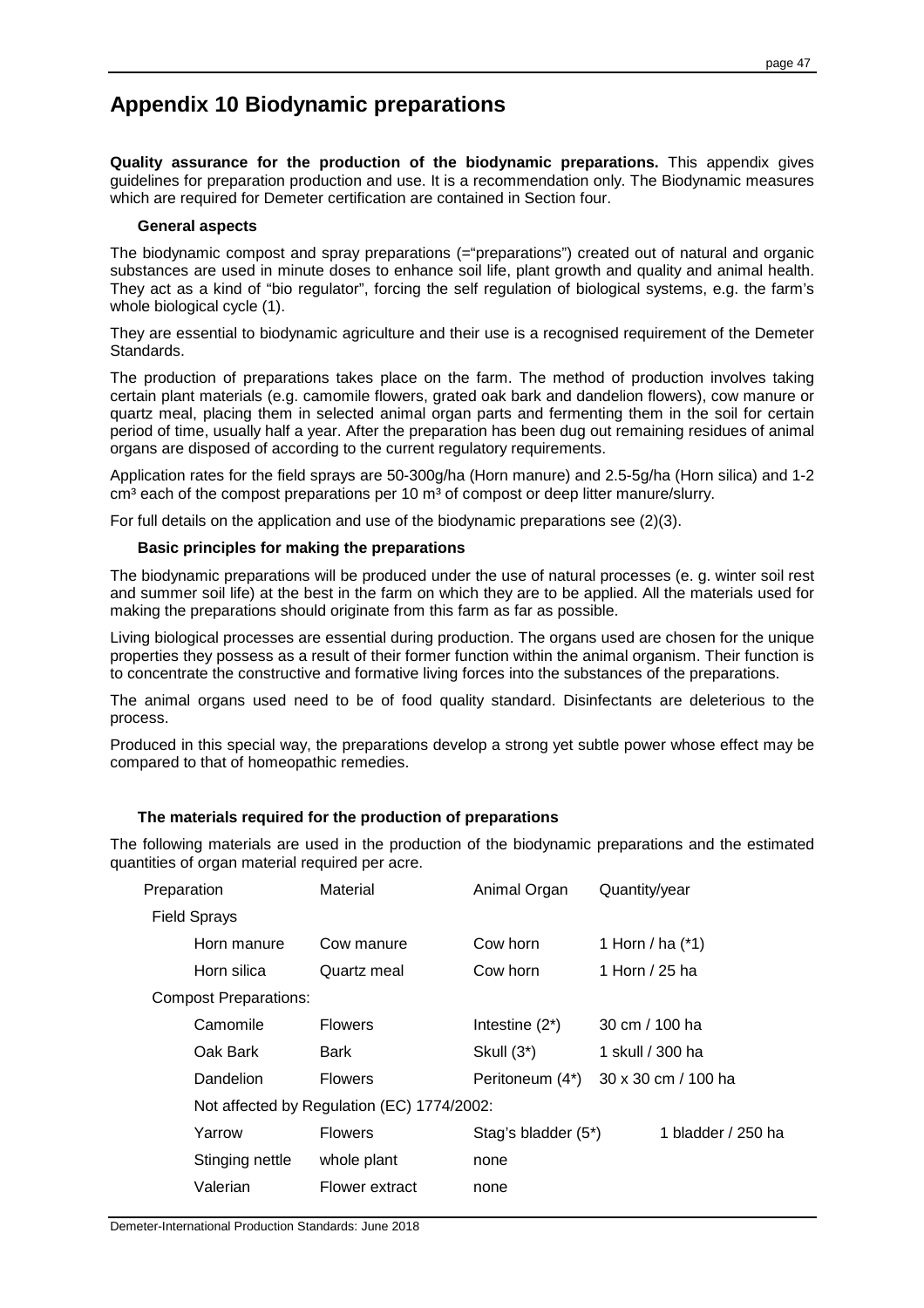# Appendix 10 Biodynamic preparations

**Quality assurance for the production of the biodynamic preparations.** This appendix gives guidelines for preparation production and use. It is a recommendation only. The Biodynamic measures which are required for Demeter certification are contained in Section four.

### General aspects

The biodynamic compost and spray preparations (="preparations") created out of natural and organic substances are used in minute doses to enhance soil life, plant growth and quality and animal health. They act as a kind of "bio regulator", forcing the self regulation of biological systems, e.g. the farm's whole biological cycle (1).

They are essential to biodynamic agriculture and their use is a recognised requirement of the Demeter Standards.

The production of preparations takes place on the farm. The method of production involves taking certain plant materials (e.g. camomile flowers, grated oak bark and dandelion flowers), cow manure or quartz meal, placing them in selected animal organ parts and fermenting them in the soil for certain period of time, usually half a year. After the preparation has been dug out remaining residues of animal organs are disposed of according to the current regulatory requirements.

Application rates for the field sprays are 50-300g/ha (Horn manure) and 2.5-5g/ha (Horn silica) and 1-2 $cm^3$ each of the compost preparations per 10 $m^3$ of compost or deep litter manure/slurry.

For full details on the application and use of the biodynamic preparations see (2)(3).

### Basic principles for making the preparations

The biodynamic preparations will be produced under the use of natural processes (e. g. winter soil rest and summer soil life) at the best in the farm on which they are to be applied. All the materials used for making the preparations should originate from this farm as far as possible.

Living biological processes are essential during production. The organs used are chosen for the unique properties they possess as a result of their former function within the animal organism. Their function is to concentrate the constructive and formative living forces into the substances of the preparations.

The animal organs used need to be of food quality standard. Disinfectants are deleterious to the process.

Produced in this special way, the preparations develop a strong yet subtle power whose effect may be compared to that of homeopathic remedies.

### The materials required for the production of preparations

The following materials are used in the production of the biodynamic preparations and the estimated quantities of organ material required per acre.

| Preparation | Material | Animal Organ | Quantity/year |
|---|---|---|---|
| Field Sprays | | | |
| Horn manure | Cow manure | Cow horn | 1 Horn / ha (*1) |
| Horn silica | Quartz meal | Cow horn | 1 Horn / 25 ha |
| Compost Preparations: | | | |
| Camomile | Flowers | Intestine (2*) | 30 cm / 100 ha |
| Oak Bark | Bark | Skull (3*) | 1 skull / 300 ha |
| Dandelion | Flowers | Peritoneum (4*) | 30 x 30 cm / 100 ha |
| Not affected by Regulation (EC) 1774/2002: | | | |
| Yarrow | Flowers | Stag's bladder (5*) | 1 bladder / 250 ha |
| Stinging nettle | whole plant | none | |
| Valerian | Flower extract | none | |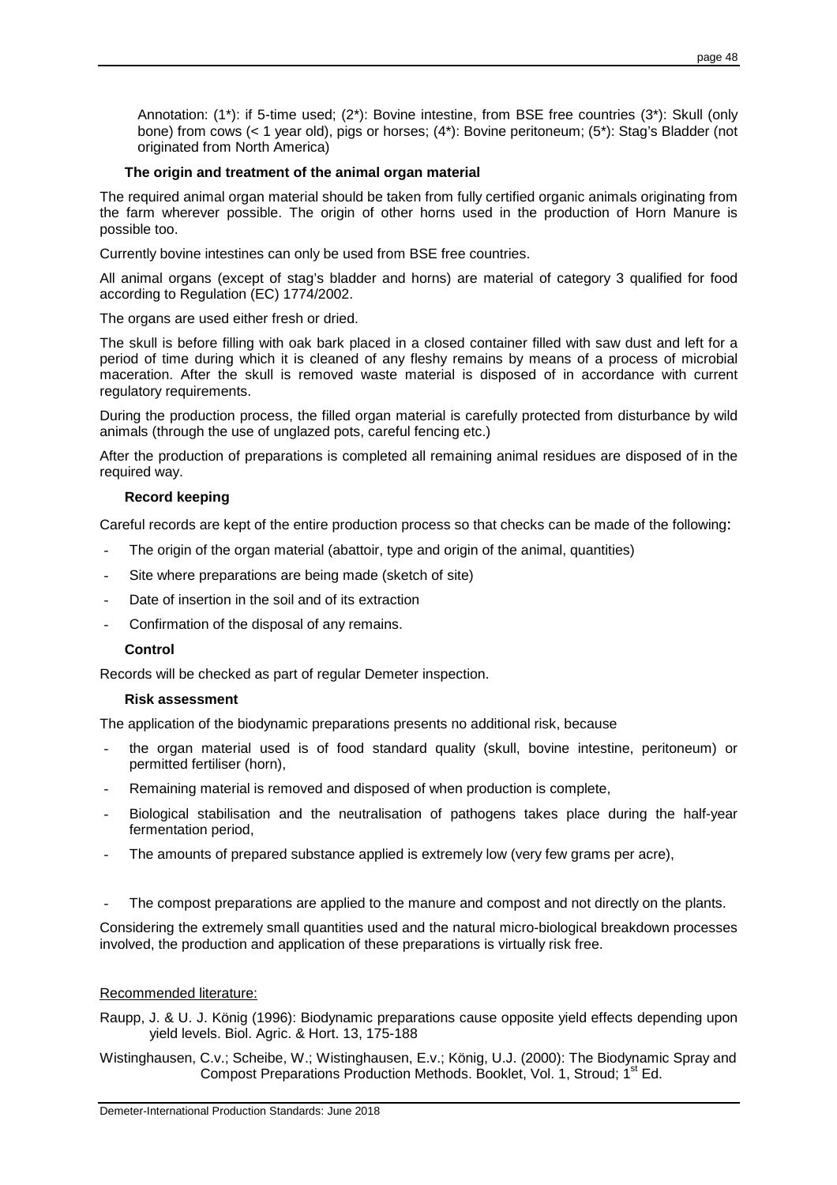Annotation: (1*): if 5-time used; (2*): Bovine intestine, from BSE free countries (3*): Skull (only bone) from cows (< 1 year old), pigs or horses; (4*): Bovine peritoneum; (5*): Stag's Bladder (not originated from North America)

### The origin and treatment of the animal organ material

The required animal organ material should be taken from fully certified organic animals originating from the farm wherever possible. The origin of other horns used in the production of Horn Manure is possible too.

Currently bovine intestines can only be used from BSE free countries.

All animal organs (except of stag's bladder and horns) are material of category 3 qualified for food according to Regulation (EC) 1774/2002.

The organs are used either fresh or dried.

The skull is before filling with oak bark placed in a closed container filled with saw dust and left for a period of time during which it is cleaned of any fleshy remains by means of a process of microbial maceration. After the skull is removed waste material is disposed of in accordance with current regulatory requirements.

During the production process, the filled organ material is carefully protected from disturbance by wild animals (through the use of unglazed pots, careful fencing etc.)

After the production of preparations is completed all remaining animal residues are disposed of in the required way.

### Record keeping

Careful records are kept of the entire production process so that checks can be made of the following:

- The origin of the organ material (abattoir, type and origin of the animal, quantities)
- Site where preparations are being made (sketch of site)
- Date of insertion in the soil and of its extraction
- Confirmation of the disposal of any remains.

### Control

Records will be checked as part of regular Demeter inspection.

### Risk assessment

The application of the biodynamic preparations presents no additional risk, because

- the organ material used is of food standard quality (skull, bovine intestine, peritoneum) or permitted fertiliser (horn),
- Remaining material is removed and disposed of when production is complete,
- Biological stabilisation and the neutralisation of pathogens takes place during the half-year fermentation period,
- The amounts of prepared substance applied is extremely low (very few grams per acre),
- The compost preparations are applied to the manure and compost and not directly on the plants.

Considering the extremely small quantities used and the natural micro-biological breakdown processes involved, the production and application of these preparations is virtually risk free.

Recommended literature:

Raupp, J. & U. J. König (1996): Biodynamic preparations cause opposite yield effects depending upon yield levels. Biol. Agric. & Hort. 13, 175-188

Wistinghausen, C.v.; Scheibe, W.; Wistinghausen, E.v.; König, U.J. (2000): The Biodynamic Spray and Compost Preparations Production Methods. Booklet, Vol. 1, Stroud; 1st Ed.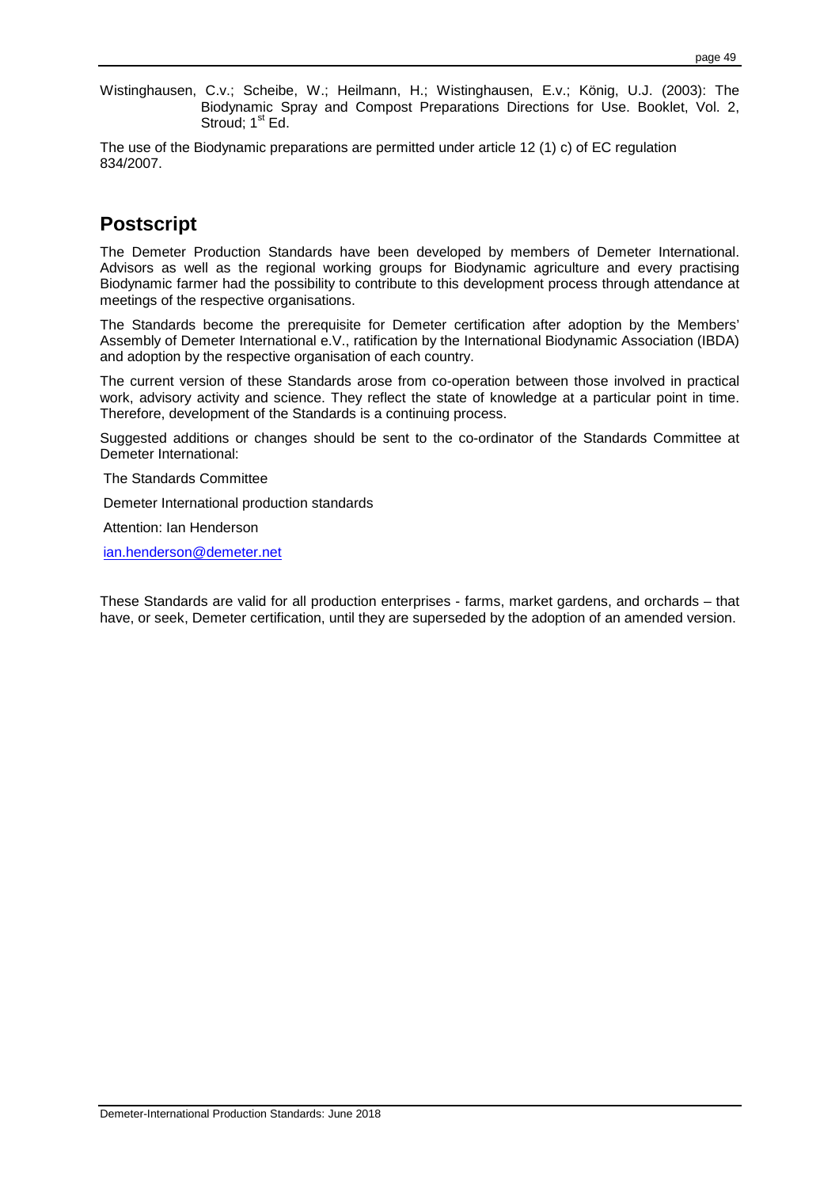Wistinghausen, C.v.; Scheibe, W.; Heilmann, H.; Wistinghausen, E.v.; König, U.J. (2003): The Biodynamic Spray and Compost Preparations Directions for Use. Booklet, Vol. 2, Stroud; 1st Ed.

The use of the Biodynamic preparations are permitted under article 12 (1) c) of EC regulation 834/2007.

## Postscript

The Demeter Production Standards have been developed by members of Demeter International. Advisors as well as the regional working groups for Biodynamic agriculture and every practising Biodynamic farmer had the possibility to contribute to this development process through attendance at meetings of the respective organisations.

The Standards become the prerequisite for Demeter certification after adoption by the Members' Assembly of Demeter International e.V., ratification by the International Biodynamic Association (IBDA) and adoption by the respective organisation of each country.

The current version of these Standards arose from co-operation between those involved in practical work, advisory activity and science. They reflect the state of knowledge at a particular point in time. Therefore, development of the Standards is a continuing process.

Suggested additions or changes should be sent to the co-ordinator of the Standards Committee at Demeter International:

The Standards Committee

Demeter International production standards

Attention: Ian Henderson

ian.henderson@demeter.net

These Standards are valid for all production enterprises - farms, market gardens, and orchards – that have, or seek, Demeter certification, until they are superseded by the adoption of an amended version.